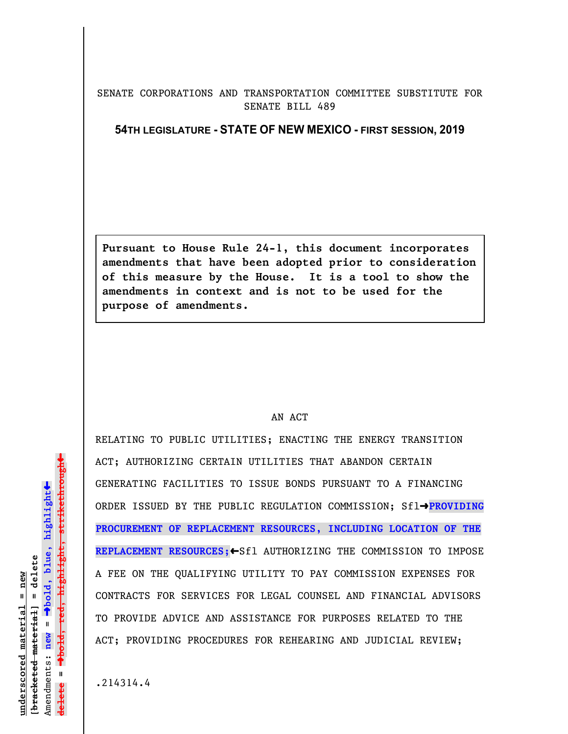SENATE CORPORATIONS AND TRANSPORTATION COMMITTEE SUBSTITUTE FOR SENATE BILL 489

**54TH LEGISLATURE - STATE OF NEW MEXICO - FIRST SESSION, 2019**

**Pursuant to House Rule 24-1, this document incorporates amendments that have been adopted prior to consideration of this measure by the House. It is a tool to show the amendments in context and is not to be used for the purpose of amendments.**

AN ACT

RELATING TO PUBLIC UTILITIES; ENACTING THE ENERGY TRANSITION ACT; AUTHORIZING CERTAIN UTILITIES THAT ABANDON CERTAIN GENERATING FACILITIES TO ISSUE BONDS PURSUANT TO A FINANCING ORDER ISSUED BY THE PUBLIC REGULATION COMMISSION; Sfl➜**PROVIDING PROCUREMENT OF REPLACEMENT RESOURCES, INCLUDING LOCATION OF THE REPLACEMENT RESOURCES;**←Sfl AUTHORIZING THE COMMISSION TO IMPOSE A FEE ON THE QUALIFYING UTILITY TO PAY COMMISSION EXPENSES FOR CONTRACTS FOR SERVICES FOR LEGAL COUNSEL AND FINANCIAL ADVISORS TO PROVIDE ADVICE AND ASSISTANCE FOR PURPOSES RELATED TO THE ACT; PROVIDING PROCEDURES FOR REHEARING AND JUDICIAL REVIEW;

.214314.4

underscored material = new
[bracketed material] = delete
Amendments: new = ➜bold, blue, highlight←
delete = ➜bold, red, highlight, strikethrough←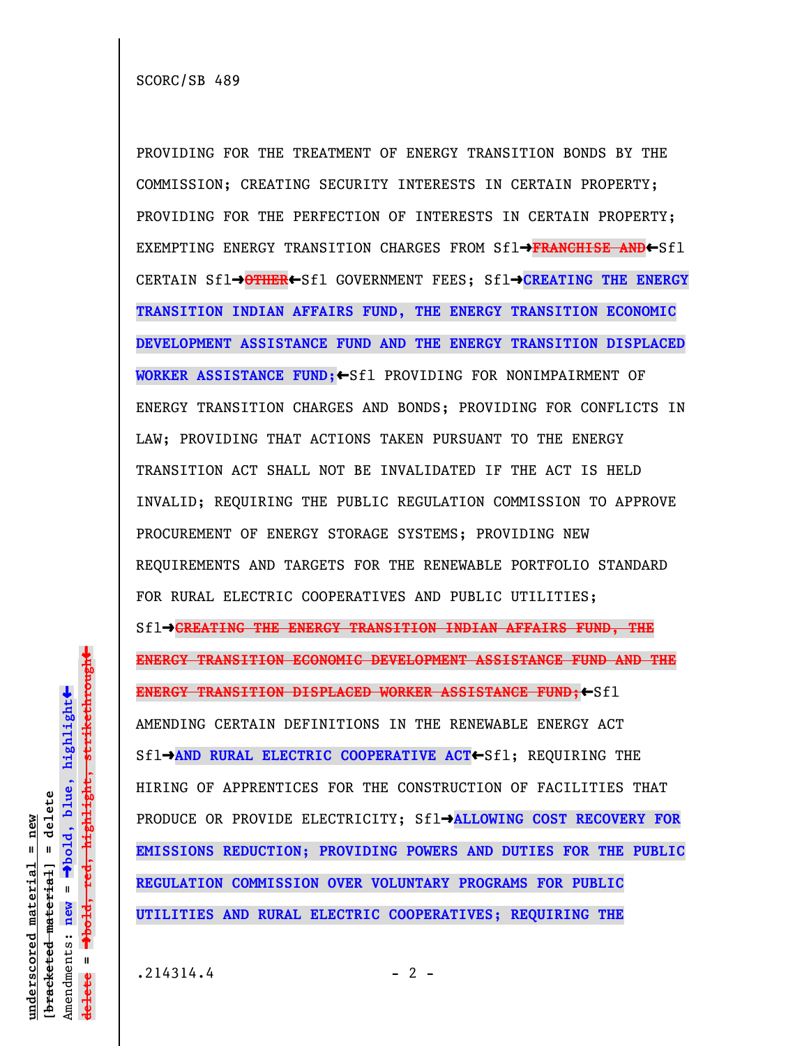SCORC/SB 489

PROVIDING FOR THE TREATMENT OF ENERGY TRANSITION BONDS BY THE COMMISSION; CREATING SECURITY INTERESTS IN CERTAIN PROPERTY; PROVIDING FOR THE PERFECTION OF INTERESTS IN CERTAIN PROPERTY; EXEMPTING ENERGY TRANSITION CHARGES FROM Sfl→~~FRANCHISE AND~~←Sfl CERTAIN Sfl→~~OTHER~~←Sfl GOVERNMENT FEES; Sfl→**CREATING THE ENERGY TRANSITION INDIAN AFFAIRS FUND, THE ENERGY TRANSITION ECONOMIC DEVELOPMENT ASSISTANCE FUND AND THE ENERGY TRANSITION DISPLACED WORKER ASSISTANCE FUND;**←Sfl PROVIDING FOR NONIMPAIRMENT OF ENERGY TRANSITION CHARGES AND BONDS; PROVIDING FOR CONFLICTS IN LAW; PROVIDING THAT ACTIONS TAKEN PURSUANT TO THE ENERGY TRANSITION ACT SHALL NOT BE INVALIDATED IF THE ACT IS HELD INVALID; REQUIRING THE PUBLIC REGULATION COMMISSION TO APPROVE PROCUREMENT OF ENERGY STORAGE SYSTEMS; PROVIDING NEW REQUIREMENTS AND TARGETS FOR THE RENEWABLE PORTFOLIO STANDARD FOR RURAL ELECTRIC COOPERATIVES AND PUBLIC UTILITIES; Sfl→~~CREATING THE ENERGY TRANSITION INDIAN AFFAIRS FUND, THE ENERGY TRANSITION ECONOMIC DEVELOPMENT ASSISTANCE FUND AND THE ENERGY TRANSITION DISPLACED WORKER ASSISTANCE FUND;~~←Sfl AMENDING CERTAIN DEFINITIONS IN THE RENEWABLE ENERGY ACT Sfl→**AND RURAL ELECTRIC COOPERATIVE ACT**←Sfl; REQUIRING THE HIRING OF APPRENTICES FOR THE CONSTRUCTION OF FACILITIES THAT PRODUCE OR PROVIDE ELECTRICITY; Sfl→**ALLOWING COST RECOVERY FOR EMISSIONS REDUCTION; PROVIDING POWERS AND DUTIES FOR THE PUBLIC REGULATION COMMISSION OVER VOLUNTARY PROGRAMS FOR PUBLIC UTILITIES AND RURAL ELECTRIC COOPERATIVES; REQUIRING THE**

.214314.4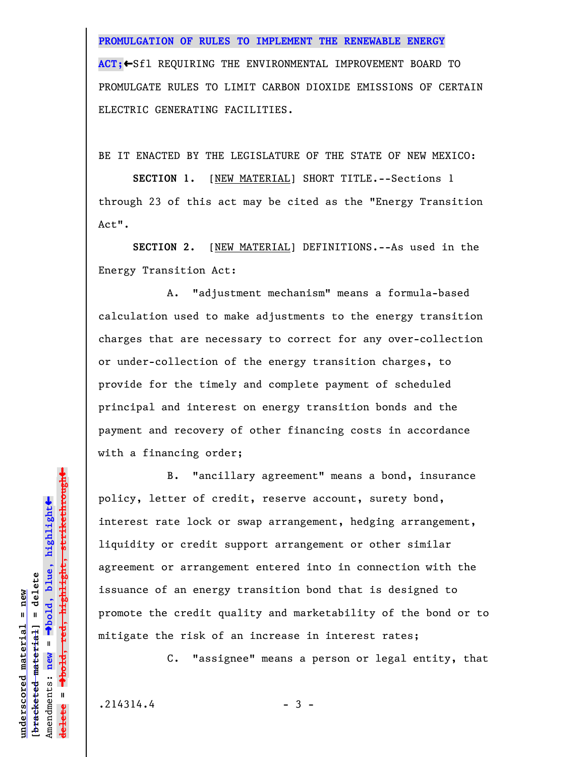**PROMULGATION OF RULES TO IMPLEMENT THE RENEWABLE ENERGY ACT;**←Sfl REQUIRING THE ENVIRONMENTAL IMPROVEMENT BOARD TO PROMULGATE RULES TO LIMIT CARBON DIOXIDE EMISSIONS OF CERTAIN ELECTRIC GENERATING FACILITIES.

BE IT ENACTED BY THE LEGISLATURE OF THE STATE OF NEW MEXICO:

**SECTION 1.** [NEW MATERIAL] SHORT TITLE.--Sections 1 through 23 of this act may be cited as the "Energy Transition Act".

**SECTION 2.** [NEW MATERIAL] DEFINITIONS.--As used in the Energy Transition Act:

A. "adjustment mechanism" means a formula-based calculation used to make adjustments to the energy transition charges that are necessary to correct for any over-collection or under-collection of the energy transition charges, to provide for the timely and complete payment of scheduled principal and interest on energy transition bonds and the payment and recovery of other financing costs in accordance with a financing order;

B. "ancillary agreement" means a bond, insurance policy, letter of credit, reserve account, surety bond, interest rate lock or swap arrangement, hedging arrangement, liquidity or credit support arrangement or other similar agreement or arrangement entered into in connection with the issuance of an energy transition bond that is designed to promote the credit quality and marketability of the bond or to mitigate the risk of an increase in interest rates;

C. "assignee" means a person or legal entity, that

.214314.4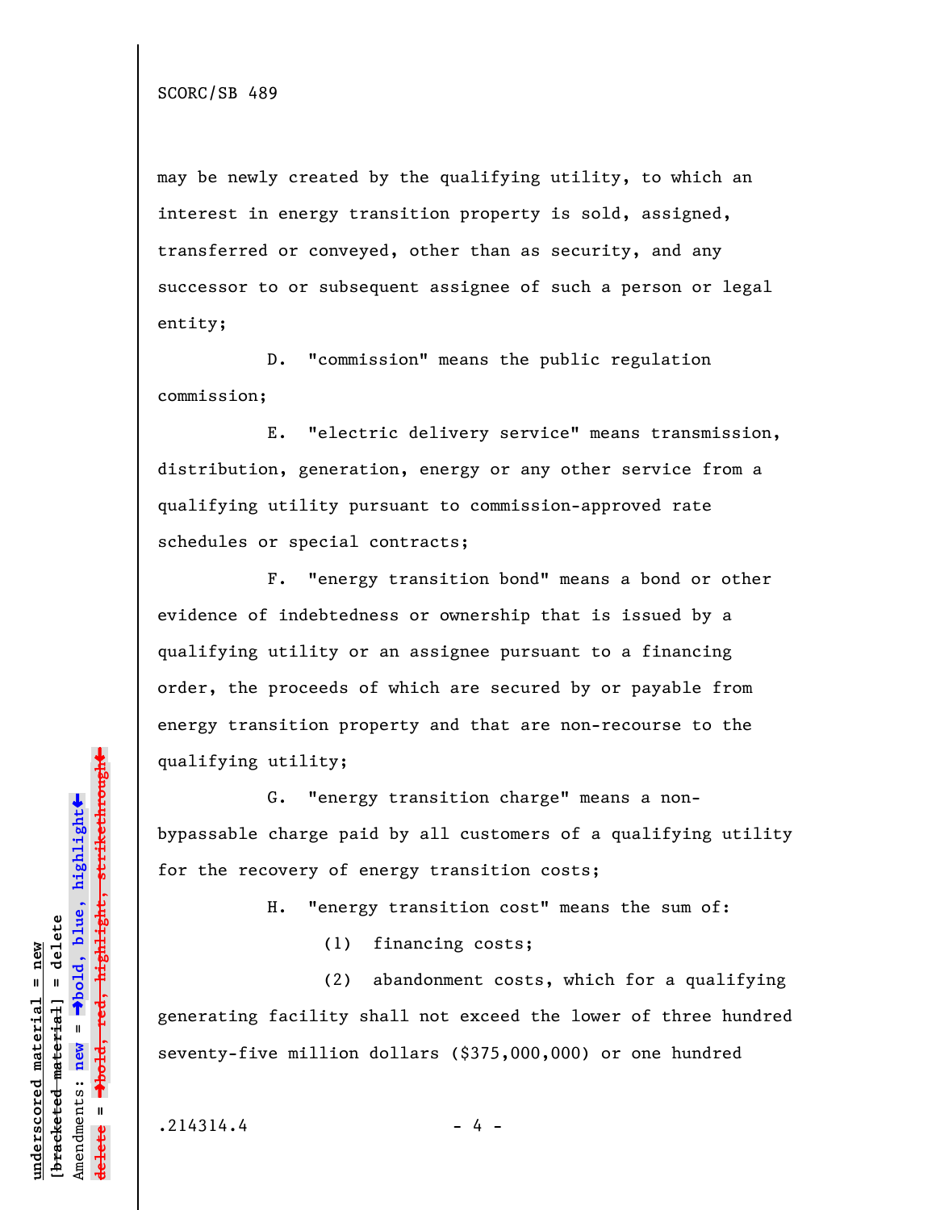may be newly created by the qualifying utility, to which an interest in energy transition property is sold, assigned, transferred or conveyed, other than as security, and any successor to or subsequent assignee of such a person or legal entity;

D. "commission" means the public regulation commission;

E. "electric delivery service" means transmission, distribution, generation, energy or any other service from a qualifying utility pursuant to commission-approved rate schedules or special contracts;

F. "energy transition bond" means a bond or other evidence of indebtedness or ownership that is issued by a qualifying utility or an assignee pursuant to a financing order, the proceeds of which are secured by or payable from energy transition property and that are non-recourse to the qualifying utility;

G. "energy transition charge" means a non-bypassable charge paid by all customers of a qualifying utility for the recovery of energy transition costs;

H. "energy transition cost" means the sum of:

(1) financing costs;

(2) abandonment costs, which for a qualifying generating facility shall not exceed the lower of three hundred seventy-five million dollars ($375,000,000) or one hundred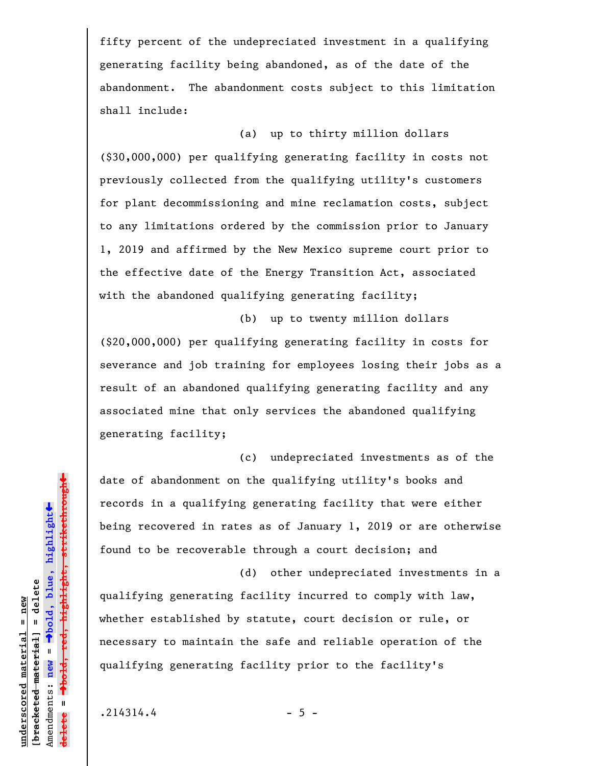fifty percent of the undepreciated investment in a qualifying generating facility being abandoned, as of the date of the abandonment. The abandonment costs subject to this limitation shall include:

(a) up to thirty million dollars ($30,000,000) per qualifying generating facility in costs not previously collected from the qualifying utility's customers for plant decommissioning and mine reclamation costs, subject to any limitations ordered by the commission prior to January 1, 2019 and affirmed by the New Mexico supreme court prior to the effective date of the Energy Transition Act, associated with the abandoned qualifying generating facility;

(b) up to twenty million dollars ($20,000,000) per qualifying generating facility in costs for severance and job training for employees losing their jobs as a result of an abandoned qualifying generating facility and any associated mine that only services the abandoned qualifying generating facility;

(c) undepreciated investments as of the date of abandonment on the qualifying utility's books and records in a qualifying generating facility that were either being recovered in rates as of January 1, 2019 or are otherwise found to be recoverable through a court decision; and

(d) other undepreciated investments in a qualifying generating facility incurred to comply with law, whether established by statute, court decision or rule, or necessary to maintain the safe and reliable operation of the qualifying generating facility prior to the facility's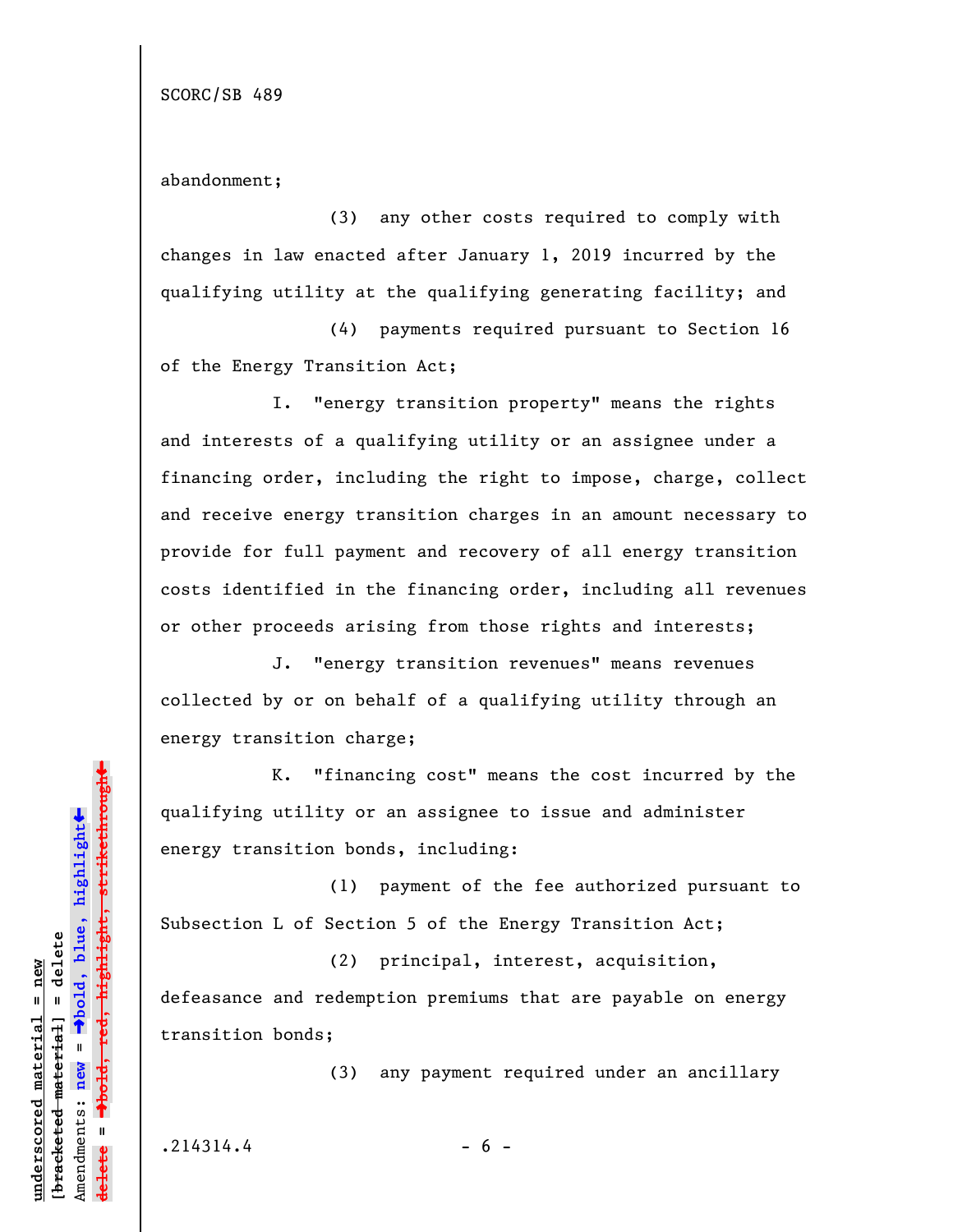abandonment;

(3) any other costs required to comply with changes in law enacted after January 1, 2019 incurred by the qualifying utility at the qualifying generating facility; and

(4) payments required pursuant to Section 16 of the Energy Transition Act;

I. "energy transition property" means the rights and interests of a qualifying utility or an assignee under a financing order, including the right to impose, charge, collect and receive energy transition charges in an amount necessary to provide for full payment and recovery of all energy transition costs identified in the financing order, including all revenues or other proceeds arising from those rights and interests;

J. "energy transition revenues" means revenues collected by or on behalf of a qualifying utility through an energy transition charge;

K. "financing cost" means the cost incurred by the qualifying utility or an assignee to issue and administer energy transition bonds, including:

(1) payment of the fee authorized pursuant to Subsection L of Section 5 of the Energy Transition Act;

(2) principal, interest, acquisition, defeasance and redemption premiums that are payable on energy transition bonds;

(3) any payment required under an ancillary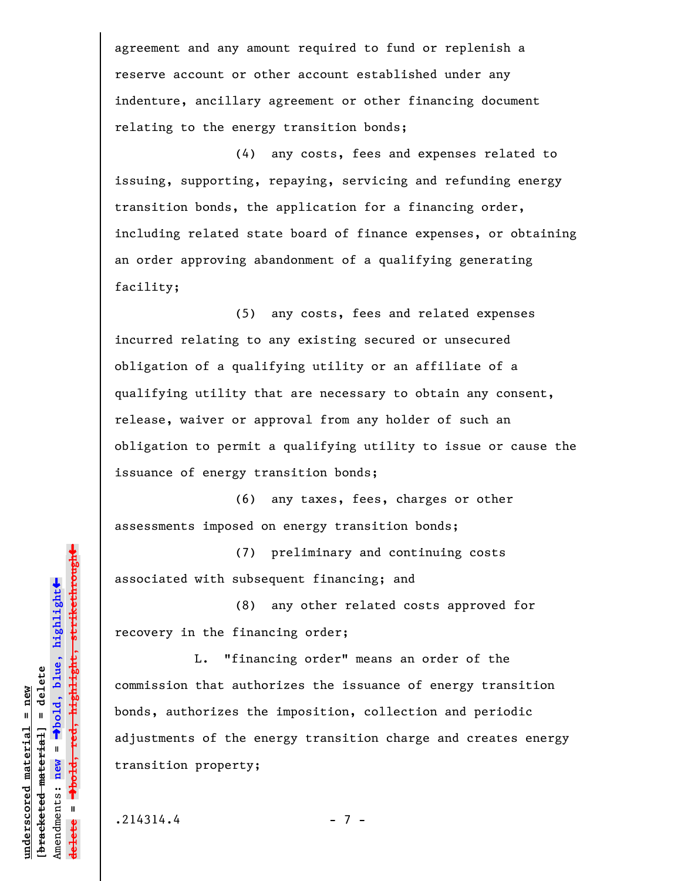agreement and any amount required to fund or replenish a reserve account or other account established under any indenture, ancillary agreement or other financing document relating to the energy transition bonds;

(4) any costs, fees and expenses related to issuing, supporting, repaying, servicing and refunding energy transition bonds, the application for a financing order, including related state board of finance expenses, or obtaining an order approving abandonment of a qualifying generating facility;

(5) any costs, fees and related expenses incurred relating to any existing secured or unsecured obligation of a qualifying utility or an affiliate of a qualifying utility that are necessary to obtain any consent, release, waiver or approval from any holder of such an obligation to permit a qualifying utility to issue or cause the issuance of energy transition bonds;

(6) any taxes, fees, charges or other assessments imposed on energy transition bonds;

(7) preliminary and continuing costs associated with subsequent financing; and

(8) any other related costs approved for recovery in the financing order;

L. "financing order" means an order of the commission that authorizes the issuance of energy transition bonds, authorizes the imposition, collection and periodic adjustments of the energy transition charge and creates energy transition property;

.214314.4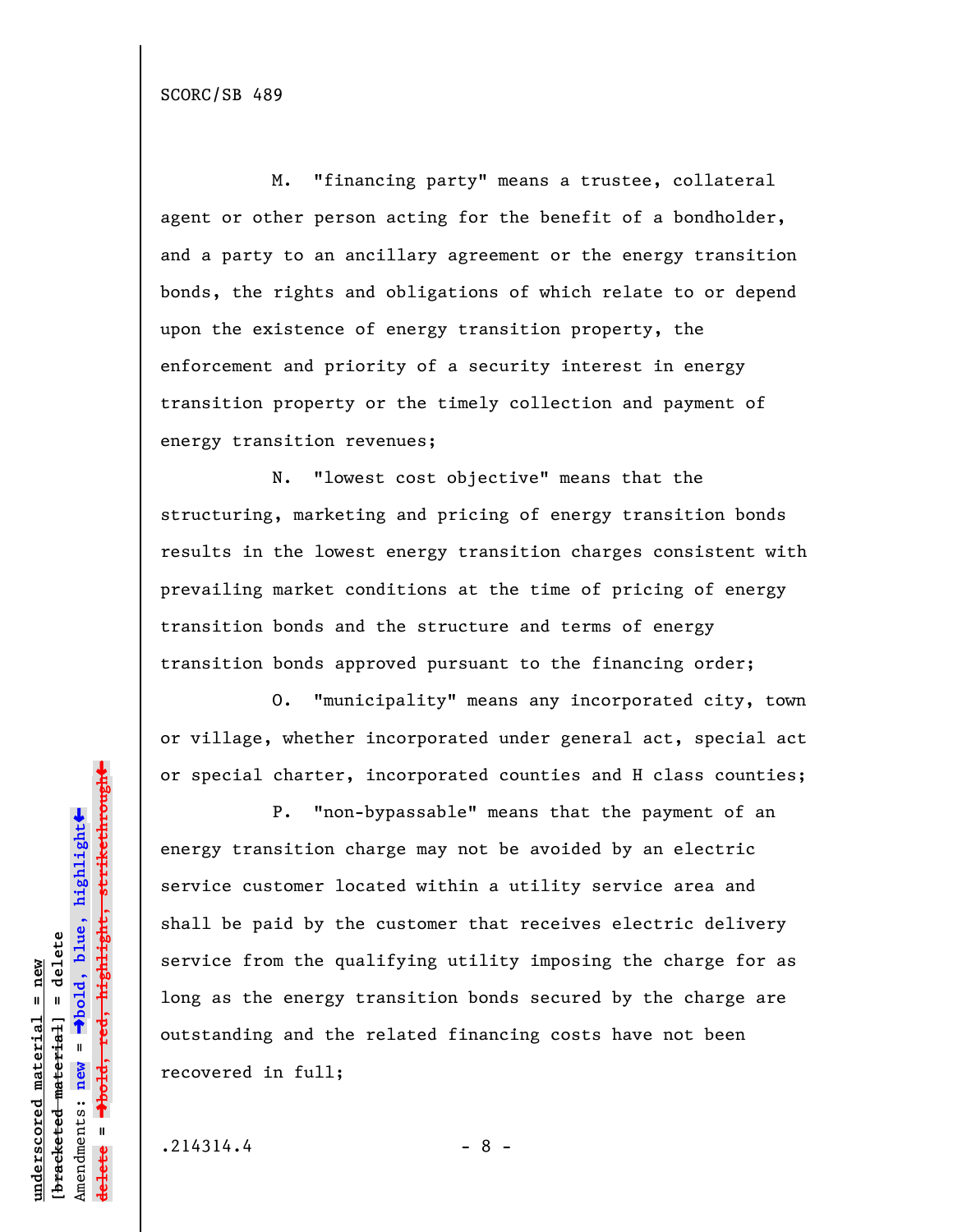M. "financing party" means a trustee, collateral agent or other person acting for the benefit of a bondholder, and a party to an ancillary agreement or the energy transition bonds, the rights and obligations of which relate to or depend upon the existence of energy transition property, the enforcement and priority of a security interest in energy transition property or the timely collection and payment of energy transition revenues;

N. "lowest cost objective" means that the structuring, marketing and pricing of energy transition bonds results in the lowest energy transition charges consistent with prevailing market conditions at the time of pricing of energy transition bonds and the structure and terms of energy transition bonds approved pursuant to the financing order;

O. "municipality" means any incorporated city, town or village, whether incorporated under general act, special act or special charter, incorporated counties and H class counties;

P. "non-bypassable" means that the payment of an energy transition charge may not be avoided by an electric service customer located within a utility service area and shall be paid by the customer that receives electric delivery service from the qualifying utility imposing the charge for as long as the energy transition bonds secured by the charge are outstanding and the related financing costs have not been recovered in full;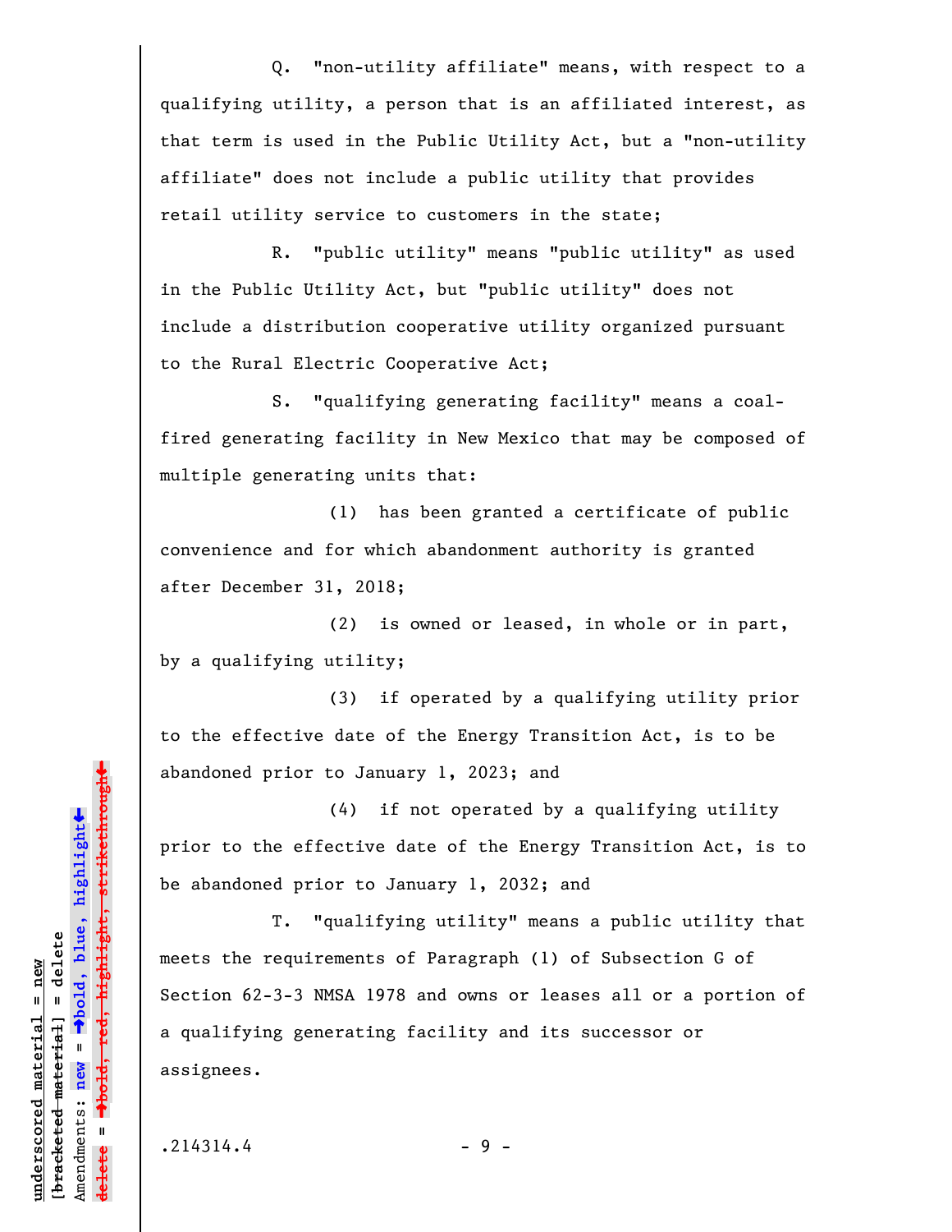Q. "non-utility affiliate" means, with respect to a qualifying utility, a person that is an affiliated interest, as that term is used in the Public Utility Act, but a "non-utility affiliate" does not include a public utility that provides retail utility service to customers in the state;

R. "public utility" means "public utility" as used in the Public Utility Act, but "public utility" does not include a distribution cooperative utility organized pursuant to the Rural Electric Cooperative Act;

S. "qualifying generating facility" means a coal-fired generating facility in New Mexico that may be composed of multiple generating units that:

(1) has been granted a certificate of public convenience and for which abandonment authority is granted after December 31, 2018;

(2) is owned or leased, in whole or in part, by a qualifying utility;

(3) if operated by a qualifying utility prior to the effective date of the Energy Transition Act, is to be abandoned prior to January 1, 2023; and

(4) if not operated by a qualifying utility prior to the effective date of the Energy Transition Act, is to be abandoned prior to January 1, 2032; and

T. "qualifying utility" means a public utility that meets the requirements of Paragraph (1) of Subsection G of Section 62-3-3 NMSA 1978 and owns or leases all or a portion of a qualifying generating facility and its successor or assignees.

.214314.4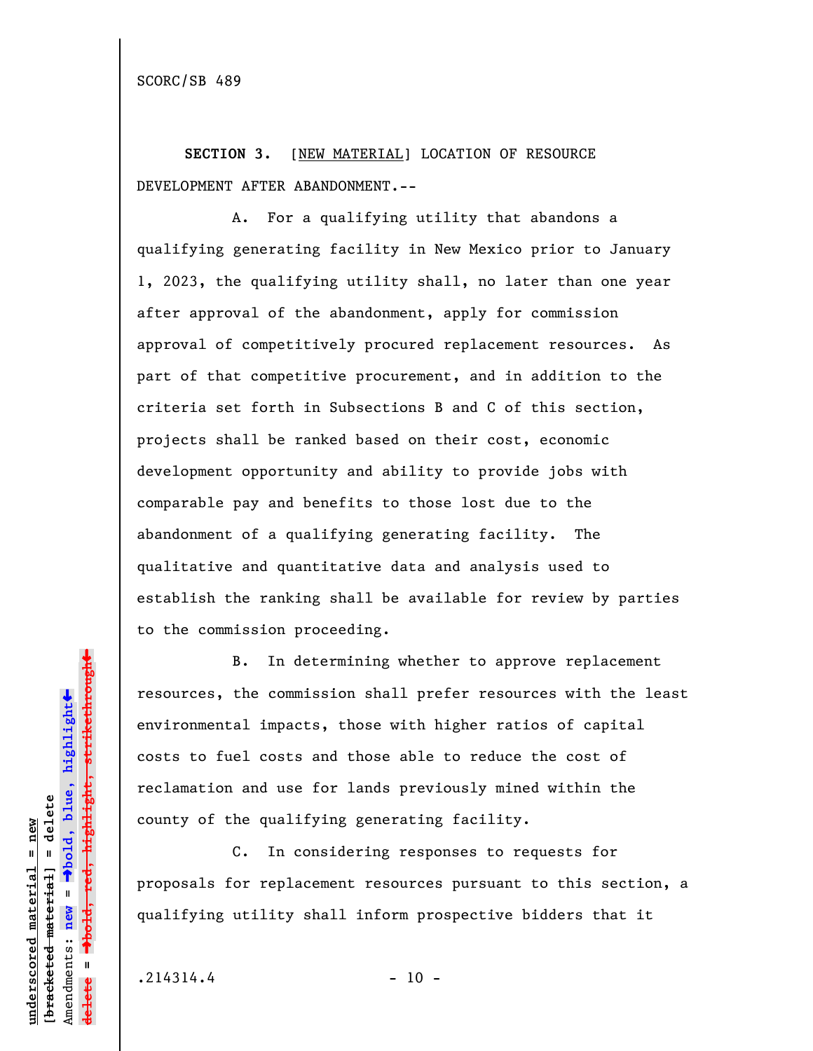**SECTION 3.** [NEW MATERIAL] LOCATION OF RESOURCE DEVELOPMENT AFTER ABANDONMENT.--

A. For a qualifying utility that abandons a qualifying generating facility in New Mexico prior to January 1, 2023, the qualifying utility shall, no later than one year after approval of the abandonment, apply for commission approval of competitively procured replacement resources. As part of that competitive procurement, and in addition to the criteria set forth in Subsections B and C of this section, projects shall be ranked based on their cost, economic development opportunity and ability to provide jobs with comparable pay and benefits to those lost due to the abandonment of a qualifying generating facility. The qualitative and quantitative data and analysis used to establish the ranking shall be available for review by parties to the commission proceeding.

B. In determining whether to approve replacement resources, the commission shall prefer resources with the least environmental impacts, those with higher ratios of capital costs to fuel costs and those able to reduce the cost of reclamation and use for lands previously mined within the county of the qualifying generating facility.

C. In considering responses to requests for proposals for replacement resources pursuant to this section, a qualifying utility shall inform prospective bidders that it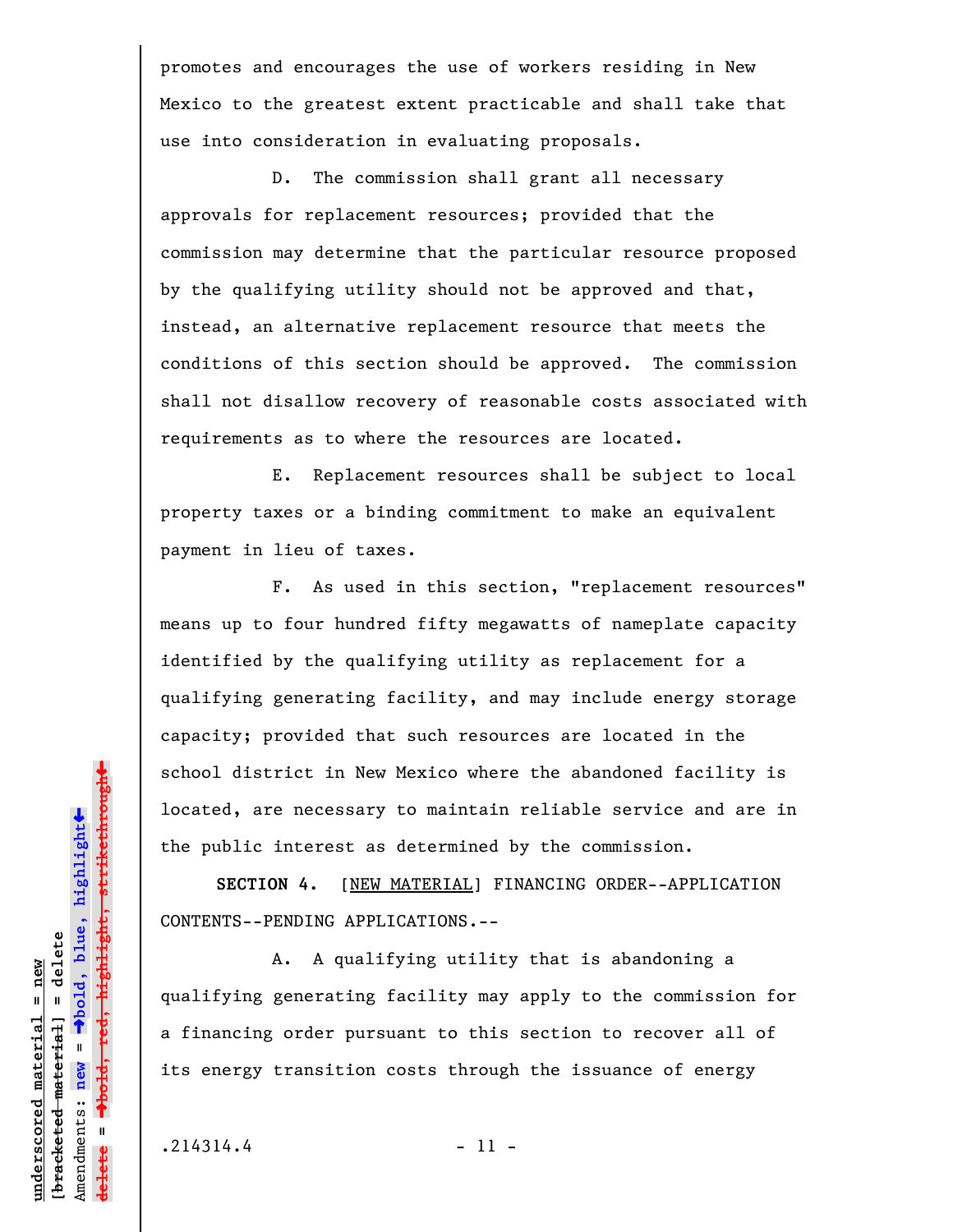promotes and encourages the use of workers residing in New Mexico to the greatest extent practicable and shall take that use into consideration in evaluating proposals.

D. The commission shall grant all necessary approvals for replacement resources; provided that the commission may determine that the particular resource proposed by the qualifying utility should not be approved and that, instead, an alternative replacement resource that meets the conditions of this section should be approved. The commission shall not disallow recovery of reasonable costs associated with requirements as to where the resources are located.

E. Replacement resources shall be subject to local property taxes or a binding commitment to make an equivalent payment in lieu of taxes.

F. As used in this section, "replacement resources" means up to four hundred fifty megawatts of nameplate capacity identified by the qualifying utility as replacement for a qualifying generating facility, and may include energy storage capacity; provided that such resources are located in the school district in New Mexico where the abandoned facility is located, are necessary to maintain reliable service and are in the public interest as determined by the commission.

**SECTION 4.** [NEW MATERIAL] FINANCING ORDER--APPLICATION CONTENTS--PENDING APPLICATIONS.--

A. A qualifying utility that is abandoning a qualifying generating facility may apply to the commission for a financing order pursuant to this section to recover all of its energy transition costs through the issuance of energy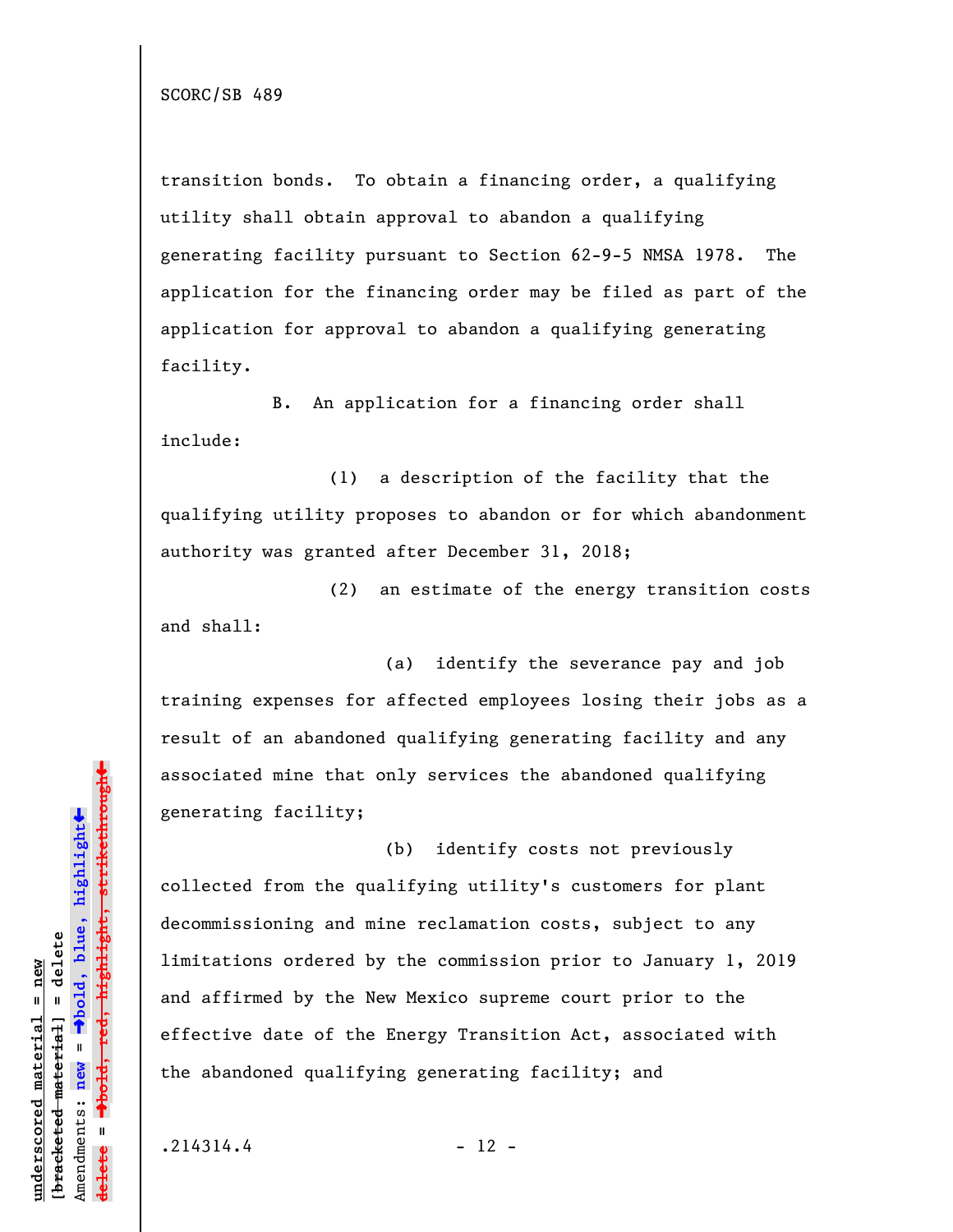transition bonds. To obtain a financing order, a qualifying utility shall obtain approval to abandon a qualifying generating facility pursuant to Section 62-9-5 NMSA 1978. The application for the financing order may be filed as part of the application for approval to abandon a qualifying generating facility.

B. An application for a financing order shall include:

(1) a description of the facility that the qualifying utility proposes to abandon or for which abandonment authority was granted after December 31, 2018;

(2) an estimate of the energy transition costs and shall:

(a) identify the severance pay and job training expenses for affected employees losing their jobs as a result of an abandoned qualifying generating facility and any associated mine that only services the abandoned qualifying generating facility;

(b) identify costs not previously collected from the qualifying utility's customers for plant decommissioning and mine reclamation costs, subject to any limitations ordered by the commission prior to January 1, 2019 and affirmed by the New Mexico supreme court prior to the effective date of the Energy Transition Act, associated with the abandoned qualifying generating facility; and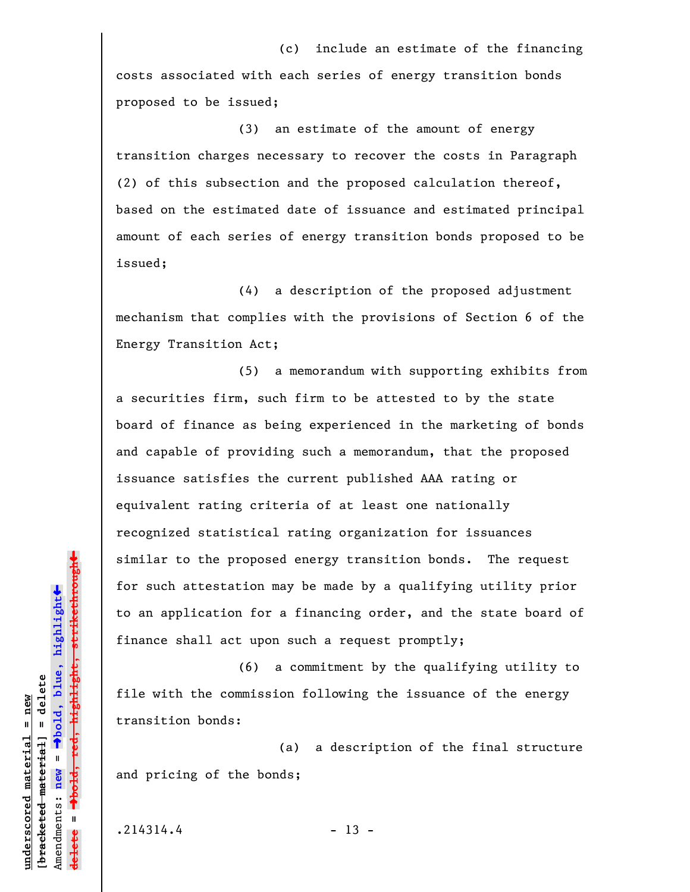(c) include an estimate of the financing costs associated with each series of energy transition bonds proposed to be issued;

(3) an estimate of the amount of energy transition charges necessary to recover the costs in Paragraph (2) of this subsection and the proposed calculation thereof, based on the estimated date of issuance and estimated principal amount of each series of energy transition bonds proposed to be issued;

(4) a description of the proposed adjustment mechanism that complies with the provisions of Section 6 of the Energy Transition Act;

(5) a memorandum with supporting exhibits from a securities firm, such firm to be attested to by the state board of finance as being experienced in the marketing of bonds and capable of providing such a memorandum, that the proposed issuance satisfies the current published AAA rating or equivalent rating criteria of at least one nationally recognized statistical rating organization for issuances similar to the proposed energy transition bonds. The request for such attestation may be made by a qualifying utility prior to an application for a financing order, and the state board of finance shall act upon such a request promptly;

(6) a commitment by the qualifying utility to file with the commission following the issuance of the energy transition bonds:

(a) a description of the final structure and pricing of the bonds;

.214314.4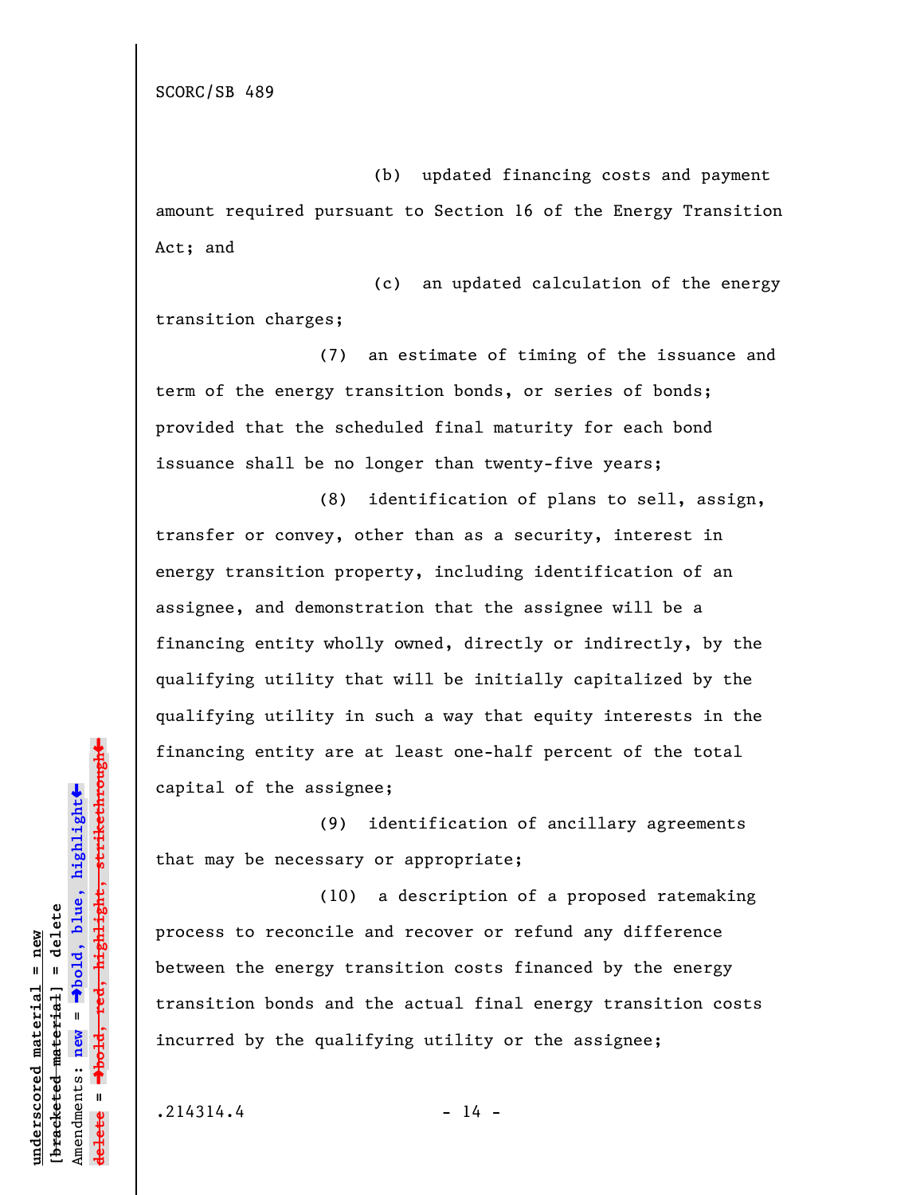(b) updated financing costs and payment amount required pursuant to Section 16 of the Energy Transition Act; and

(c) an updated calculation of the energy transition charges;

(7) an estimate of timing of the issuance and term of the energy transition bonds, or series of bonds; provided that the scheduled final maturity for each bond issuance shall be no longer than twenty-five years;

(8) identification of plans to sell, assign, transfer or convey, other than as a security, interest in energy transition property, including identification of an assignee, and demonstration that the assignee will be a financing entity wholly owned, directly or indirectly, by the qualifying utility that will be initially capitalized by the qualifying utility in such a way that equity interests in the financing entity are at least one-half percent of the total capital of the assignee;

(9) identification of ancillary agreements that may be necessary or appropriate;

(10) a description of a proposed ratemaking process to reconcile and recover or refund any difference between the energy transition costs financed by the energy transition bonds and the actual final energy transition costs incurred by the qualifying utility or the assignee;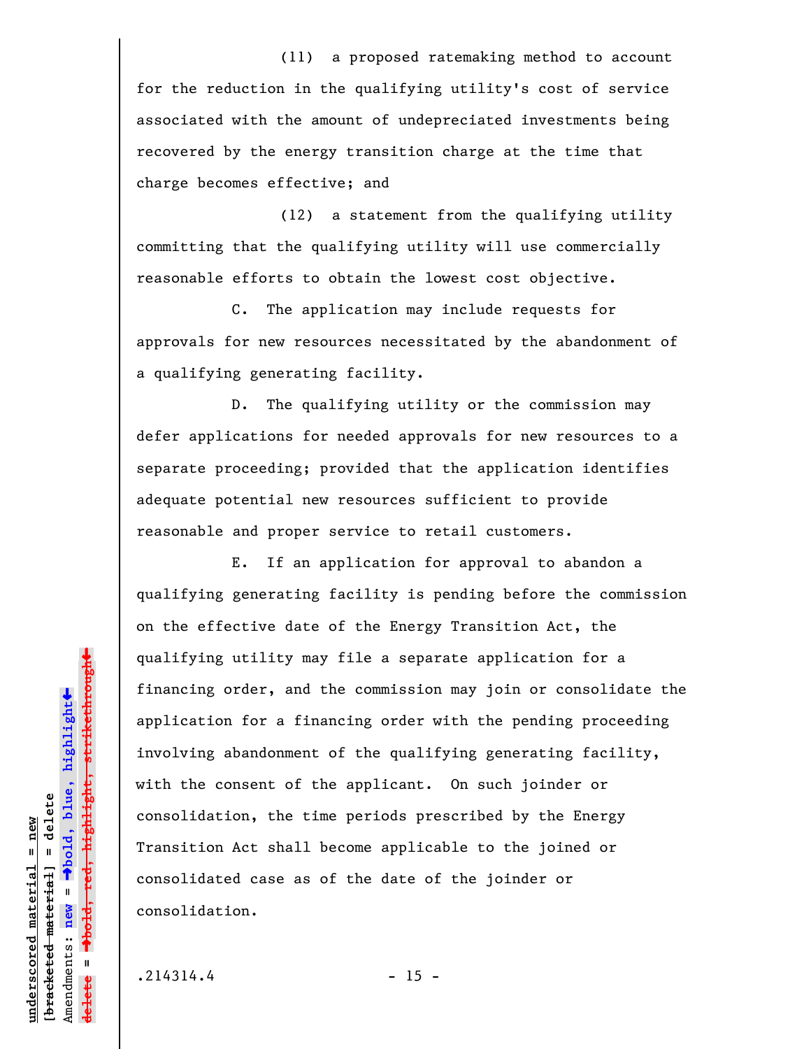(11) a proposed ratemaking method to account for the reduction in the qualifying utility's cost of service associated with the amount of undepreciated investments being recovered by the energy transition charge at the time that charge becomes effective; and

(12) a statement from the qualifying utility committing that the qualifying utility will use commercially reasonable efforts to obtain the lowest cost objective.

C. The application may include requests for approvals for new resources necessitated by the abandonment of a qualifying generating facility.

D. The qualifying utility or the commission may defer applications for needed approvals for new resources to a separate proceeding; provided that the application identifies adequate potential new resources sufficient to provide reasonable and proper service to retail customers.

E. If an application for approval to abandon a qualifying generating facility is pending before the commission on the effective date of the Energy Transition Act, the qualifying utility may file a separate application for a financing order, and the commission may join or consolidate the application for a financing order with the pending proceeding involving abandonment of the qualifying generating facility, with the consent of the applicant. On such joinder or consolidation, the time periods prescribed by the Energy Transition Act shall become applicable to the joined or consolidated case as of the date of the joinder or consolidation.

.214314.4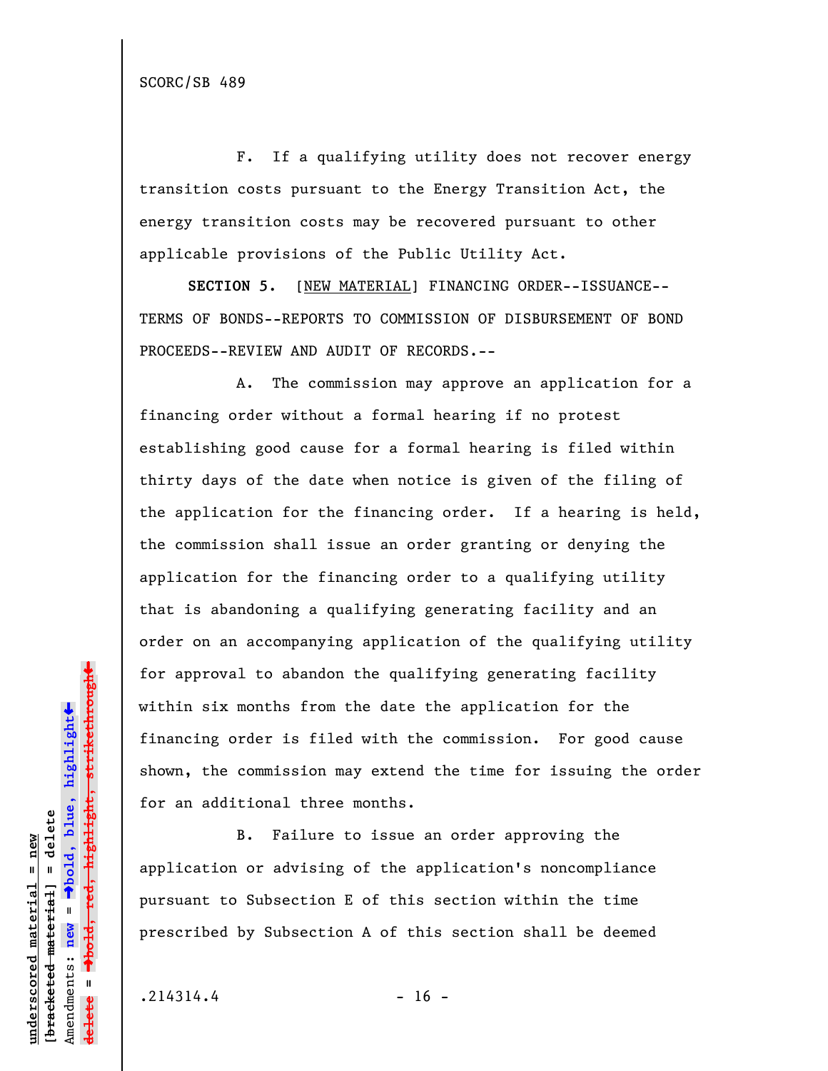F. If a qualifying utility does not recover energy transition costs pursuant to the Energy Transition Act, the energy transition costs may be recovered pursuant to other applicable provisions of the Public Utility Act.

**SECTION 5.** [NEW MATERIAL] FINANCING ORDER--ISSUANCE--TERMS OF BONDS--REPORTS TO COMMISSION OF DISBURSEMENT OF BOND PROCEEDS--REVIEW AND AUDIT OF RECORDS.--

A. The commission may approve an application for a financing order without a formal hearing if no protest establishing good cause for a formal hearing is filed within thirty days of the date when notice is given of the filing of the application for the financing order. If a hearing is held, the commission shall issue an order granting or denying the application for the financing order to a qualifying utility that is abandoning a qualifying generating facility and an order on an accompanying application of the qualifying utility for approval to abandon the qualifying generating facility within six months from the date the application for the financing order is filed with the commission. For good cause shown, the commission may extend the time for issuing the order for an additional three months.

B. Failure to issue an order approving the application or advising of the application's noncompliance pursuant to Subsection E of this section within the time prescribed by Subsection A of this section shall be deemed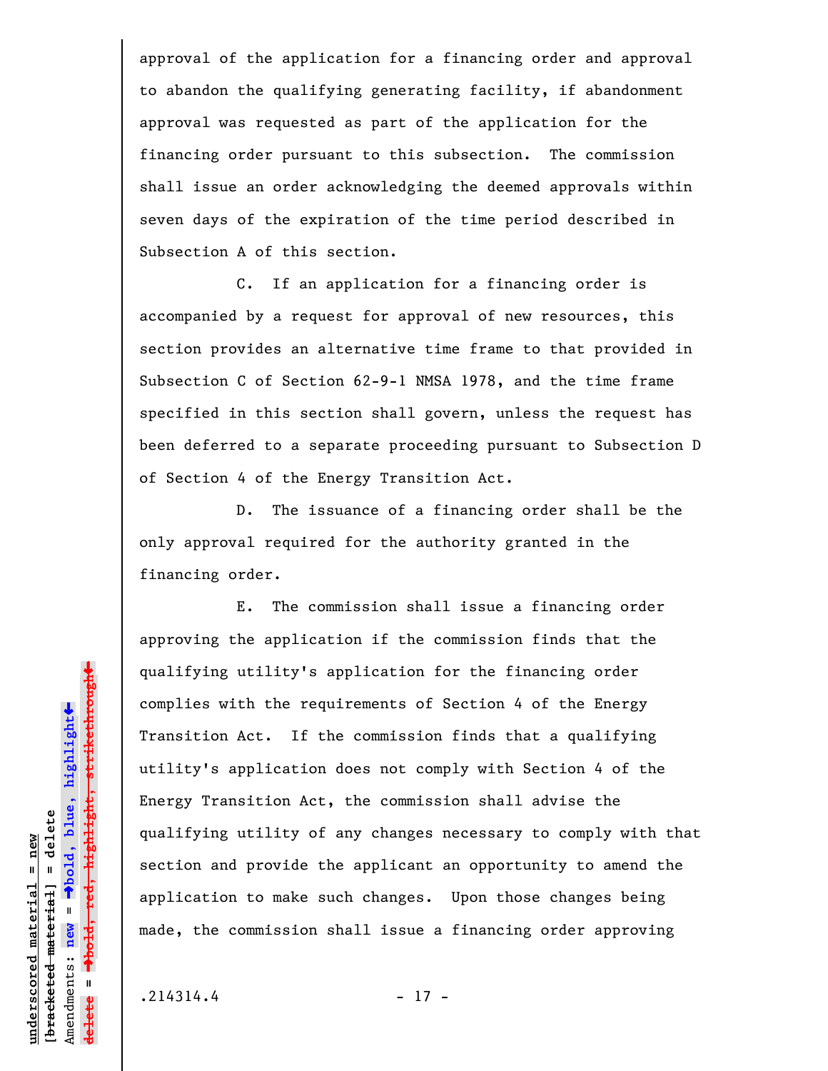approval of the application for a financing order and approval to abandon the qualifying generating facility, if abandonment approval was requested as part of the application for the financing order pursuant to this subsection. The commission shall issue an order acknowledging the deemed approvals within seven days of the expiration of the time period described in Subsection A of this section.

C. If an application for a financing order is accompanied by a request for approval of new resources, this section provides an alternative time frame to that provided in Subsection C of Section 62-9-1 NMSA 1978, and the time frame specified in this section shall govern, unless the request has been deferred to a separate proceeding pursuant to Subsection D of Section 4 of the Energy Transition Act.

D. The issuance of a financing order shall be the only approval required for the authority granted in the financing order.

E. The commission shall issue a financing order approving the application if the commission finds that the qualifying utility's application for the financing order complies with the requirements of Section 4 of the Energy Transition Act. If the commission finds that a qualifying utility's application does not comply with Section 4 of the Energy Transition Act, the commission shall advise the qualifying utility of any changes necessary to comply with that section and provide the applicant an opportunity to amend the application to make such changes. Upon those changes being made, the commission shall issue a financing order approving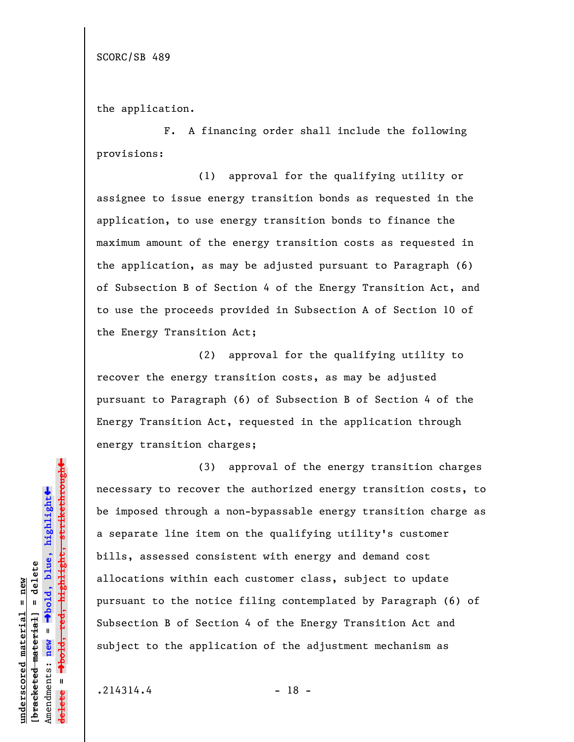the application.

F. A financing order shall include the following provisions:

(1) approval for the qualifying utility or assignee to issue energy transition bonds as requested in the application, to use energy transition bonds to finance the maximum amount of the energy transition costs as requested in the application, as may be adjusted pursuant to Paragraph (6) of Subsection B of Section 4 of the Energy Transition Act, and to use the proceeds provided in Subsection A of Section 10 of the Energy Transition Act;

(2) approval for the qualifying utility to recover the energy transition costs, as may be adjusted pursuant to Paragraph (6) of Subsection B of Section 4 of the Energy Transition Act, requested in the application through energy transition charges;

(3) approval of the energy transition charges necessary to recover the authorized energy transition costs, to be imposed through a non-bypassable energy transition charge as a separate line item on the qualifying utility's customer bills, assessed consistent with energy and demand cost allocations within each customer class, subject to update pursuant to the notice filing contemplated by Paragraph (6) of Subsection B of Section 4 of the Energy Transition Act and subject to the application of the adjustment mechanism as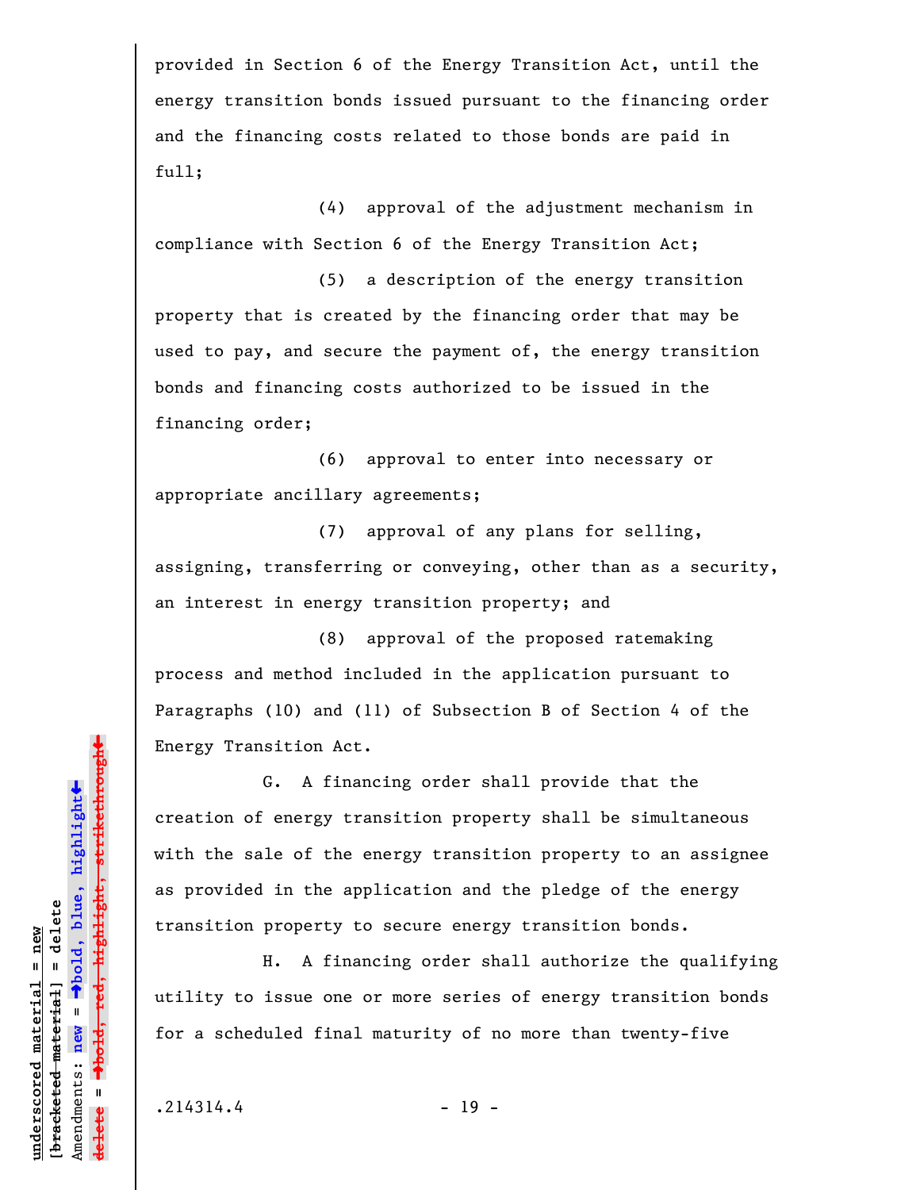provided in Section 6 of the Energy Transition Act, until the energy transition bonds issued pursuant to the financing order and the financing costs related to those bonds are paid in full;

(4) approval of the adjustment mechanism in compliance with Section 6 of the Energy Transition Act;

(5) a description of the energy transition property that is created by the financing order that may be used to pay, and secure the payment of, the energy transition bonds and financing costs authorized to be issued in the financing order;

(6) approval to enter into necessary or appropriate ancillary agreements;

(7) approval of any plans for selling, assigning, transferring or conveying, other than as a security, an interest in energy transition property; and

(8) approval of the proposed ratemaking process and method included in the application pursuant to Paragraphs (10) and (11) of Subsection B of Section 4 of the Energy Transition Act.

G. A financing order shall provide that the creation of energy transition property shall be simultaneous with the sale of the energy transition property to an assignee as provided in the application and the pledge of the energy transition property to secure energy transition bonds.

H. A financing order shall authorize the qualifying utility to issue one or more series of energy transition bonds for a scheduled final maturity of no more than twenty-five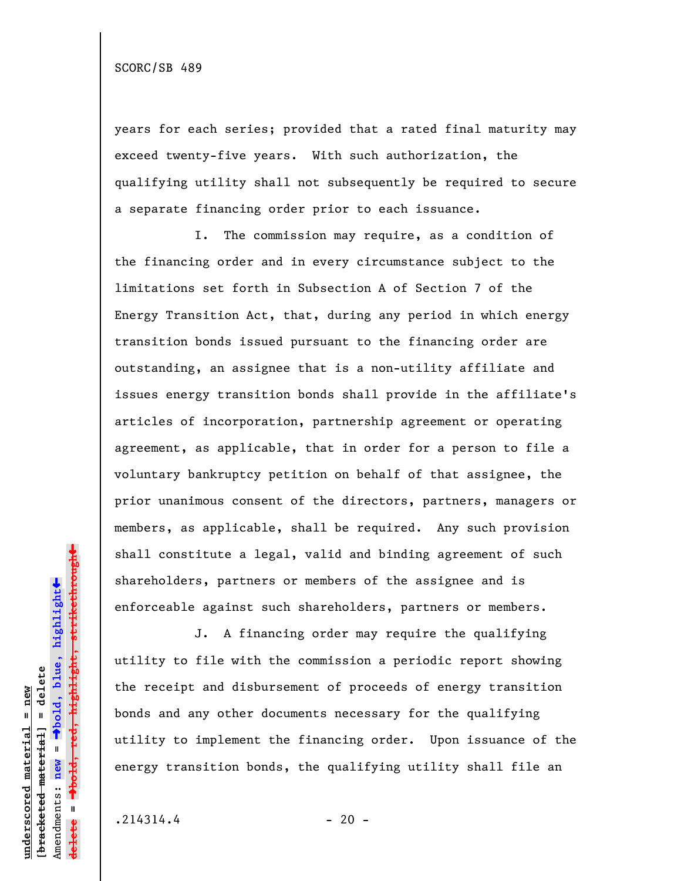years for each series; provided that a rated final maturity may exceed twenty-five years. With such authorization, the qualifying utility shall not subsequently be required to secure a separate financing order prior to each issuance.

I. The commission may require, as a condition of the financing order and in every circumstance subject to the limitations set forth in Subsection A of Section 7 of the Energy Transition Act, that, during any period in which energy transition bonds issued pursuant to the financing order are outstanding, an assignee that is a non-utility affiliate and issues energy transition bonds shall provide in the affiliate's articles of incorporation, partnership agreement or operating agreement, as applicable, that in order for a person to file a voluntary bankruptcy petition on behalf of that assignee, the prior unanimous consent of the directors, partners, managers or members, as applicable, shall be required. Any such provision shall constitute a legal, valid and binding agreement of such shareholders, partners or members of the assignee and is enforceable against such shareholders, partners or members.

J. A financing order may require the qualifying utility to file with the commission a periodic report showing the receipt and disbursement of proceeds of energy transition bonds and any other documents necessary for the qualifying utility to implement the financing order. Upon issuance of the energy transition bonds, the qualifying utility shall file an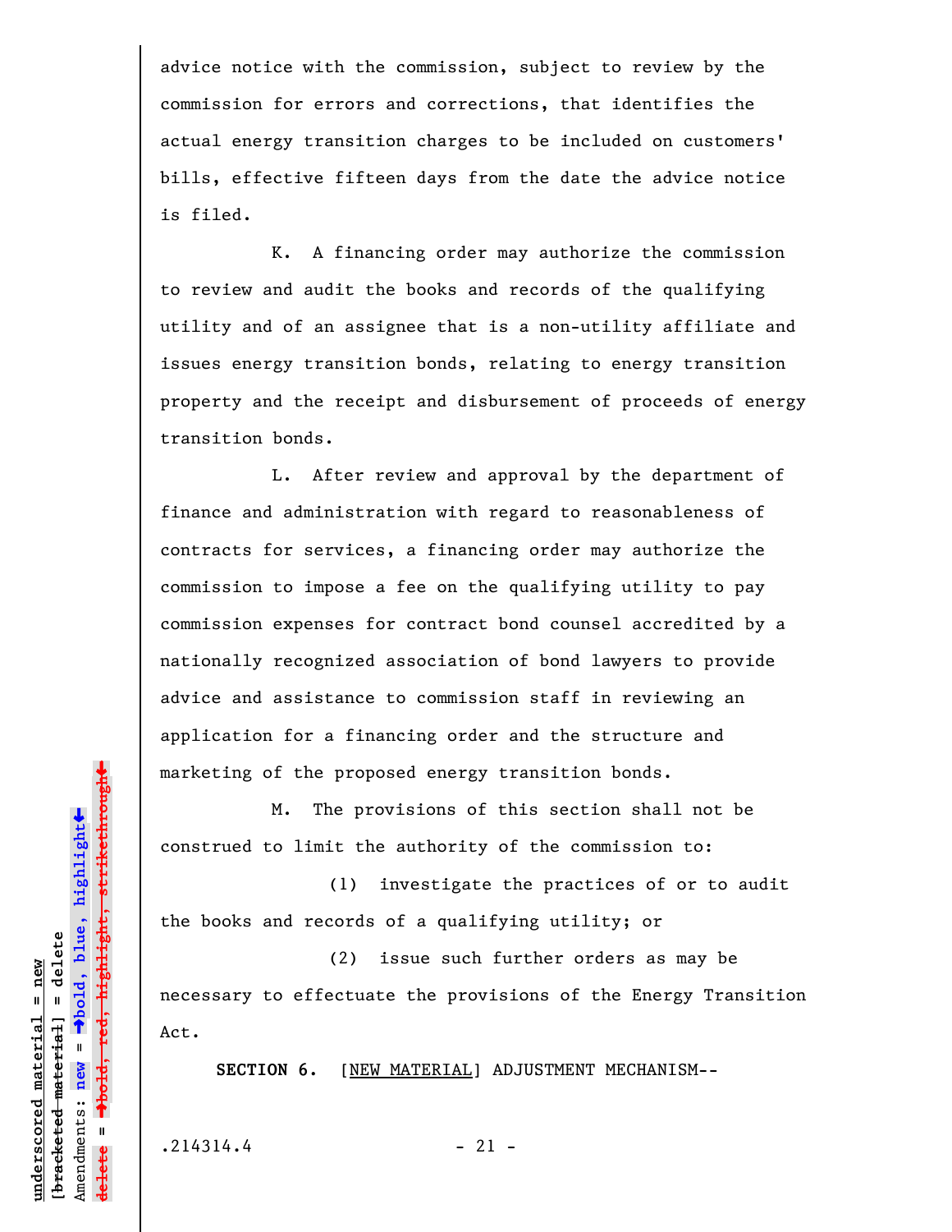advice notice with the commission, subject to review by the commission for errors and corrections, that identifies the actual energy transition charges to be included on customers' bills, effective fifteen days from the date the advice notice is filed.

K. A financing order may authorize the commission to review and audit the books and records of the qualifying utility and of an assignee that is a non-utility affiliate and issues energy transition bonds, relating to energy transition property and the receipt and disbursement of proceeds of energy transition bonds.

L. After review and approval by the department of finance and administration with regard to reasonableness of contracts for services, a financing order may authorize the commission to impose a fee on the qualifying utility to pay commission expenses for contract bond counsel accredited by a nationally recognized association of bond lawyers to provide advice and assistance to commission staff in reviewing an application for a financing order and the structure and marketing of the proposed energy transition bonds.

M. The provisions of this section shall not be construed to limit the authority of the commission to:

(1) investigate the practices of or to audit the books and records of a qualifying utility; or

(2) issue such further orders as may be necessary to effectuate the provisions of the Energy Transition Act.

**SECTION 6.** [NEW MATERIAL] ADJUSTMENT MECHANISM--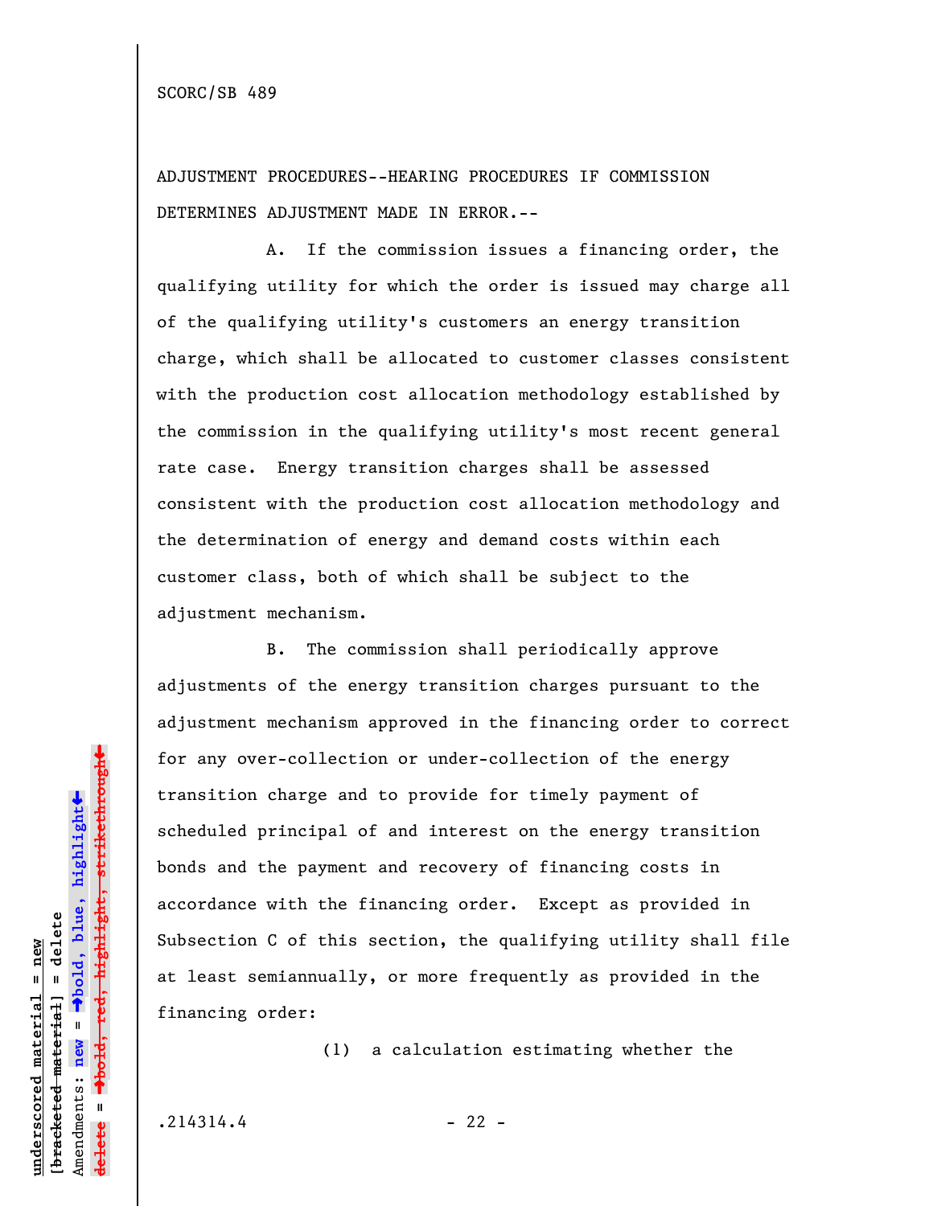ADJUSTMENT PROCEDURES--HEARING PROCEDURES IF COMMISSION DETERMINES ADJUSTMENT MADE IN ERROR.--

A. If the commission issues a financing order, the qualifying utility for which the order is issued may charge all of the qualifying utility's customers an energy transition charge, which shall be allocated to customer classes consistent with the production cost allocation methodology established by the commission in the qualifying utility's most recent general rate case. Energy transition charges shall be assessed consistent with the production cost allocation methodology and the determination of energy and demand costs within each customer class, both of which shall be subject to the adjustment mechanism.

B. The commission shall periodically approve adjustments of the energy transition charges pursuant to the adjustment mechanism approved in the financing order to correct for any over-collection or under-collection of the energy transition charge and to provide for timely payment of scheduled principal of and interest on the energy transition bonds and the payment and recovery of financing costs in accordance with the financing order. Except as provided in Subsection C of this section, the qualifying utility shall file at least semiannually, or more frequently as provided in the financing order:

(1) a calculation estimating whether the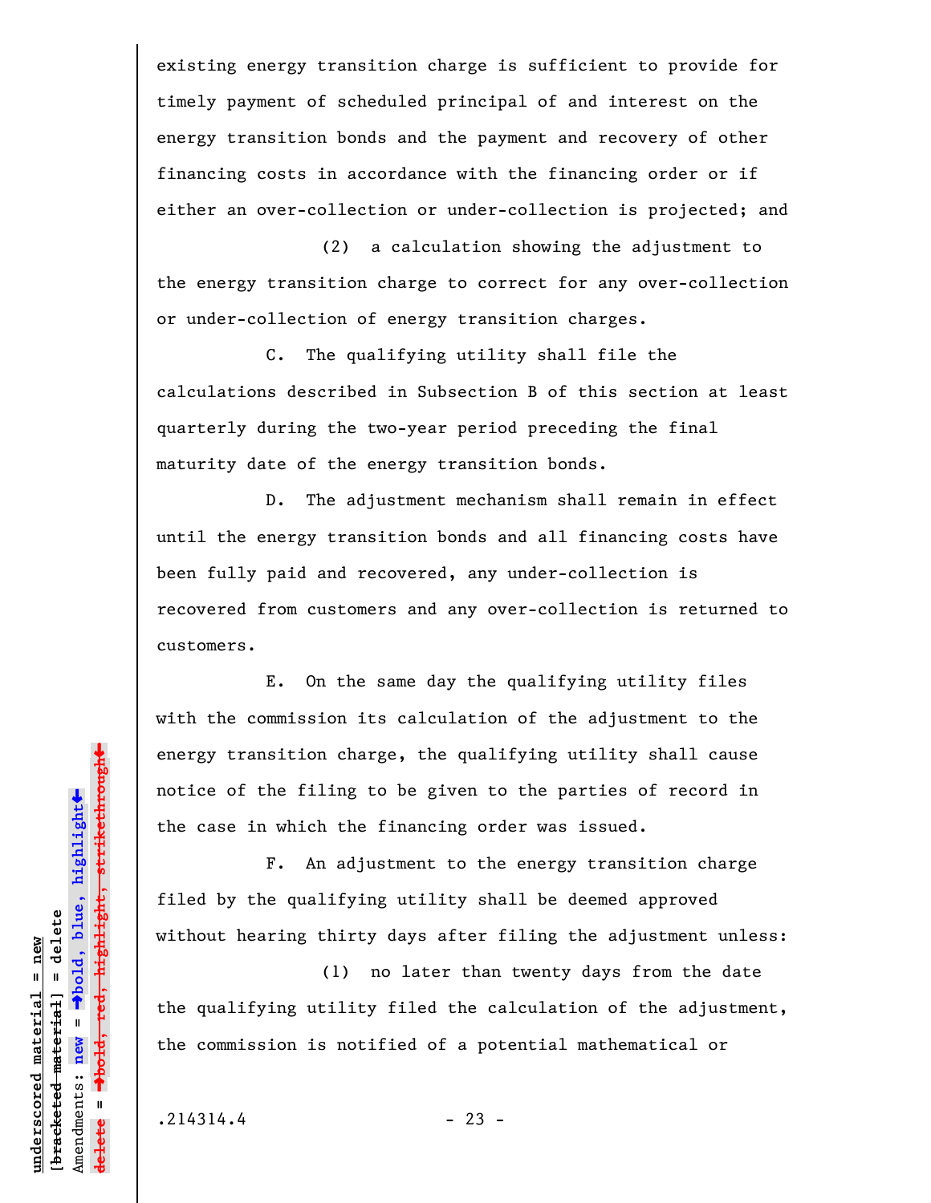existing energy transition charge is sufficient to provide for timely payment of scheduled principal of and interest on the energy transition bonds and the payment and recovery of other financing costs in accordance with the financing order or if either an over-collection or under-collection is projected; and

(2) a calculation showing the adjustment to the energy transition charge to correct for any over-collection or under-collection of energy transition charges.

C. The qualifying utility shall file the calculations described in Subsection B of this section at least quarterly during the two-year period preceding the final maturity date of the energy transition bonds.

D. The adjustment mechanism shall remain in effect until the energy transition bonds and all financing costs have been fully paid and recovered, any under-collection is recovered from customers and any over-collection is returned to customers.

E. On the same day the qualifying utility files with the commission its calculation of the adjustment to the energy transition charge, the qualifying utility shall cause notice of the filing to be given to the parties of record in the case in which the financing order was issued.

F. An adjustment to the energy transition charge filed by the qualifying utility shall be deemed approved without hearing thirty days after filing the adjustment unless:

(1) no later than twenty days from the date the qualifying utility filed the calculation of the adjustment, the commission is notified of a potential mathematical or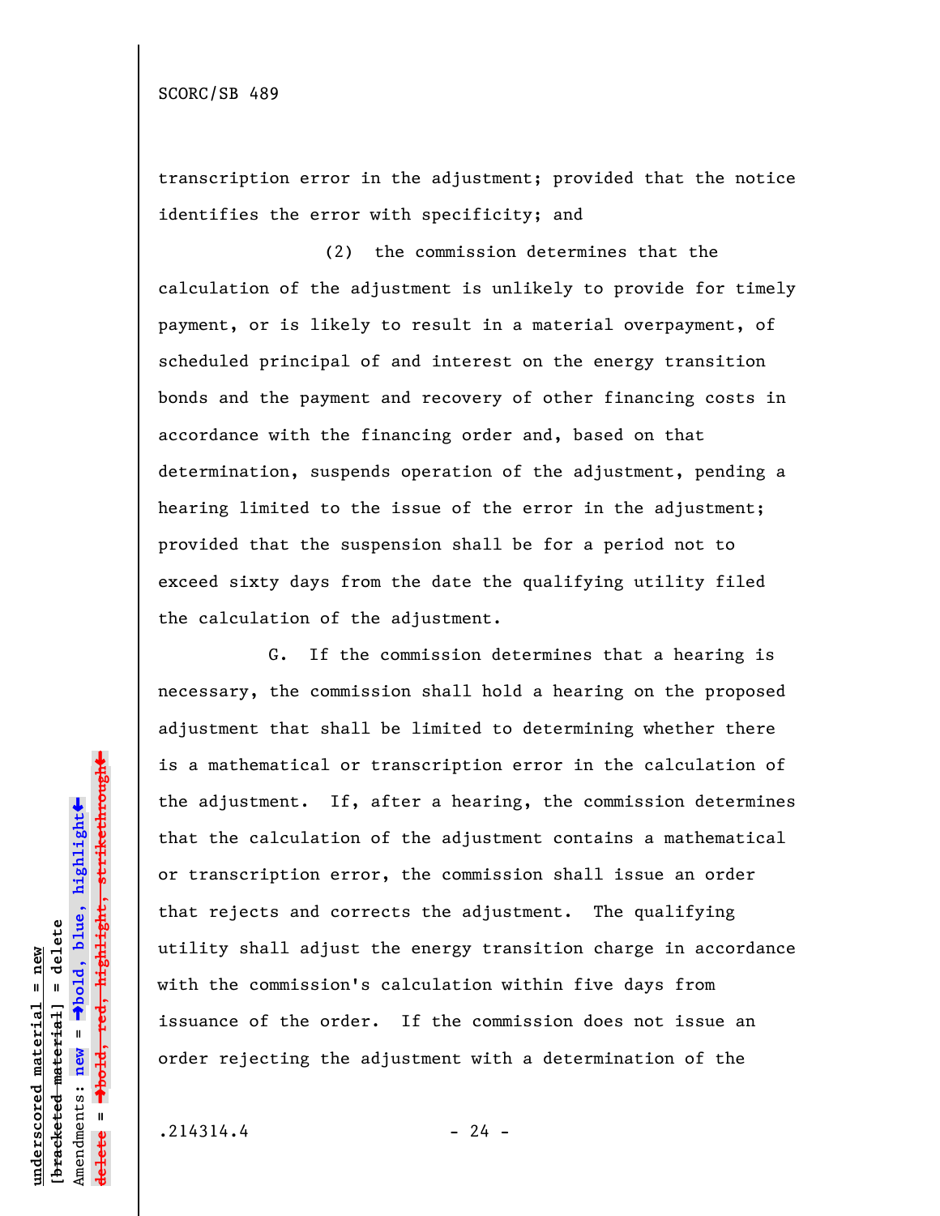transcription error in the adjustment; provided that the notice identifies the error with specificity; and

(2) the commission determines that the calculation of the adjustment is unlikely to provide for timely payment, or is likely to result in a material overpayment, of scheduled principal of and interest on the energy transition bonds and the payment and recovery of other financing costs in accordance with the financing order and, based on that determination, suspends operation of the adjustment, pending a hearing limited to the issue of the error in the adjustment; provided that the suspension shall be for a period not to exceed sixty days from the date the qualifying utility filed the calculation of the adjustment.

G. If the commission determines that a hearing is necessary, the commission shall hold a hearing on the proposed adjustment that shall be limited to determining whether there is a mathematical or transcription error in the calculation of the adjustment. If, after a hearing, the commission determines that the calculation of the adjustment contains a mathematical or transcription error, the commission shall issue an order that rejects and corrects the adjustment. The qualifying utility shall adjust the energy transition charge in accordance with the commission's calculation within five days from issuance of the order. If the commission does not issue an order rejecting the adjustment with a determination of the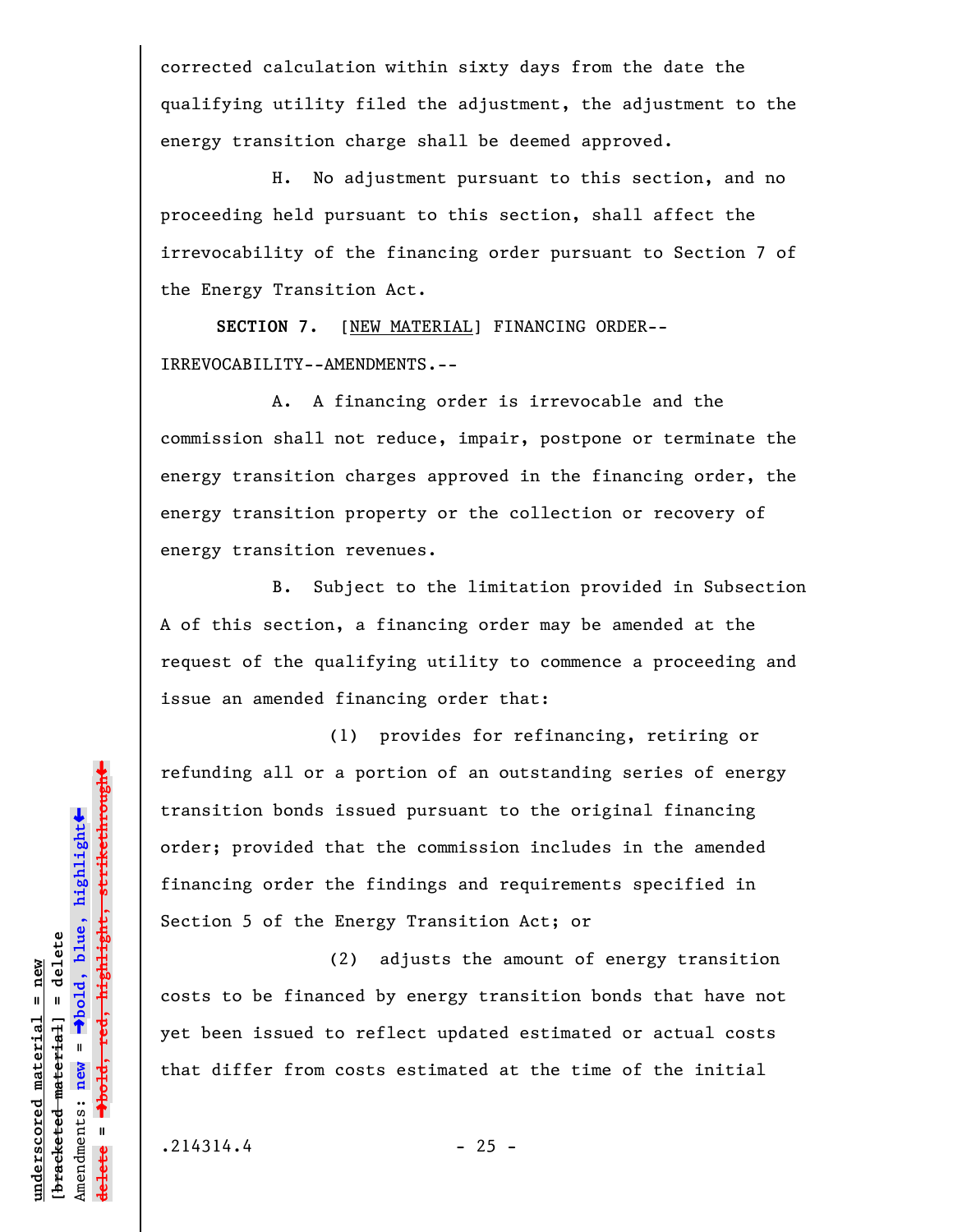corrected calculation within sixty days from the date the qualifying utility filed the adjustment, the adjustment to the energy transition charge shall be deemed approved.

H. No adjustment pursuant to this section, and no proceeding held pursuant to this section, shall affect the irrevocability of the financing order pursuant to Section 7 of the Energy Transition Act.

**SECTION 7.** [NEW MATERIAL] FINANCING ORDER--IRREVOCABILITY--AMENDMENTS.--

A. A financing order is irrevocable and the commission shall not reduce, impair, postpone or terminate the energy transition charges approved in the financing order, the energy transition property or the collection or recovery of energy transition revenues.

B. Subject to the limitation provided in Subsection A of this section, a financing order may be amended at the request of the qualifying utility to commence a proceeding and issue an amended financing order that:

(1) provides for refinancing, retiring or refunding all or a portion of an outstanding series of energy transition bonds issued pursuant to the original financing order; provided that the commission includes in the amended financing order the findings and requirements specified in Section 5 of the Energy Transition Act; or

(2) adjusts the amount of energy transition costs to be financed by energy transition bonds that have not yet been issued to reflect updated estimated or actual costs that differ from costs estimated at the time of the initial

.214314.4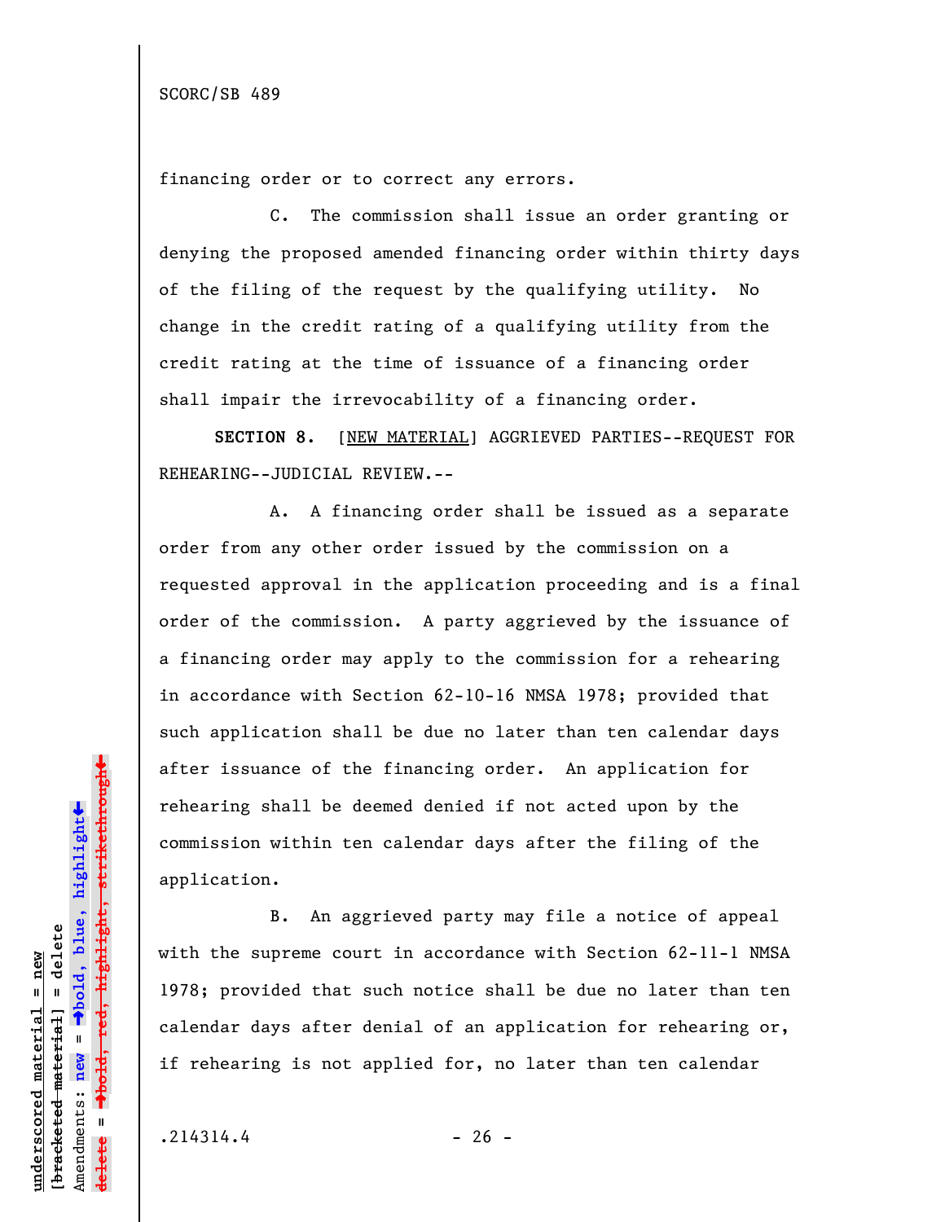financing order or to correct any errors.

C. The commission shall issue an order granting or denying the proposed amended financing order within thirty days of the filing of the request by the qualifying utility. No change in the credit rating of a qualifying utility from the credit rating at the time of issuance of a financing order shall impair the irrevocability of a financing order.

**SECTION 8.** [NEW MATERIAL] AGGRIEVED PARTIES--REQUEST FOR REHEARING--JUDICIAL REVIEW.--

A. A financing order shall be issued as a separate order from any other order issued by the commission on a requested approval in the application proceeding and is a final order of the commission. A party aggrieved by the issuance of a financing order may apply to the commission for a rehearing in accordance with Section 62-10-16 NMSA 1978; provided that such application shall be due no later than ten calendar days after issuance of the financing order. An application for rehearing shall be deemed denied if not acted upon by the commission within ten calendar days after the filing of the application.

B. An aggrieved party may file a notice of appeal with the supreme court in accordance with Section 62-11-1 NMSA 1978; provided that such notice shall be due no later than ten calendar days after denial of an application for rehearing or, if rehearing is not applied for, no later than ten calendar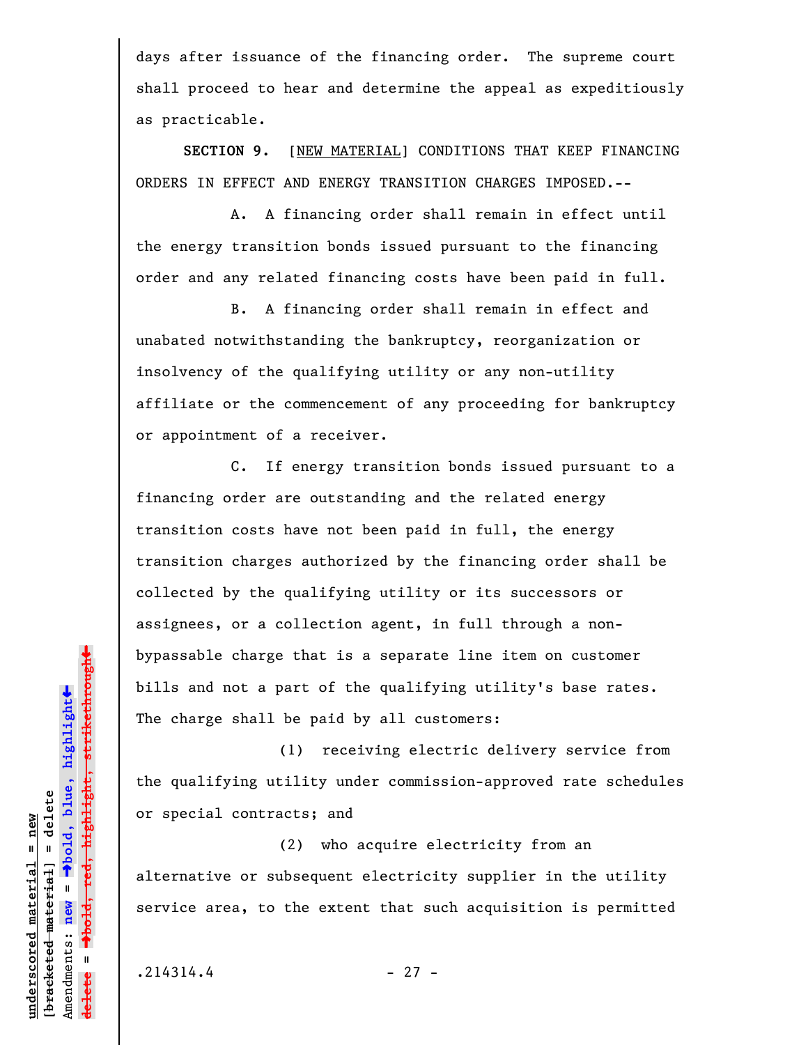days after issuance of the financing order. The supreme court shall proceed to hear and determine the appeal as expeditiously as practicable.

**SECTION 9.** [NEW MATERIAL] CONDITIONS THAT KEEP FINANCING ORDERS IN EFFECT AND ENERGY TRANSITION CHARGES IMPOSED.--

A. A financing order shall remain in effect until the energy transition bonds issued pursuant to the financing order and any related financing costs have been paid in full.

B. A financing order shall remain in effect and unabated notwithstanding the bankruptcy, reorganization or insolvency of the qualifying utility or any non-utility affiliate or the commencement of any proceeding for bankruptcy or appointment of a receiver.

C. If energy transition bonds issued pursuant to a financing order are outstanding and the related energy transition costs have not been paid in full, the energy transition charges authorized by the financing order shall be collected by the qualifying utility or its successors or assignees, or a collection agent, in full through a non-bypassable charge that is a separate line item on customer bills and not a part of the qualifying utility's base rates. The charge shall be paid by all customers:

(1) receiving electric delivery service from the qualifying utility under commission-approved rate schedules or special contracts; and

(2) who acquire electricity from an alternative or subsequent electricity supplier in the utility service area, to the extent that such acquisition is permitted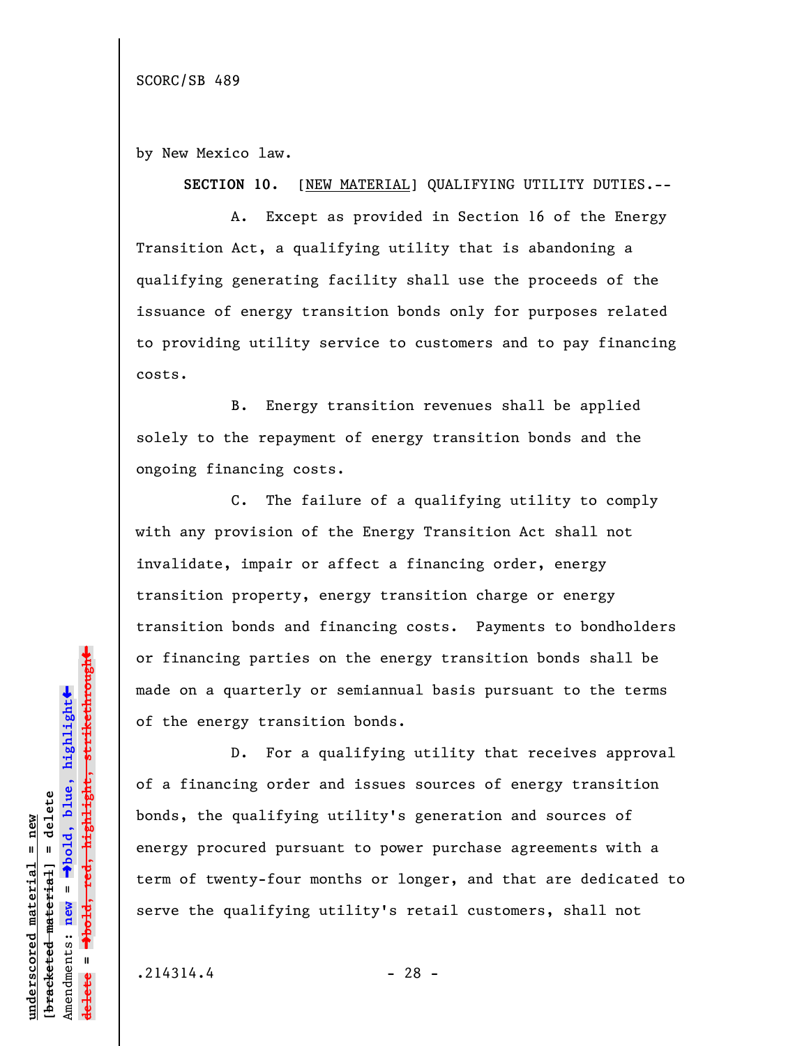by New Mexico law.

**SECTION 10.** [<u>NEW MATERIAL</u>] QUALIFYING UTILITY DUTIES.--

A. Except as provided in Section 16 of the Energy Transition Act, a qualifying utility that is abandoning a qualifying generating facility shall use the proceeds of the issuance of energy transition bonds only for purposes related to providing utility service to customers and to pay financing costs.

B. Energy transition revenues shall be applied solely to the repayment of energy transition bonds and the ongoing financing costs.

C. The failure of a qualifying utility to comply with any provision of the Energy Transition Act shall not invalidate, impair or affect a financing order, energy transition property, energy transition charge or energy transition bonds and financing costs. Payments to bondholders or financing parties on the energy transition bonds shall be made on a quarterly or semiannual basis pursuant to the terms of the energy transition bonds.

D. For a qualifying utility that receives approval of a financing order and issues sources of energy transition bonds, the qualifying utility's generation and sources of energy procured pursuant to power purchase agreements with a term of twenty-four months or longer, and that are dedicated to serve the qualifying utility's retail customers, shall not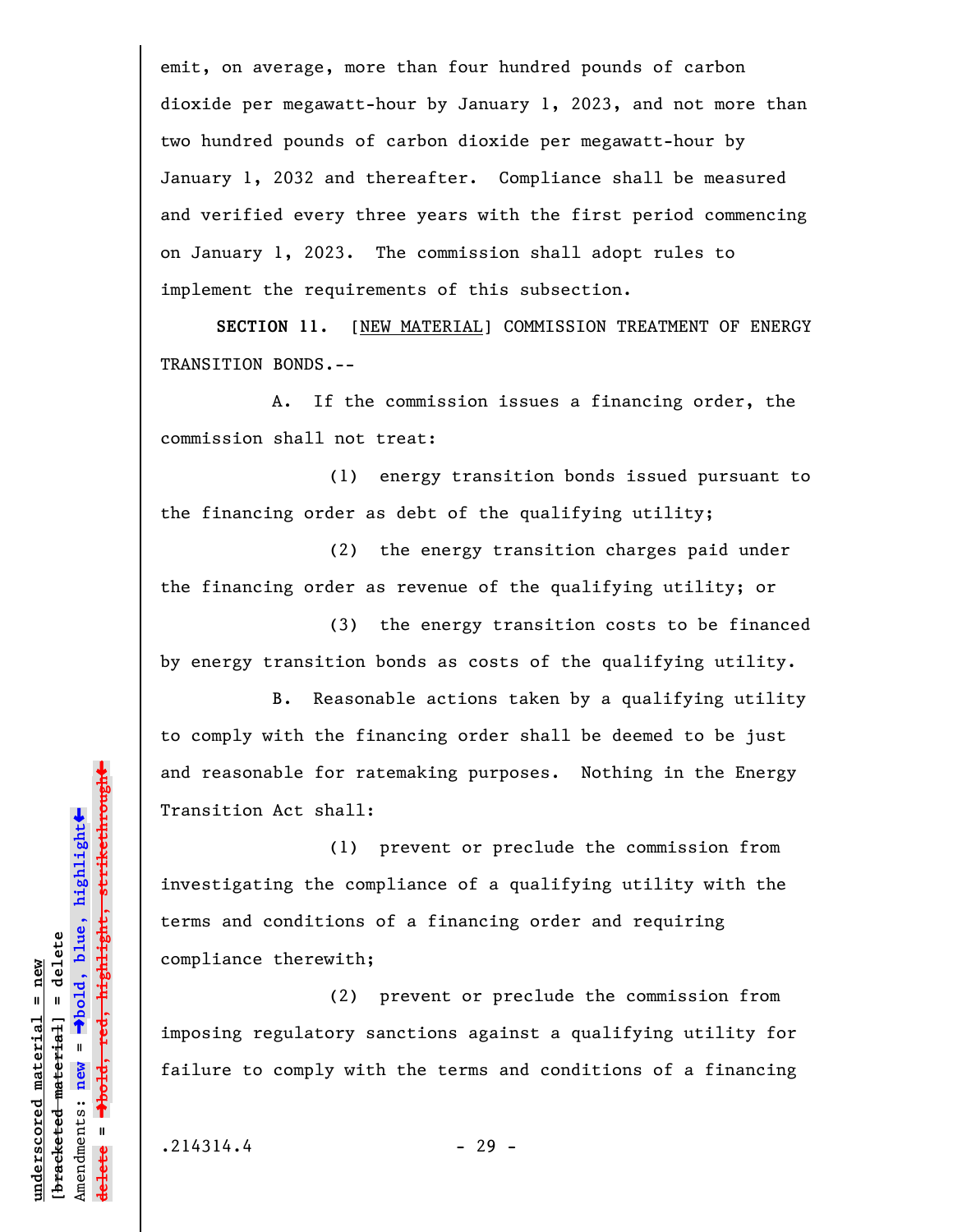emit, on average, more than four hundred pounds of carbon dioxide per megawatt-hour by January 1, 2023, and not more than two hundred pounds of carbon dioxide per megawatt-hour by January 1, 2032 and thereafter. Compliance shall be measured and verified every three years with the first period commencing on January 1, 2023. The commission shall adopt rules to implement the requirements of this subsection.

**SECTION 11.** [NEW MATERIAL] COMMISSION TREATMENT OF ENERGY TRANSITION BONDS.--

A. If the commission issues a financing order, the commission shall not treat:

(1) energy transition bonds issued pursuant to the financing order as debt of the qualifying utility;

(2) the energy transition charges paid under the financing order as revenue of the qualifying utility; or

(3) the energy transition costs to be financed by energy transition bonds as costs of the qualifying utility.

B. Reasonable actions taken by a qualifying utility to comply with the financing order shall be deemed to be just and reasonable for ratemaking purposes. Nothing in the Energy Transition Act shall:

(1) prevent or preclude the commission from investigating the compliance of a qualifying utility with the terms and conditions of a financing order and requiring compliance therewith;

(2) prevent or preclude the commission from imposing regulatory sanctions against a qualifying utility for failure to comply with the terms and conditions of a financing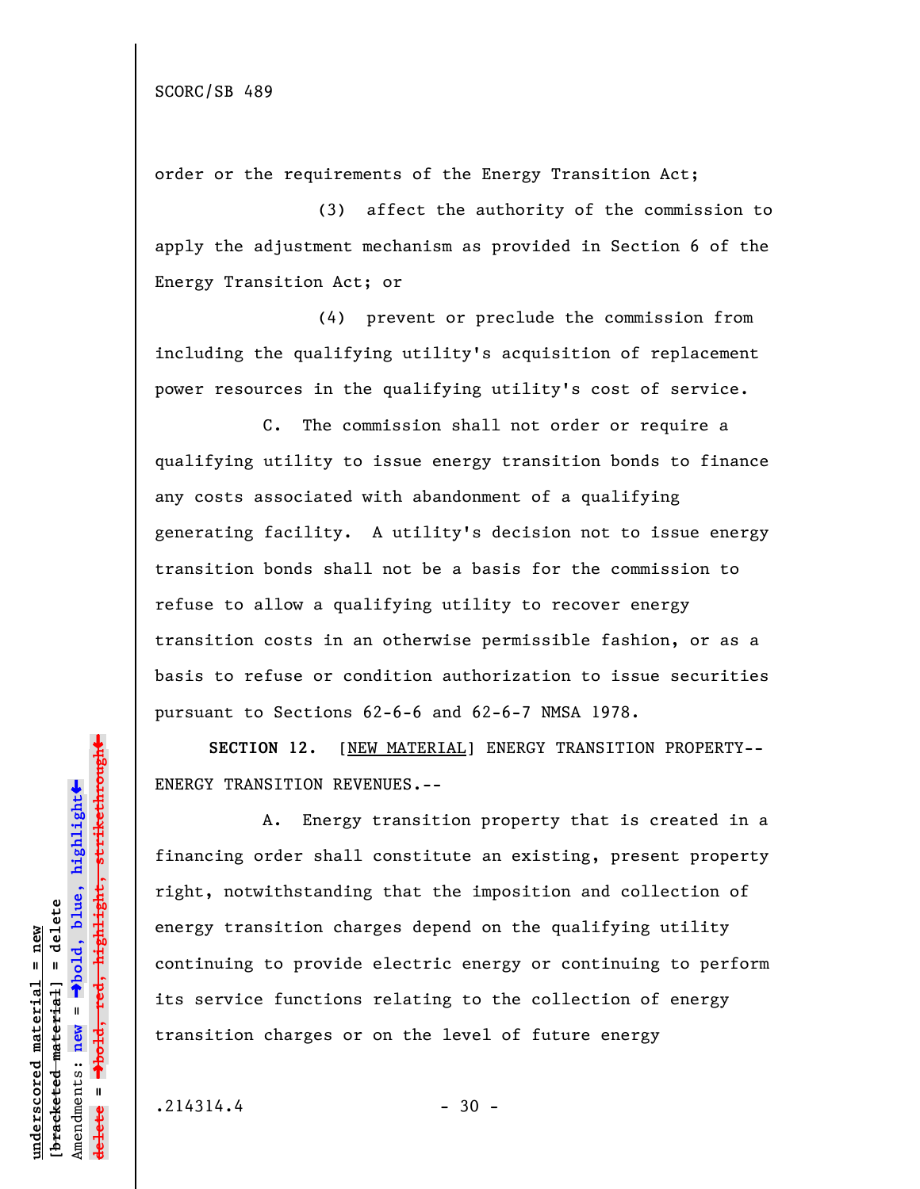order or the requirements of the Energy Transition Act;

(3) affect the authority of the commission to apply the adjustment mechanism as provided in Section 6 of the Energy Transition Act; or

(4) prevent or preclude the commission from including the qualifying utility's acquisition of replacement power resources in the qualifying utility's cost of service.

C. The commission shall not order or require a qualifying utility to issue energy transition bonds to finance any costs associated with abandonment of a qualifying generating facility. A utility's decision not to issue energy transition bonds shall not be a basis for the commission to refuse to allow a qualifying utility to recover energy transition costs in an otherwise permissible fashion, or as a basis to refuse or condition authorization to issue securities pursuant to Sections 62-6-6 and 62-6-7 NMSA 1978.

**SECTION 12.** [<u>NEW MATERIAL</u>] ENERGY TRANSITION PROPERTY--ENERGY TRANSITION REVENUES.--

A. Energy transition property that is created in a financing order shall constitute an existing, present property right, notwithstanding that the imposition and collection of energy transition charges depend on the qualifying utility continuing to provide electric energy or continuing to perform its service functions relating to the collection of energy transition charges or on the level of future energy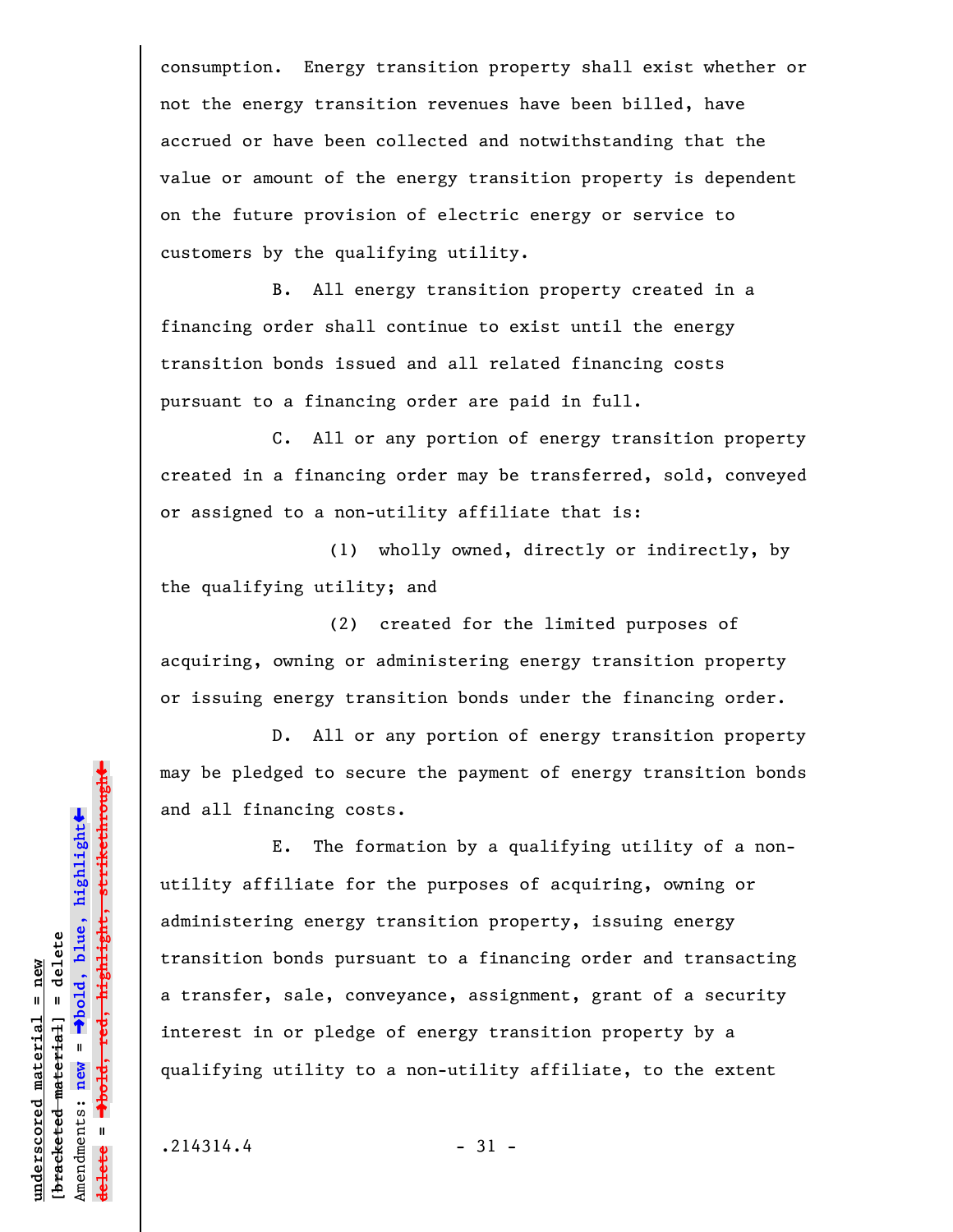consumption. Energy transition property shall exist whether or not the energy transition revenues have been billed, have accrued or have been collected and notwithstanding that the value or amount of the energy transition property is dependent on the future provision of electric energy or service to customers by the qualifying utility.

B. All energy transition property created in a financing order shall continue to exist until the energy transition bonds issued and all related financing costs pursuant to a financing order are paid in full.

C. All or any portion of energy transition property created in a financing order may be transferred, sold, conveyed or assigned to a non-utility affiliate that is:

(1) wholly owned, directly or indirectly, by the qualifying utility; and

(2) created for the limited purposes of acquiring, owning or administering energy transition property or issuing energy transition bonds under the financing order.

D. All or any portion of energy transition property may be pledged to secure the payment of energy transition bonds and all financing costs.

E. The formation by a qualifying utility of a non-utility affiliate for the purposes of acquiring, owning or administering energy transition property, issuing energy transition bonds pursuant to a financing order and transacting a transfer, sale, conveyance, assignment, grant of a security interest in or pledge of energy transition property by a qualifying utility to a non-utility affiliate, to the extent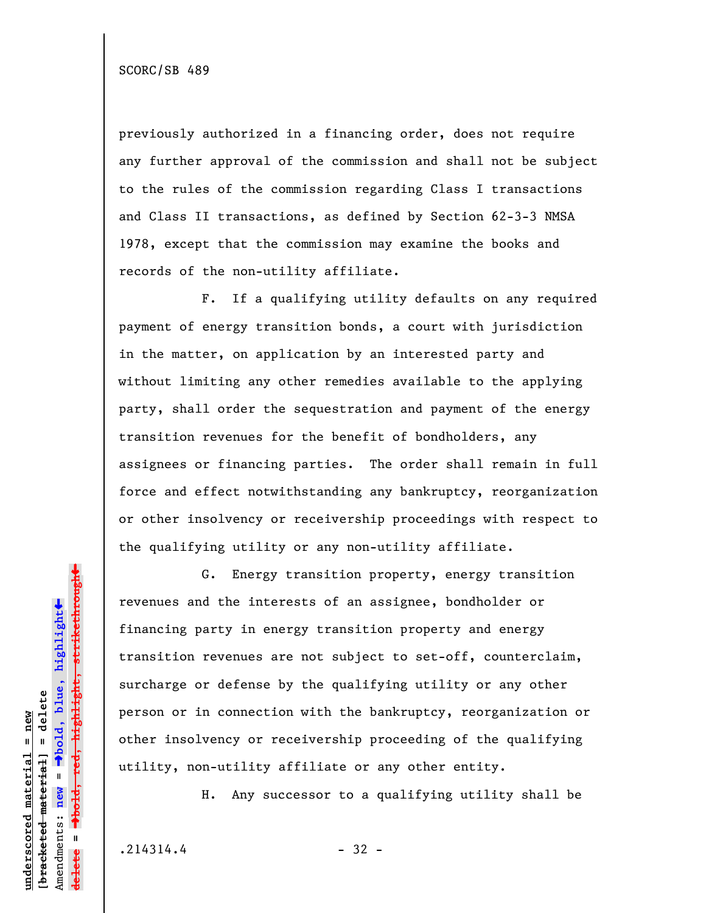previously authorized in a financing order, does not require any further approval of the commission and shall not be subject to the rules of the commission regarding Class I transactions and Class II transactions, as defined by Section 62-3-3 NMSA 1978, except that the commission may examine the books and records of the non-utility affiliate.

F. If a qualifying utility defaults on any required payment of energy transition bonds, a court with jurisdiction in the matter, on application by an interested party and without limiting any other remedies available to the applying party, shall order the sequestration and payment of the energy transition revenues for the benefit of bondholders, any assignees or financing parties. The order shall remain in full force and effect notwithstanding any bankruptcy, reorganization or other insolvency or receivership proceedings with respect to the qualifying utility or any non-utility affiliate.

G. Energy transition property, energy transition revenues and the interests of an assignee, bondholder or financing party in energy transition property and energy transition revenues are not subject to set-off, counterclaim, surcharge or defense by the qualifying utility or any other person or in connection with the bankruptcy, reorganization or other insolvency or receivership proceeding of the qualifying utility, non-utility affiliate or any other entity.

H. Any successor to a qualifying utility shall be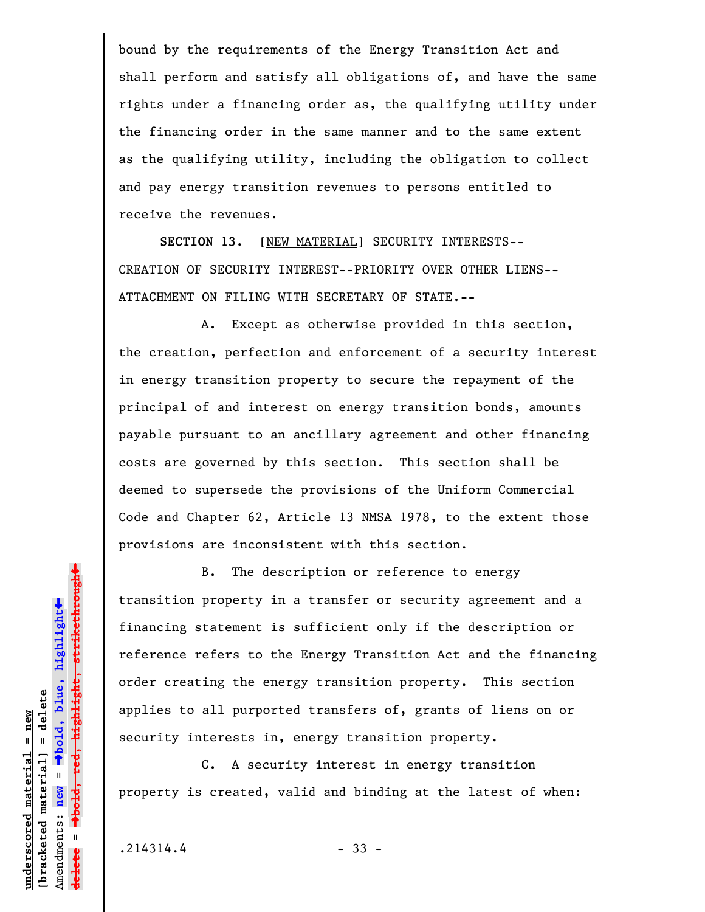bound by the requirements of the Energy Transition Act and shall perform and satisfy all obligations of, and have the same rights under a financing order as, the qualifying utility under the financing order in the same manner and to the same extent as the qualifying utility, including the obligation to collect and pay energy transition revenues to persons entitled to receive the revenues.

**SECTION 13.** [NEW MATERIAL] SECURITY INTERESTS--CREATION OF SECURITY INTEREST--PRIORITY OVER OTHER LIENS--ATTACHMENT ON FILING WITH SECRETARY OF STATE.--

A. Except as otherwise provided in this section, the creation, perfection and enforcement of a security interest in energy transition property to secure the repayment of the principal of and interest on energy transition bonds, amounts payable pursuant to an ancillary agreement and other financing costs are governed by this section. This section shall be deemed to supersede the provisions of the Uniform Commercial Code and Chapter 62, Article 13 NMSA 1978, to the extent those provisions are inconsistent with this section.

B. The description or reference to energy transition property in a transfer or security agreement and a financing statement is sufficient only if the description or reference refers to the Energy Transition Act and the financing order creating the energy transition property. This section applies to all purported transfers of, grants of liens on or security interests in, energy transition property.

C. A security interest in energy transition property is created, valid and binding at the latest of when: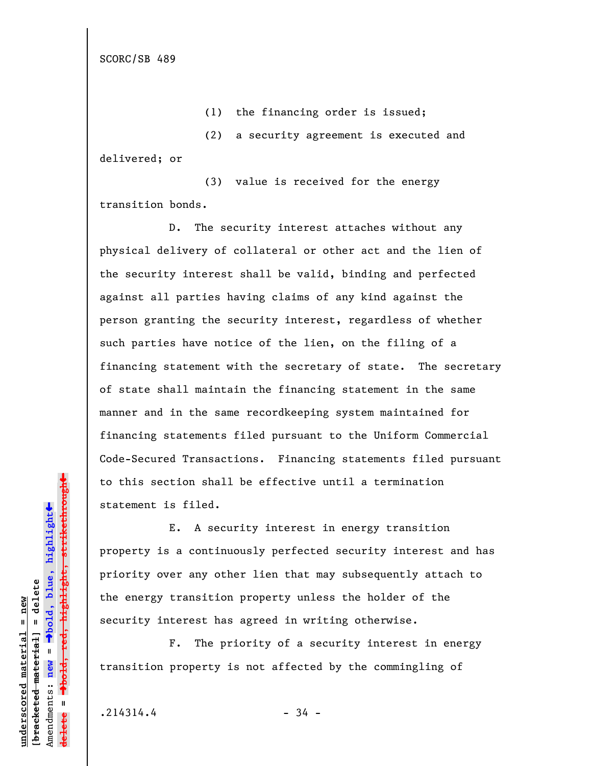(1) the financing order is issued;

(2) a security agreement is executed and delivered; or

(3) value is received for the energy transition bonds.

D. The security interest attaches without any physical delivery of collateral or other act and the lien of the security interest shall be valid, binding and perfected against all parties having claims of any kind against the person granting the security interest, regardless of whether such parties have notice of the lien, on the filing of a financing statement with the secretary of state. The secretary of state shall maintain the financing statement in the same manner and in the same recordkeeping system maintained for financing statements filed pursuant to the Uniform Commercial Code-Secured Transactions. Financing statements filed pursuant to this section shall be effective until a termination statement is filed.

E. A security interest in energy transition property is a continuously perfected security interest and has priority over any other lien that may subsequently attach to the energy transition property unless the holder of the security interest has agreed in writing otherwise.

F. The priority of a security interest in energy transition property is not affected by the commingling of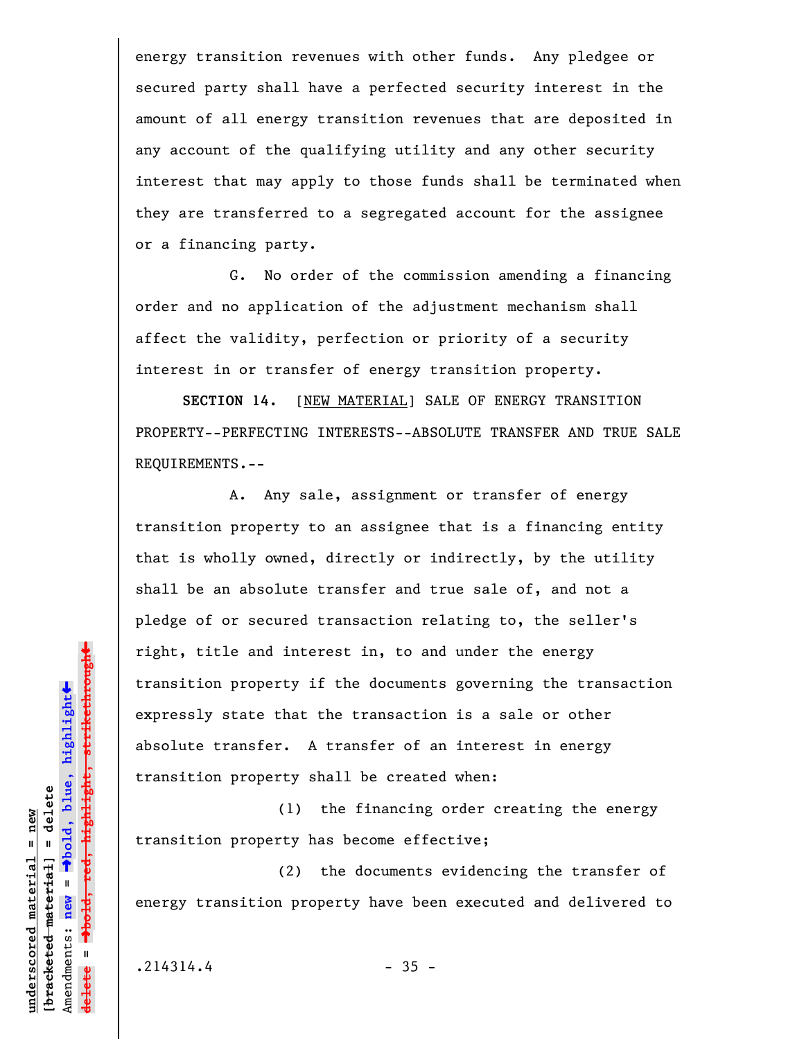energy transition revenues with other funds. Any pledgee or secured party shall have a perfected security interest in the amount of all energy transition revenues that are deposited in any account of the qualifying utility and any other security interest that may apply to those funds shall be terminated when they are transferred to a segregated account for the assignee or a financing party.

G. No order of the commission amending a financing order and no application of the adjustment mechanism shall affect the validity, perfection or priority of a security interest in or transfer of energy transition property.

**SECTION 14.** [NEW MATERIAL] SALE OF ENERGY TRANSITION PROPERTY--PERFECTING INTERESTS--ABSOLUTE TRANSFER AND TRUE SALE REQUIREMENTS.--

A. Any sale, assignment or transfer of energy transition property to an assignee that is a financing entity that is wholly owned, directly or indirectly, by the utility shall be an absolute transfer and true sale of, and not a pledge of or secured transaction relating to, the seller's right, title and interest in, to and under the energy transition property if the documents governing the transaction expressly state that the transaction is a sale or other absolute transfer. A transfer of an interest in energy transition property shall be created when:

(1) the financing order creating the energy transition property has become effective;

(2) the documents evidencing the transfer of energy transition property have been executed and delivered to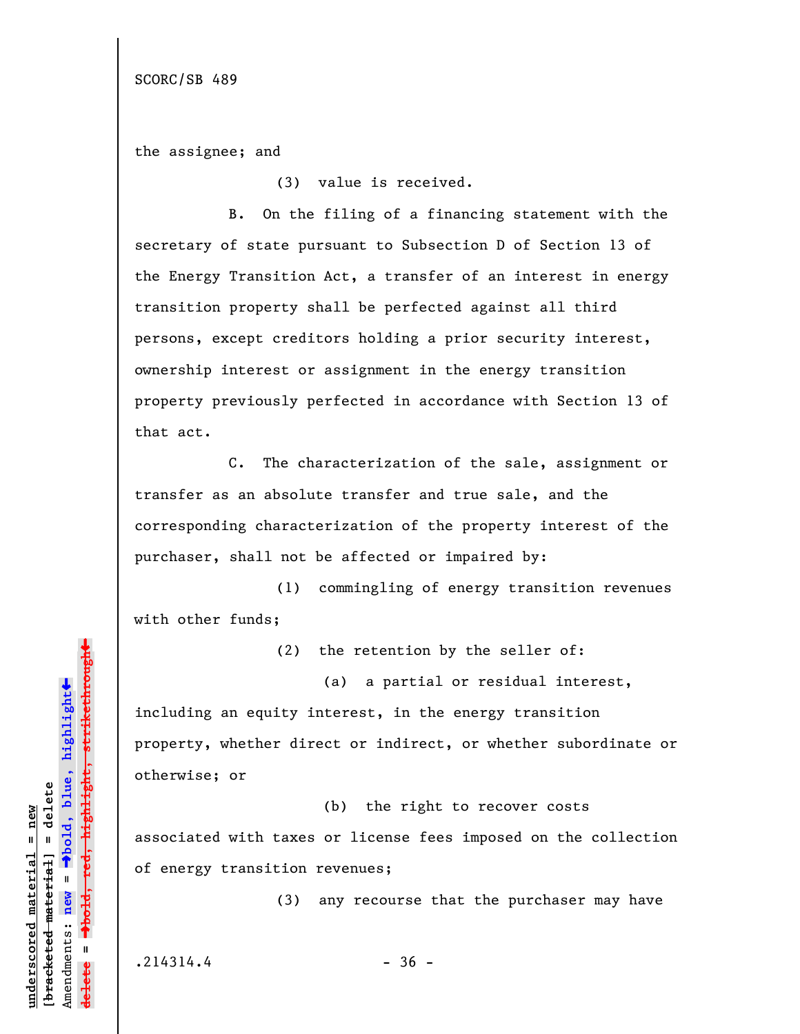the assignee; and

(3) value is received.

B. On the filing of a financing statement with the secretary of state pursuant to Subsection D of Section 13 of the Energy Transition Act, a transfer of an interest in energy transition property shall be perfected against all third persons, except creditors holding a prior security interest, ownership interest or assignment in the energy transition property previously perfected in accordance with Section 13 of that act.

C. The characterization of the sale, assignment or transfer as an absolute transfer and true sale, and the corresponding characterization of the property interest of the purchaser, shall not be affected or impaired by:

(1) commingling of energy transition revenues with other funds;

(2) the retention by the seller of:

(a) a partial or residual interest, including an equity interest, in the energy transition property, whether direct or indirect, or whether subordinate or otherwise; or

(b) the right to recover costs associated with taxes or license fees imposed on the collection of energy transition revenues;

(3) any recourse that the purchaser may have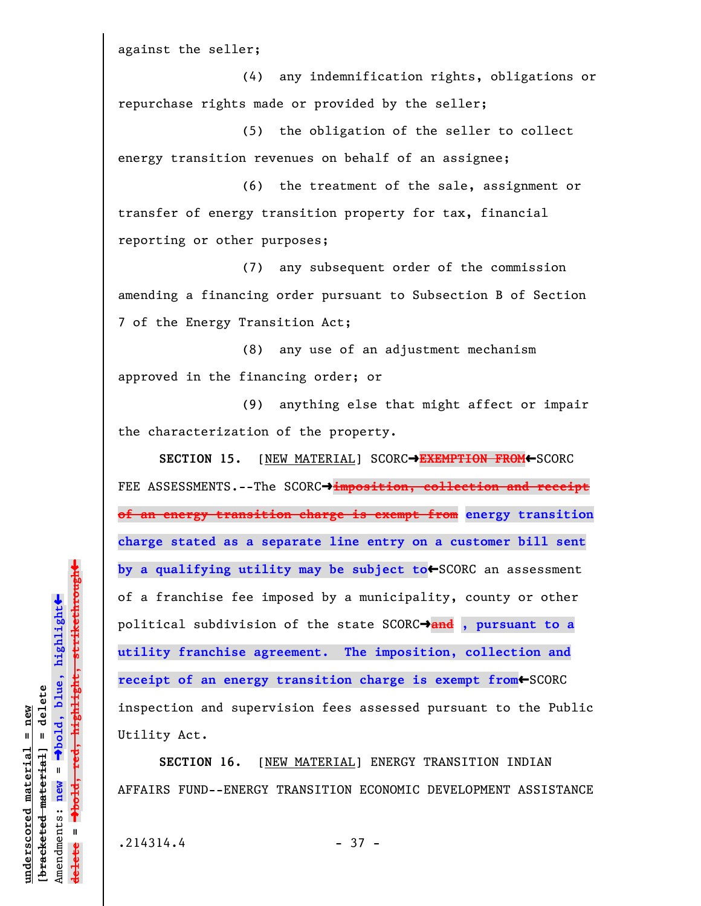against the seller;

(4) any indemnification rights, obligations or repurchase rights made or provided by the seller;

(5) the obligation of the seller to collect energy transition revenues on behalf of an assignee;

(6) the treatment of the sale, assignment or transfer of energy transition property for tax, financial reporting or other purposes;

(7) any subsequent order of the commission amending a financing order pursuant to Subsection B of Section 7 of the Energy Transition Act;

(8) any use of an adjustment mechanism approved in the financing order; or

(9) anything else that might affect or impair the characterization of the property.

**SECTION 15.** [NEW MATERIAL] SCORC→~~EXEMPTION FROM~~←SCORC FEE ASSESSMENTS.--The SCORC→~~imposition, collection and receipt of an energy transition charge is exempt from~~ **energy transition charge stated as a separate line entry on a customer bill sent by a qualifying utility may be subject to**←SCORC an assessment of a franchise fee imposed by a municipality, county or other political subdivision of the state SCORC→~~and~~ **, pursuant to a utility franchise agreement. The imposition, collection and receipt of an energy transition charge is exempt from**←SCORC inspection and supervision fees assessed pursuant to the Public Utility Act.

**SECTION 16.** [NEW MATERIAL] ENERGY TRANSITION INDIAN AFFAIRS FUND--ENERGY TRANSITION ECONOMIC DEVELOPMENT ASSISTANCE

.214314.4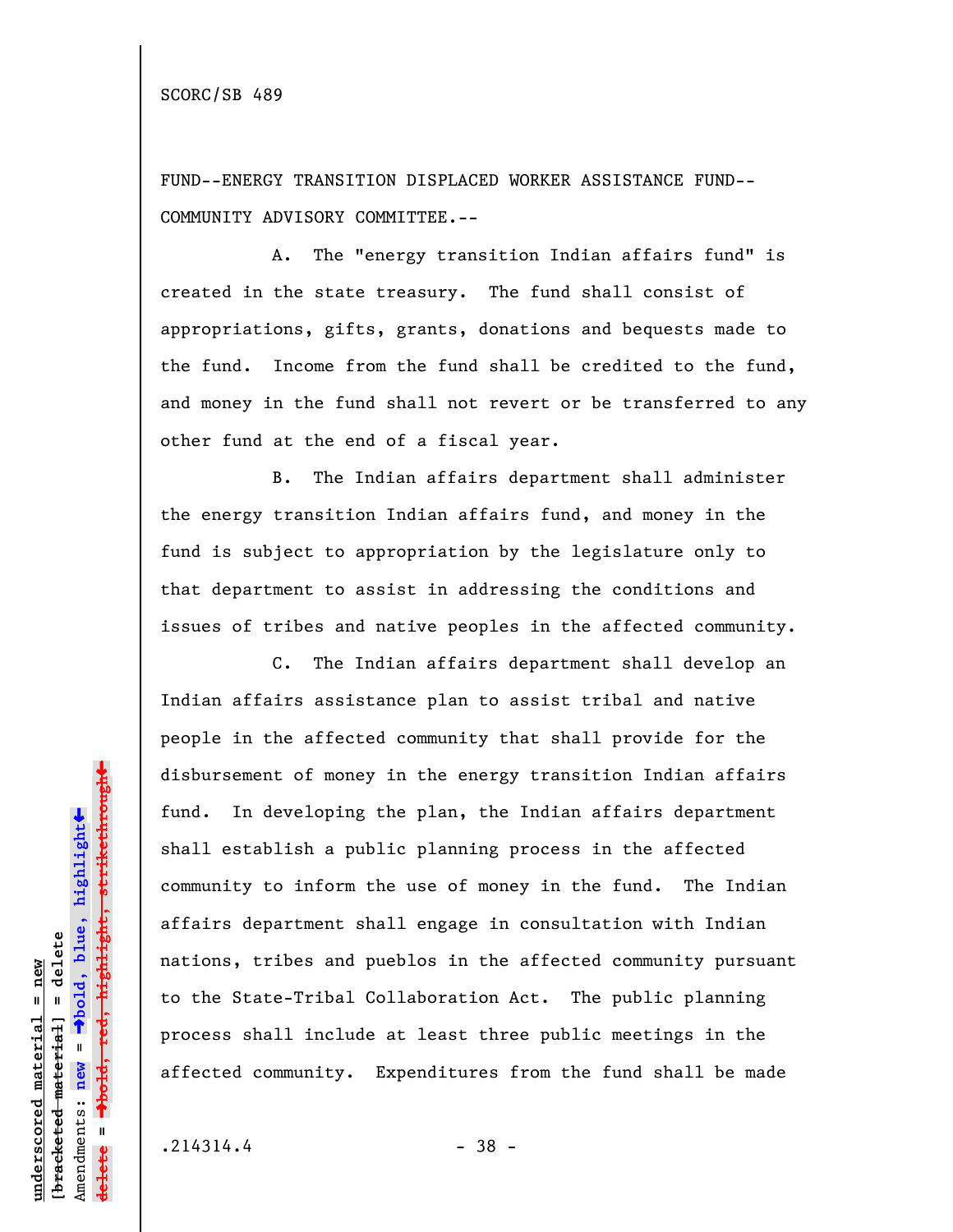FUND--ENERGY TRANSITION DISPLACED WORKER ASSISTANCE FUND--COMMUNITY ADVISORY COMMITTEE.--

A. The "energy transition Indian affairs fund" is created in the state treasury. The fund shall consist of appropriations, gifts, grants, donations and bequests made to the fund. Income from the fund shall be credited to the fund, and money in the fund shall not revert or be transferred to any other fund at the end of a fiscal year.

B. The Indian affairs department shall administer the energy transition Indian affairs fund, and money in the fund is subject to appropriation by the legislature only to that department to assist in addressing the conditions and issues of tribes and native peoples in the affected community.

C. The Indian affairs department shall develop an Indian affairs assistance plan to assist tribal and native people in the affected community that shall provide for the disbursement of money in the energy transition Indian affairs fund. In developing the plan, the Indian affairs department shall establish a public planning process in the affected community to inform the use of money in the fund. The Indian affairs department shall engage in consultation with Indian nations, tribes and pueblos in the affected community pursuant to the State-Tribal Collaboration Act. The public planning process shall include at least three public meetings in the affected community. Expenditures from the fund shall be made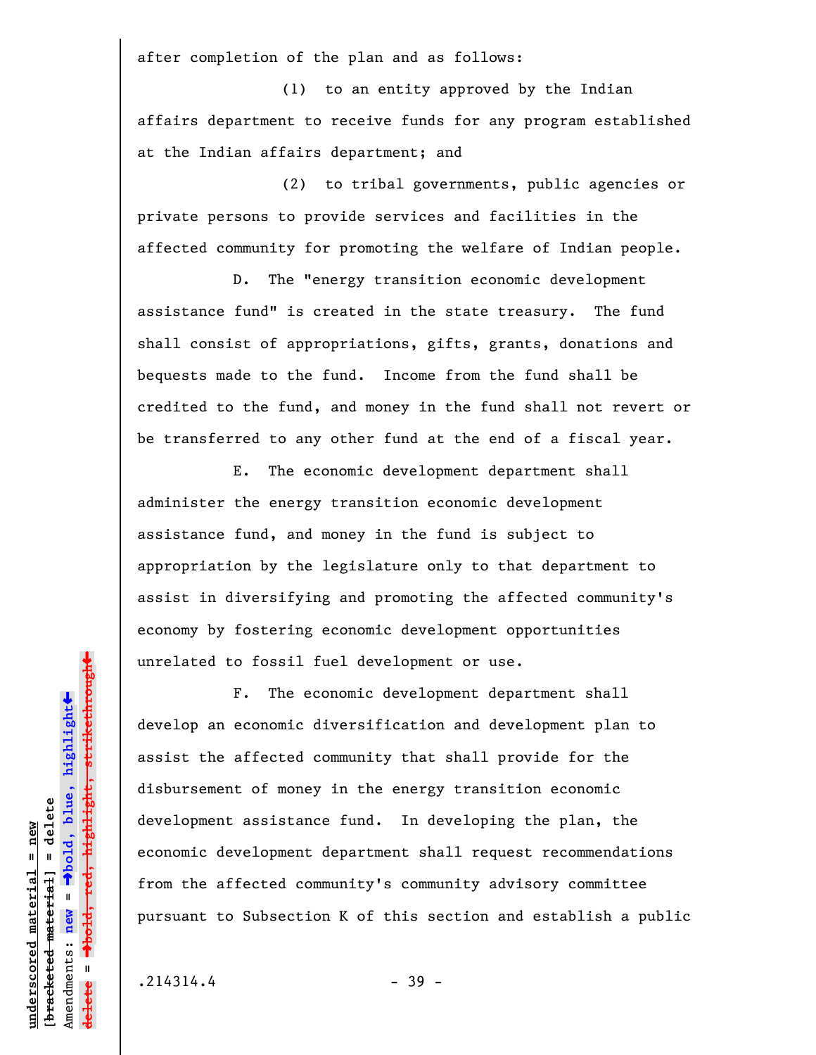after completion of the plan and as follows:

(1) to an entity approved by the Indian affairs department to receive funds for any program established at the Indian affairs department; and

(2) to tribal governments, public agencies or private persons to provide services and facilities in the affected community for promoting the welfare of Indian people.

D. The "energy transition economic development assistance fund" is created in the state treasury. The fund shall consist of appropriations, gifts, grants, donations and bequests made to the fund. Income from the fund shall be credited to the fund, and money in the fund shall not revert or be transferred to any other fund at the end of a fiscal year.

E. The economic development department shall administer the energy transition economic development assistance fund, and money in the fund is subject to appropriation by the legislature only to that department to assist in diversifying and promoting the affected community's economy by fostering economic development opportunities unrelated to fossil fuel development or use.

F. The economic development department shall develop an economic diversification and development plan to assist the affected community that shall provide for the disbursement of money in the energy transition economic development assistance fund. In developing the plan, the economic development department shall request recommendations from the affected community's community advisory committee pursuant to Subsection K of this section and establish a public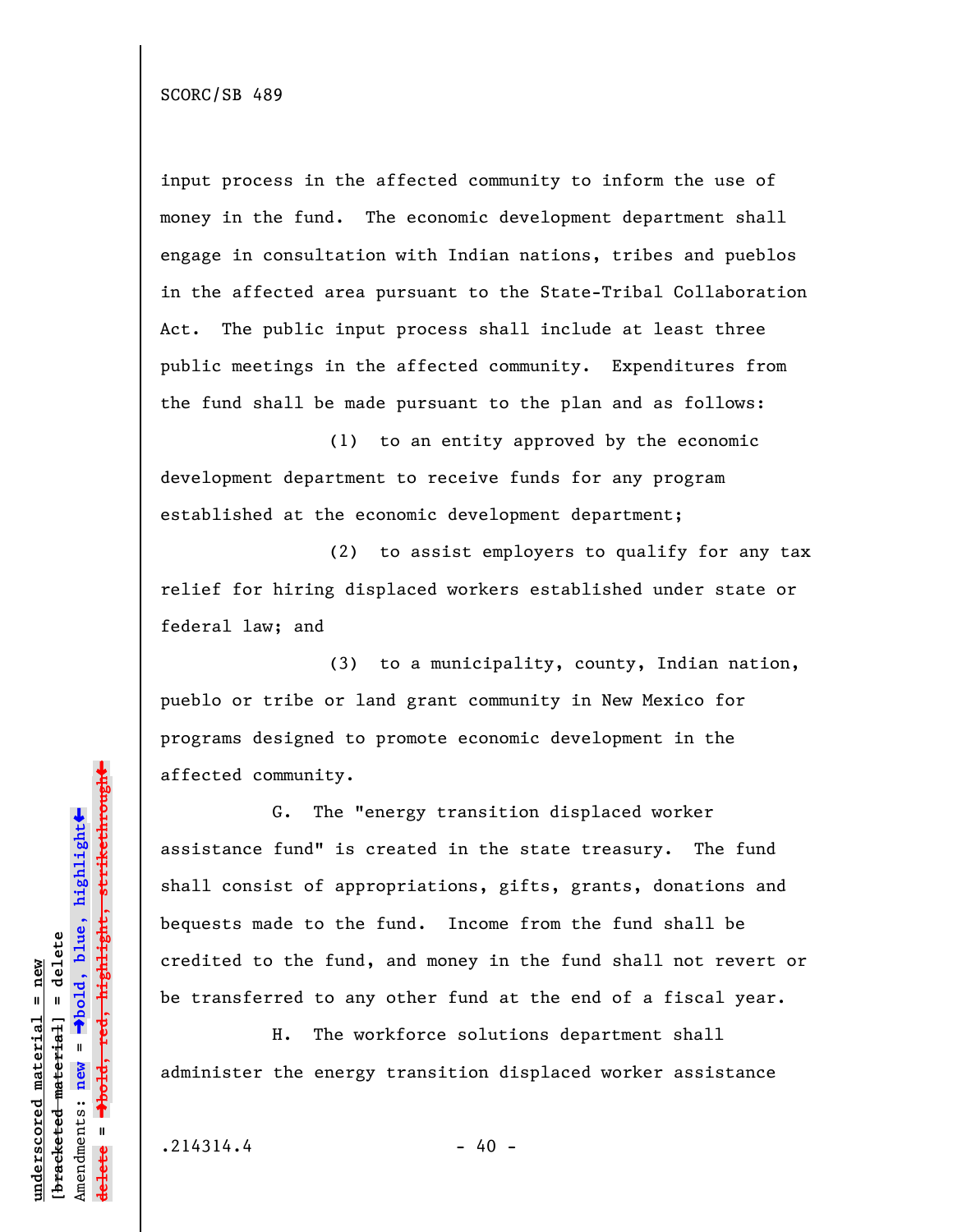input process in the affected community to inform the use of money in the fund. The economic development department shall engage in consultation with Indian nations, tribes and pueblos in the affected area pursuant to the State-Tribal Collaboration Act. The public input process shall include at least three public meetings in the affected community. Expenditures from the fund shall be made pursuant to the plan and as follows:

(1) to an entity approved by the economic development department to receive funds for any program established at the economic development department;

(2) to assist employers to qualify for any tax relief for hiring displaced workers established under state or federal law; and

(3) to a municipality, county, Indian nation, pueblo or tribe or land grant community in New Mexico for programs designed to promote economic development in the affected community.

G. The "energy transition displaced worker assistance fund" is created in the state treasury. The fund shall consist of appropriations, gifts, grants, donations and bequests made to the fund. Income from the fund shall be credited to the fund, and money in the fund shall not revert or be transferred to any other fund at the end of a fiscal year.

H. The workforce solutions department shall administer the energy transition displaced worker assistance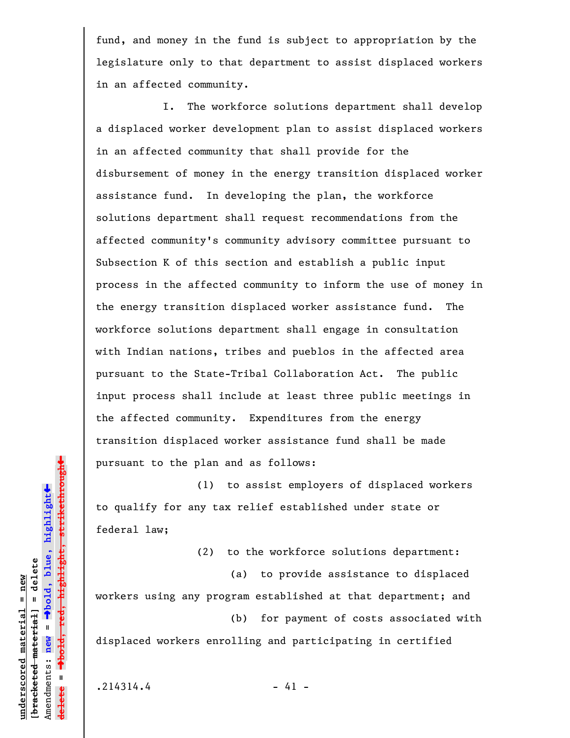fund, and money in the fund is subject to appropriation by the legislature only to that department to assist displaced workers in an affected community.

I. The workforce solutions department shall develop a displaced worker development plan to assist displaced workers in an affected community that shall provide for the disbursement of money in the energy transition displaced worker assistance fund. In developing the plan, the workforce solutions department shall request recommendations from the affected community's community advisory committee pursuant to Subsection K of this section and establish a public input process in the affected community to inform the use of money in the energy transition displaced worker assistance fund. The workforce solutions department shall engage in consultation with Indian nations, tribes and pueblos in the affected area pursuant to the State-Tribal Collaboration Act. The public input process shall include at least three public meetings in the affected community. Expenditures from the energy transition displaced worker assistance fund shall be made pursuant to the plan and as follows:

(1) to assist employers of displaced workers to qualify for any tax relief established under state or federal law;

(2) to the workforce solutions department:

(a) to provide assistance to displaced workers using any program established at that department; and

(b) for payment of costs associated with displaced workers enrolling and participating in certified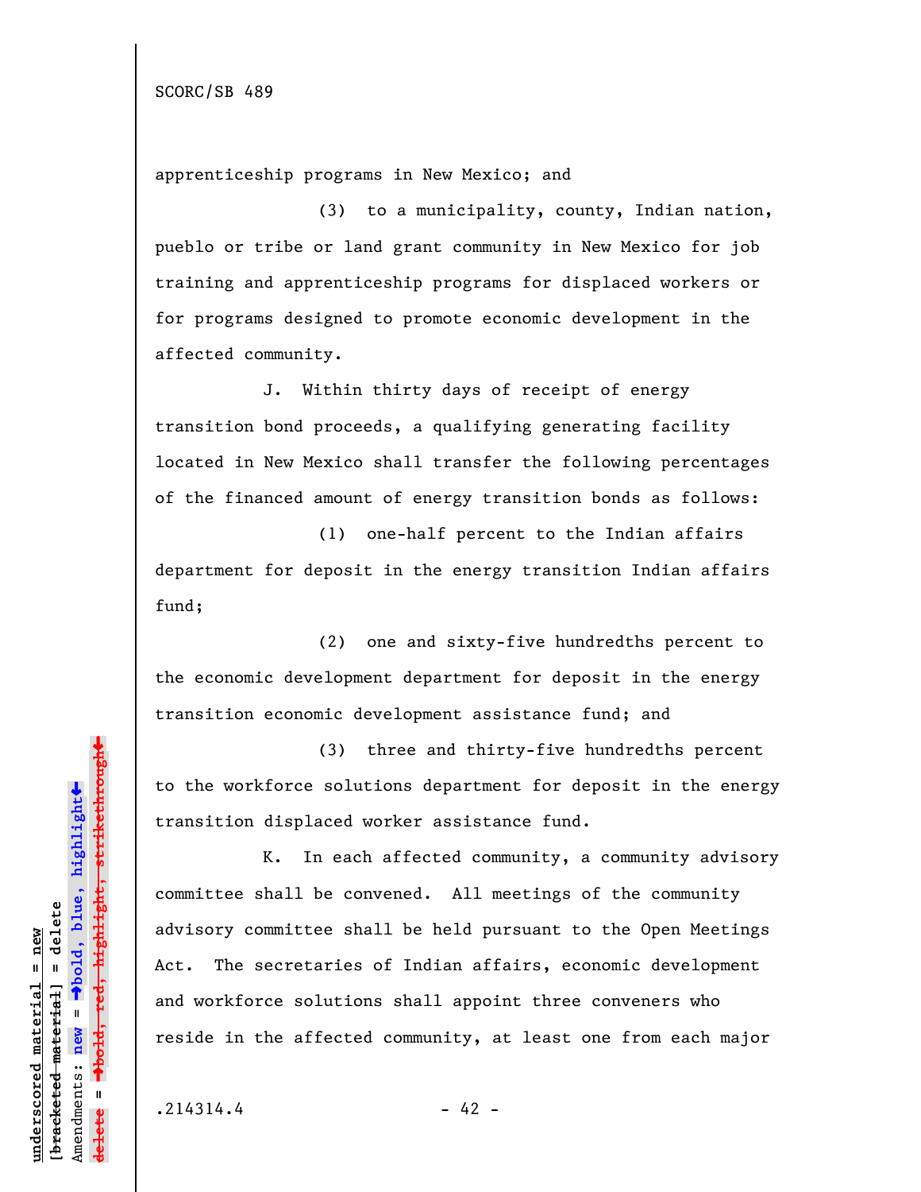apprenticeship programs in New Mexico; and

(3) to a municipality, county, Indian nation, pueblo or tribe or land grant community in New Mexico for job training and apprenticeship programs for displaced workers or for programs designed to promote economic development in the affected community.

J. Within thirty days of receipt of energy transition bond proceeds, a qualifying generating facility located in New Mexico shall transfer the following percentages of the financed amount of energy transition bonds as follows:

(1) one-half percent to the Indian affairs department for deposit in the energy transition Indian affairs fund;

(2) one and sixty-five hundredths percent to the economic development department for deposit in the energy transition economic development assistance fund; and

(3) three and thirty-five hundredths percent to the workforce solutions department for deposit in the energy transition displaced worker assistance fund.

K. In each affected community, a community advisory committee shall be convened. All meetings of the community advisory committee shall be held pursuant to the Open Meetings Act. The secretaries of Indian affairs, economic development and workforce solutions shall appoint three conveners who reside in the affected community, at least one from each major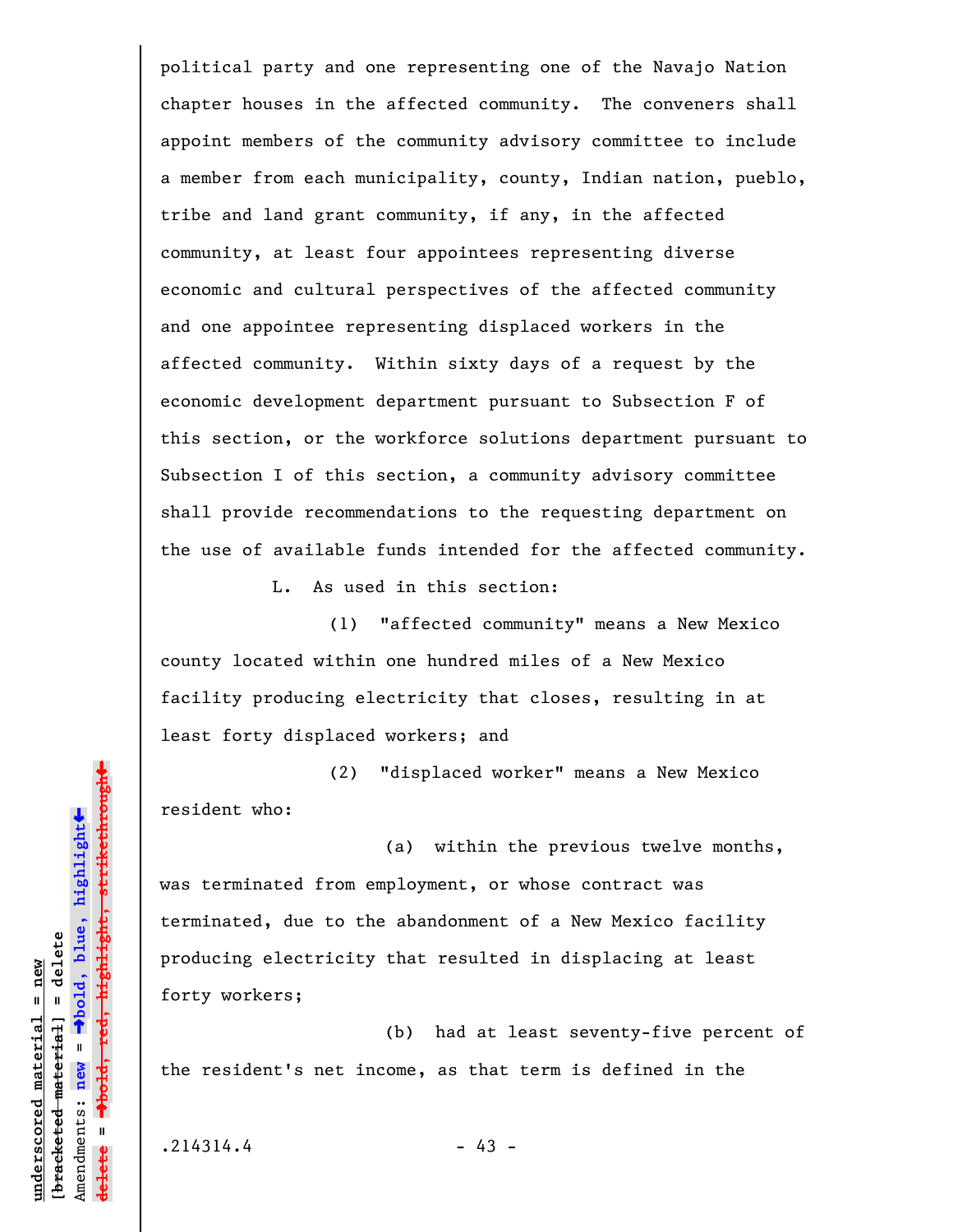political party and one representing one of the Navajo Nation chapter houses in the affected community. The conveners shall appoint members of the community advisory committee to include a member from each municipality, county, Indian nation, pueblo, tribe and land grant community, if any, in the affected community, at least four appointees representing diverse economic and cultural perspectives of the affected community and one appointee representing displaced workers in the affected community. Within sixty days of a request by the economic development department pursuant to Subsection F of this section, or the workforce solutions department pursuant to Subsection I of this section, a community advisory committee shall provide recommendations to the requesting department on the use of available funds intended for the affected community.

L. As used in this section:

(1) "affected community" means a New Mexico county located within one hundred miles of a New Mexico facility producing electricity that closes, resulting in at least forty displaced workers; and

(2) "displaced worker" means a New Mexico resident who:

(a) within the previous twelve months, was terminated from employment, or whose contract was terminated, due to the abandonment of a New Mexico facility producing electricity that resulted in displacing at least forty workers;

(b) had at least seventy-five percent of the resident's net income, as that term is defined in the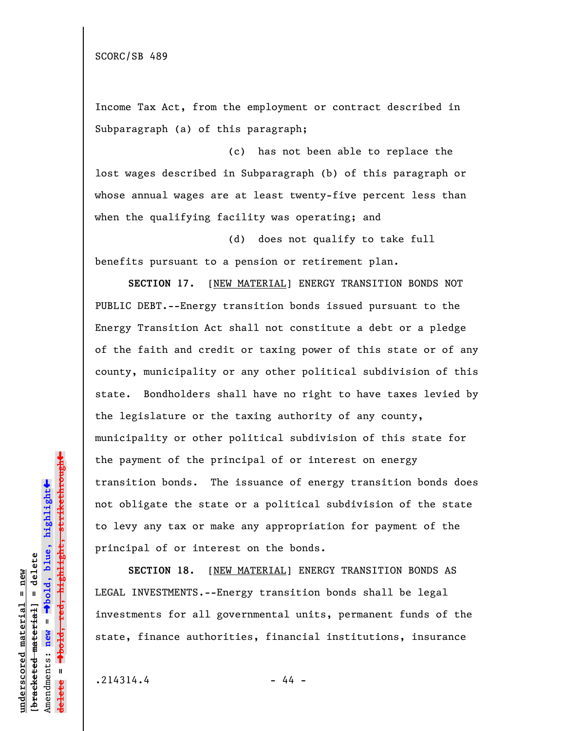Income Tax Act, from the employment or contract described in Subparagraph (a) of this paragraph;

(c) has not been able to replace the lost wages described in Subparagraph (b) of this paragraph or whose annual wages are at least twenty-five percent less than when the qualifying facility was operating; and

(d) does not qualify to take full benefits pursuant to a pension or retirement plan.

**SECTION 17.** [NEW MATERIAL] ENERGY TRANSITION BONDS NOT PUBLIC DEBT.--Energy transition bonds issued pursuant to the Energy Transition Act shall not constitute a debt or a pledge of the faith and credit or taxing power of this state or of any county, municipality or any other political subdivision of this state. Bondholders shall have no right to have taxes levied by the legislature or the taxing authority of any county, municipality or other political subdivision of this state for the payment of the principal of or interest on energy transition bonds. The issuance of energy transition bonds does not obligate the state or a political subdivision of the state to levy any tax or make any appropriation for payment of the principal of or interest on the bonds.

**SECTION 18.** [NEW MATERIAL] ENERGY TRANSITION BONDS AS LEGAL INVESTMENTS.--Energy transition bonds shall be legal investments for all governmental units, permanent funds of the state, finance authorities, financial institutions, insurance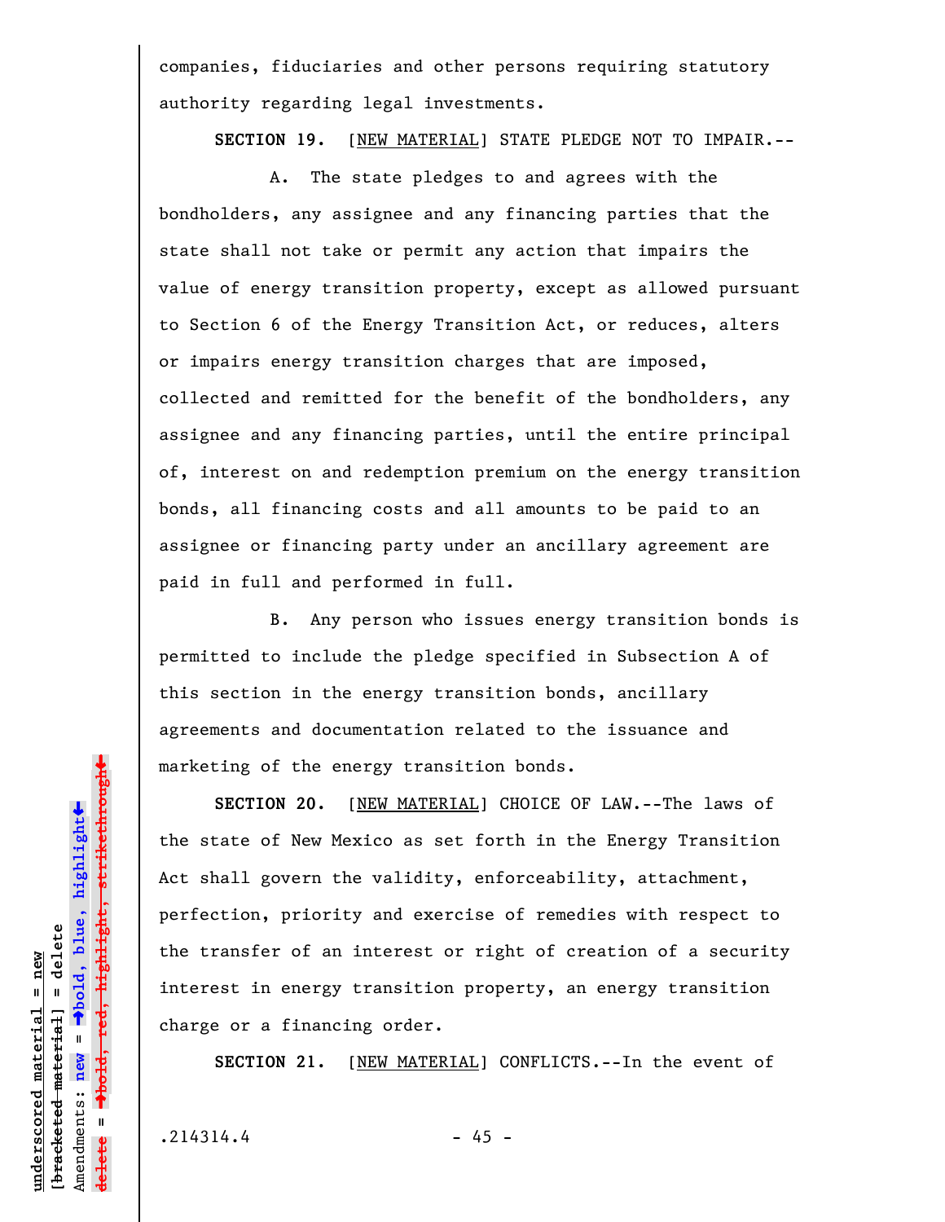companies, fiduciaries and other persons requiring statutory authority regarding legal investments.

**SECTION 19.** [NEW MATERIAL] STATE PLEDGE NOT TO IMPAIR.--

A. The state pledges to and agrees with the bondholders, any assignee and any financing parties that the state shall not take or permit any action that impairs the value of energy transition property, except as allowed pursuant to Section 6 of the Energy Transition Act, or reduces, alters or impairs energy transition charges that are imposed, collected and remitted for the benefit of the bondholders, any assignee and any financing parties, until the entire principal of, interest on and redemption premium on the energy transition bonds, all financing costs and all amounts to be paid to an assignee or financing party under an ancillary agreement are paid in full and performed in full.

B. Any person who issues energy transition bonds is permitted to include the pledge specified in Subsection A of this section in the energy transition bonds, ancillary agreements and documentation related to the issuance and marketing of the energy transition bonds.

**SECTION 20.** [NEW MATERIAL] CHOICE OF LAW.--The laws of the state of New Mexico as set forth in the Energy Transition Act shall govern the validity, enforceability, attachment, perfection, priority and exercise of remedies with respect to the transfer of an interest or right of creation of a security interest in energy transition property, an energy transition charge or a financing order.

**SECTION 21.** [NEW MATERIAL] CONFLICTS.--In the event of

.214314.4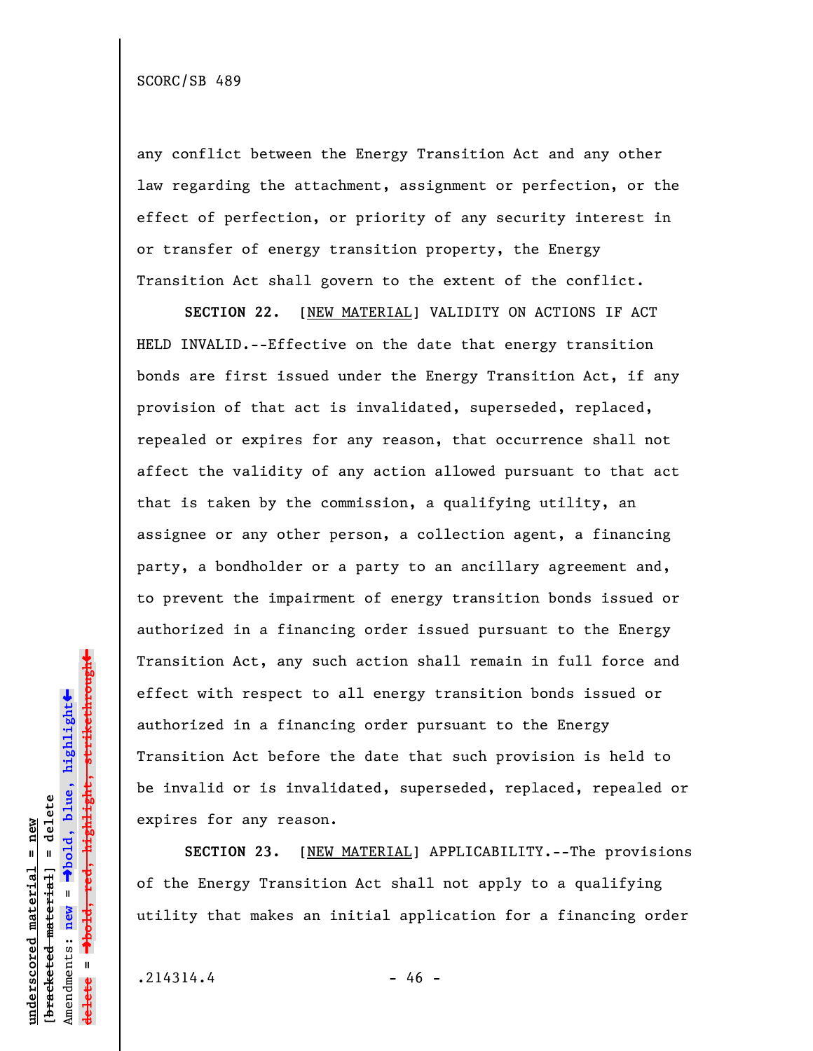any conflict between the Energy Transition Act and any other law regarding the attachment, assignment or perfection, or the effect of perfection, or priority of any security interest in or transfer of energy transition property, the Energy Transition Act shall govern to the extent of the conflict.

**SECTION 22.** [NEW MATERIAL] VALIDITY ON ACTIONS IF ACT HELD INVALID.--Effective on the date that energy transition bonds are first issued under the Energy Transition Act, if any provision of that act is invalidated, superseded, replaced, repealed or expires for any reason, that occurrence shall not affect the validity of any action allowed pursuant to that act that is taken by the commission, a qualifying utility, an assignee or any other person, a collection agent, a financing party, a bondholder or a party to an ancillary agreement and, to prevent the impairment of energy transition bonds issued or authorized in a financing order issued pursuant to the Energy Transition Act, any such action shall remain in full force and effect with respect to all energy transition bonds issued or authorized in a financing order pursuant to the Energy Transition Act before the date that such provision is held to be invalid or is invalidated, superseded, replaced, repealed or expires for any reason.

**SECTION 23.** [NEW MATERIAL] APPLICABILITY.--The provisions of the Energy Transition Act shall not apply to a qualifying utility that makes an initial application for a financing order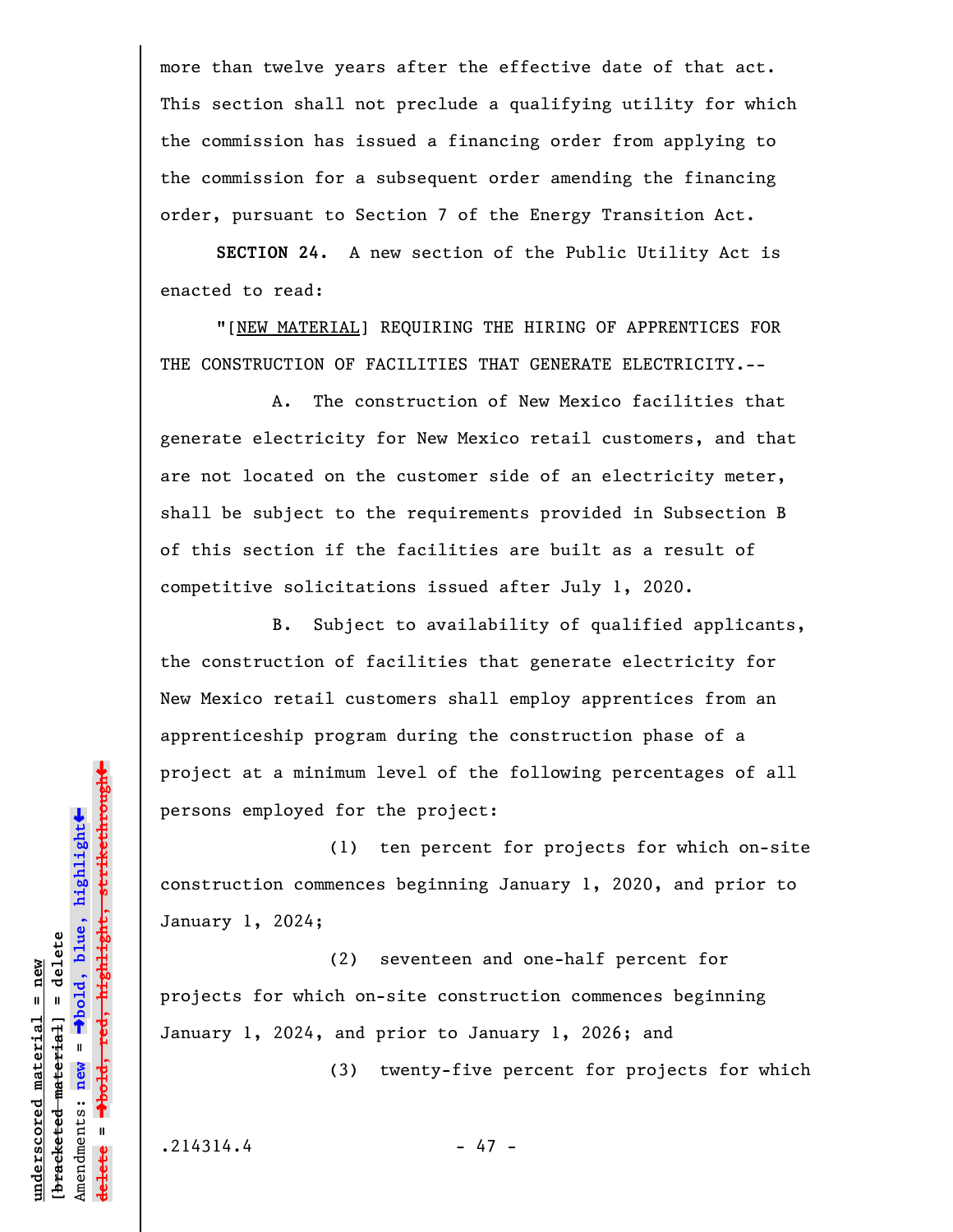more than twelve years after the effective date of that act. This section shall not preclude a qualifying utility for which the commission has issued a financing order from applying to the commission for a subsequent order amending the financing order, pursuant to Section 7 of the Energy Transition Act.

**SECTION 24.** A new section of the Public Utility Act is enacted to read:

"[NEW MATERIAL] REQUIRING THE HIRING OF APPRENTICES FOR THE CONSTRUCTION OF FACILITIES THAT GENERATE ELECTRICITY.--

A. The construction of New Mexico facilities that generate electricity for New Mexico retail customers, and that are not located on the customer side of an electricity meter, shall be subject to the requirements provided in Subsection B of this section if the facilities are built as a result of competitive solicitations issued after July 1, 2020.

B. Subject to availability of qualified applicants, the construction of facilities that generate electricity for New Mexico retail customers shall employ apprentices from an apprenticeship program during the construction phase of a project at a minimum level of the following percentages of all persons employed for the project:

(1) ten percent for projects for which on-site construction commences beginning January 1, 2020, and prior to January 1, 2024;

(2) seventeen and one-half percent for projects for which on-site construction commences beginning January 1, 2024, and prior to January 1, 2026; and

(3) twenty-five percent for projects for which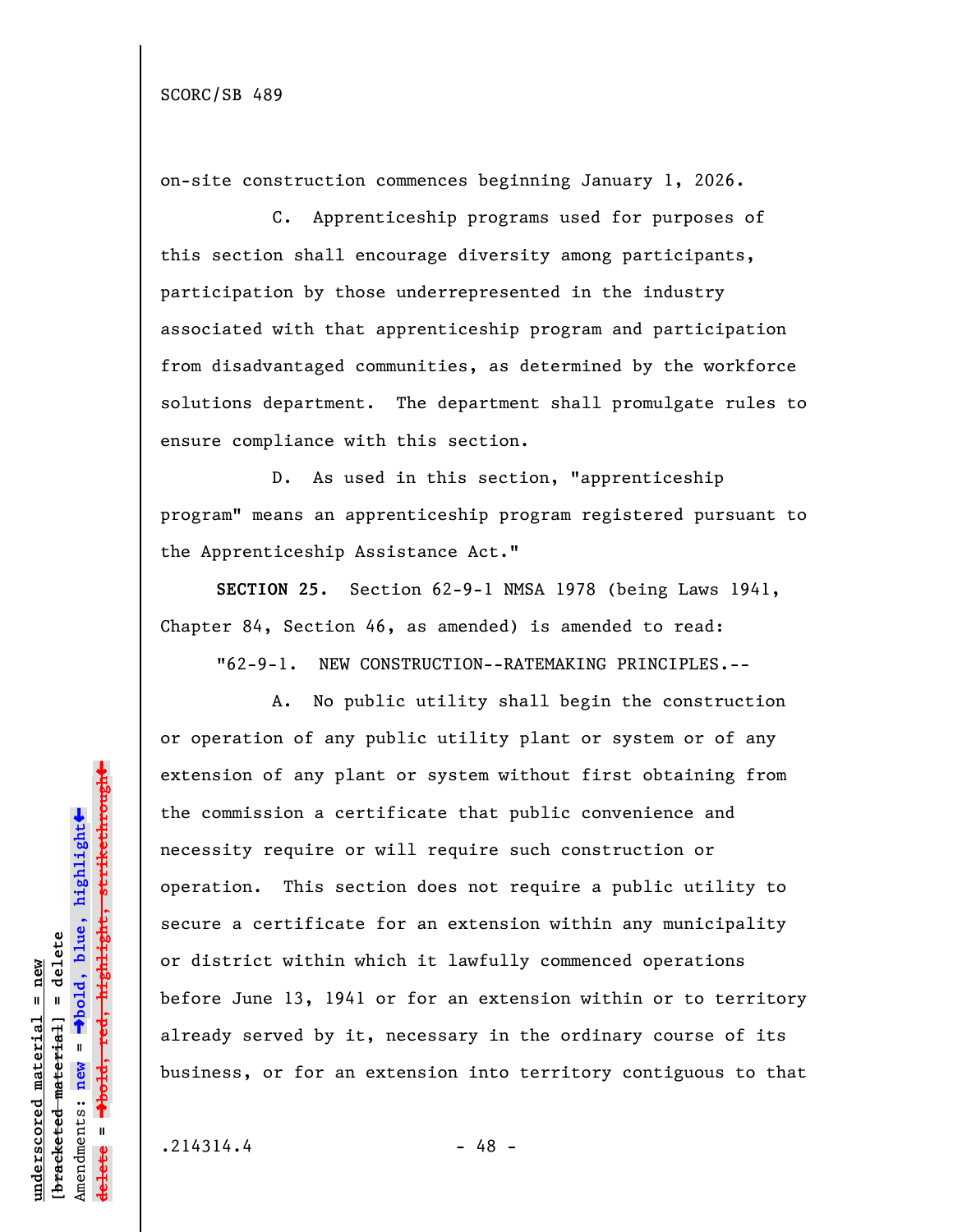on-site construction commences beginning January 1, 2026.

C. Apprenticeship programs used for purposes of this section shall encourage diversity among participants, participation by those underrepresented in the industry associated with that apprenticeship program and participation from disadvantaged communities, as determined by the workforce solutions department. The department shall promulgate rules to ensure compliance with this section.

D. As used in this section, "apprenticeship program" means an apprenticeship program registered pursuant to the Apprenticeship Assistance Act."

**SECTION 25.** Section 62-9-1 NMSA 1978 (being Laws 1941, Chapter 84, Section 46, as amended) is amended to read:

"62-9-1. NEW CONSTRUCTION--RATEMAKING PRINCIPLES.--

A. No public utility shall begin the construction or operation of any public utility plant or system or of any extension of any plant or system without first obtaining from the commission a certificate that public convenience and necessity require or will require such construction or operation. This section does not require a public utility to secure a certificate for an extension within any municipality or district within which it lawfully commenced operations before June 13, 1941 or for an extension within or to territory already served by it, necessary in the ordinary course of its business, or for an extension into territory contiguous to that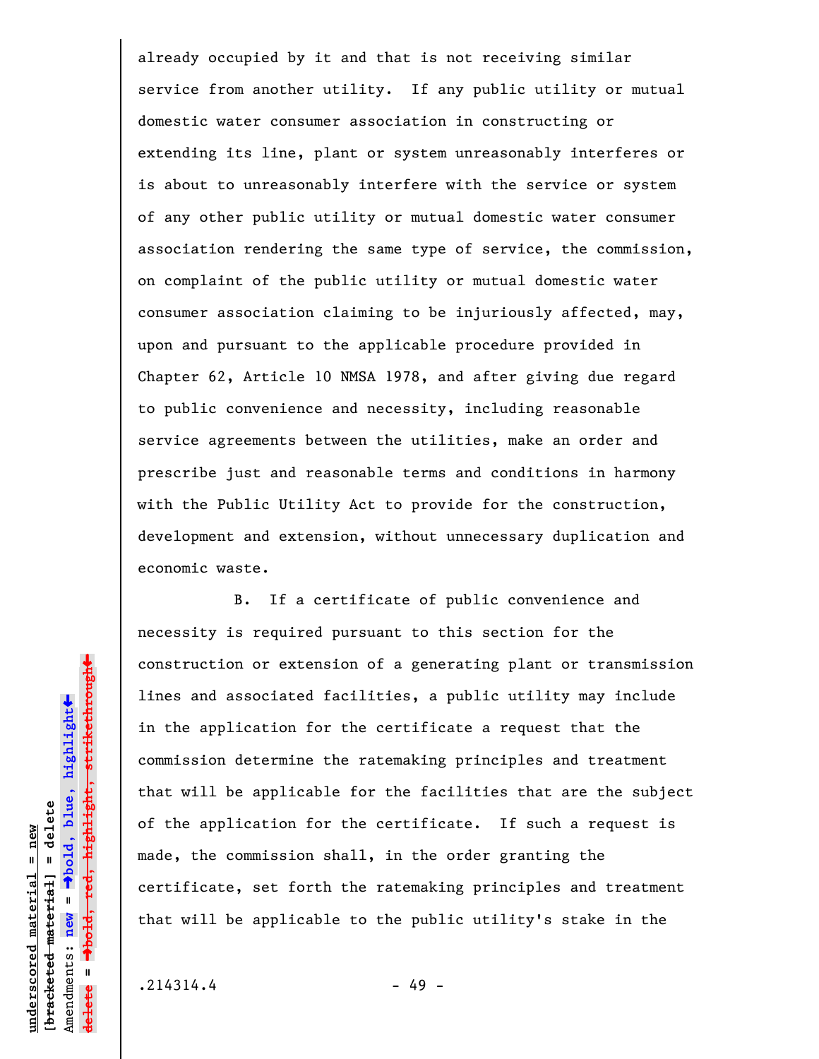already occupied by it and that is not receiving similar service from another utility. If any public utility or mutual domestic water consumer association in constructing or extending its line, plant or system unreasonably interferes or is about to unreasonably interfere with the service or system of any other public utility or mutual domestic water consumer association rendering the same type of service, the commission, on complaint of the public utility or mutual domestic water consumer association claiming to be injuriously affected, may, upon and pursuant to the applicable procedure provided in Chapter 62, Article 10 NMSA 1978, and after giving due regard to public convenience and necessity, including reasonable service agreements between the utilities, make an order and prescribe just and reasonable terms and conditions in harmony with the Public Utility Act to provide for the construction, development and extension, without unnecessary duplication and economic waste.

B. If a certificate of public convenience and necessity is required pursuant to this section for the construction or extension of a generating plant or transmission lines and associated facilities, a public utility may include in the application for the certificate a request that the commission determine the ratemaking principles and treatment that will be applicable for the facilities that are the subject of the application for the certificate. If such a request is made, the commission shall, in the order granting the certificate, set forth the ratemaking principles and treatment that will be applicable to the public utility's stake in the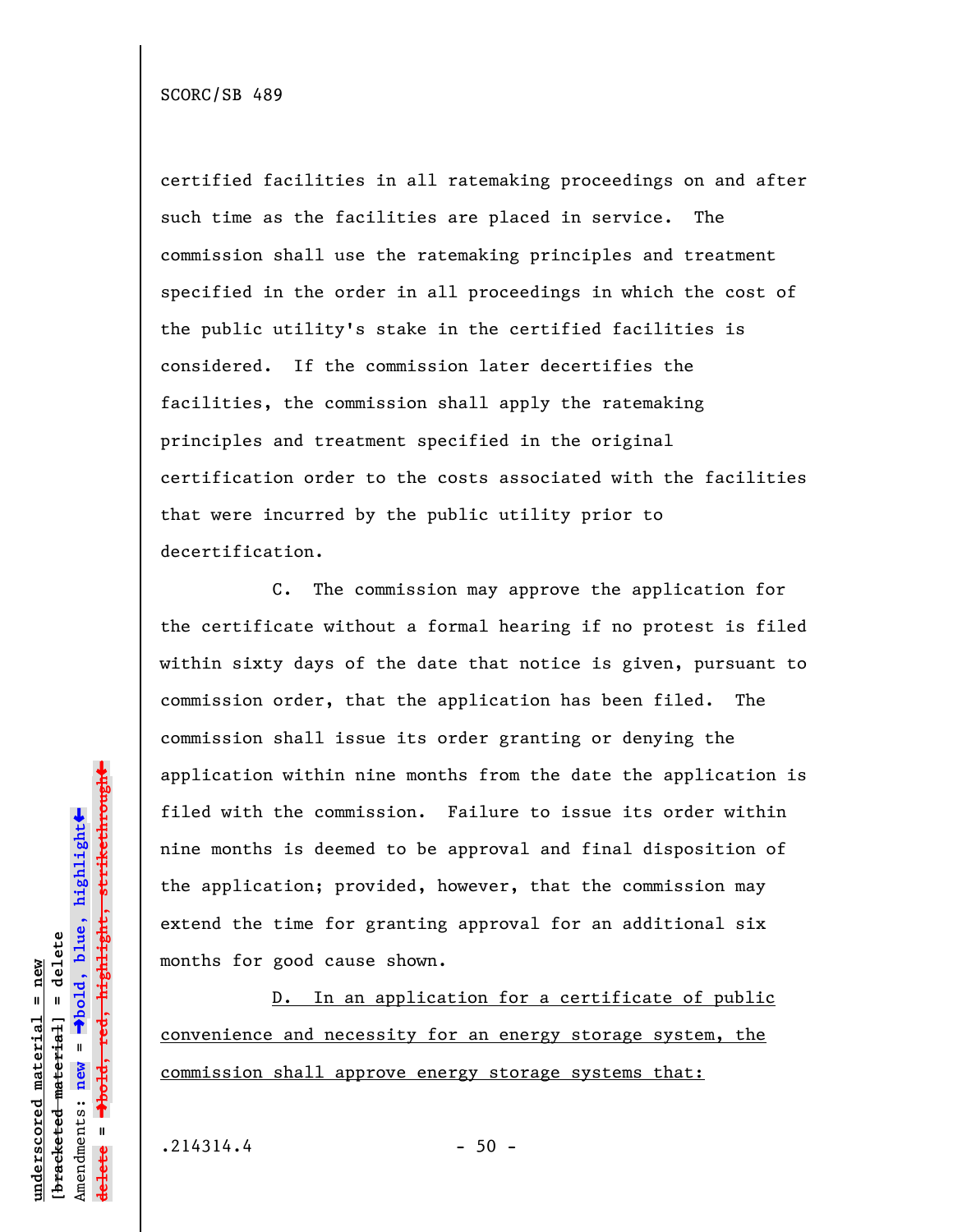certified facilities in all ratemaking proceedings on and after such time as the facilities are placed in service. The commission shall use the ratemaking principles and treatment specified in the order in all proceedings in which the cost of the public utility's stake in the certified facilities is considered. If the commission later decertifies the facilities, the commission shall apply the ratemaking principles and treatment specified in the original certification order to the costs associated with the facilities that were incurred by the public utility prior to decertification.

C. The commission may approve the application for the certificate without a formal hearing if no protest is filed within sixty days of the date that notice is given, pursuant to commission order, that the application has been filed. The commission shall issue its order granting or denying the application within nine months from the date the application is filed with the commission. Failure to issue its order within nine months is deemed to be approval and final disposition of the application; provided, however, that the commission may extend the time for granting approval for an additional six months for good cause shown.

<u>D. In an application for a certificate of public convenience and necessity for an energy storage system, the commission shall approve energy storage systems that:</u>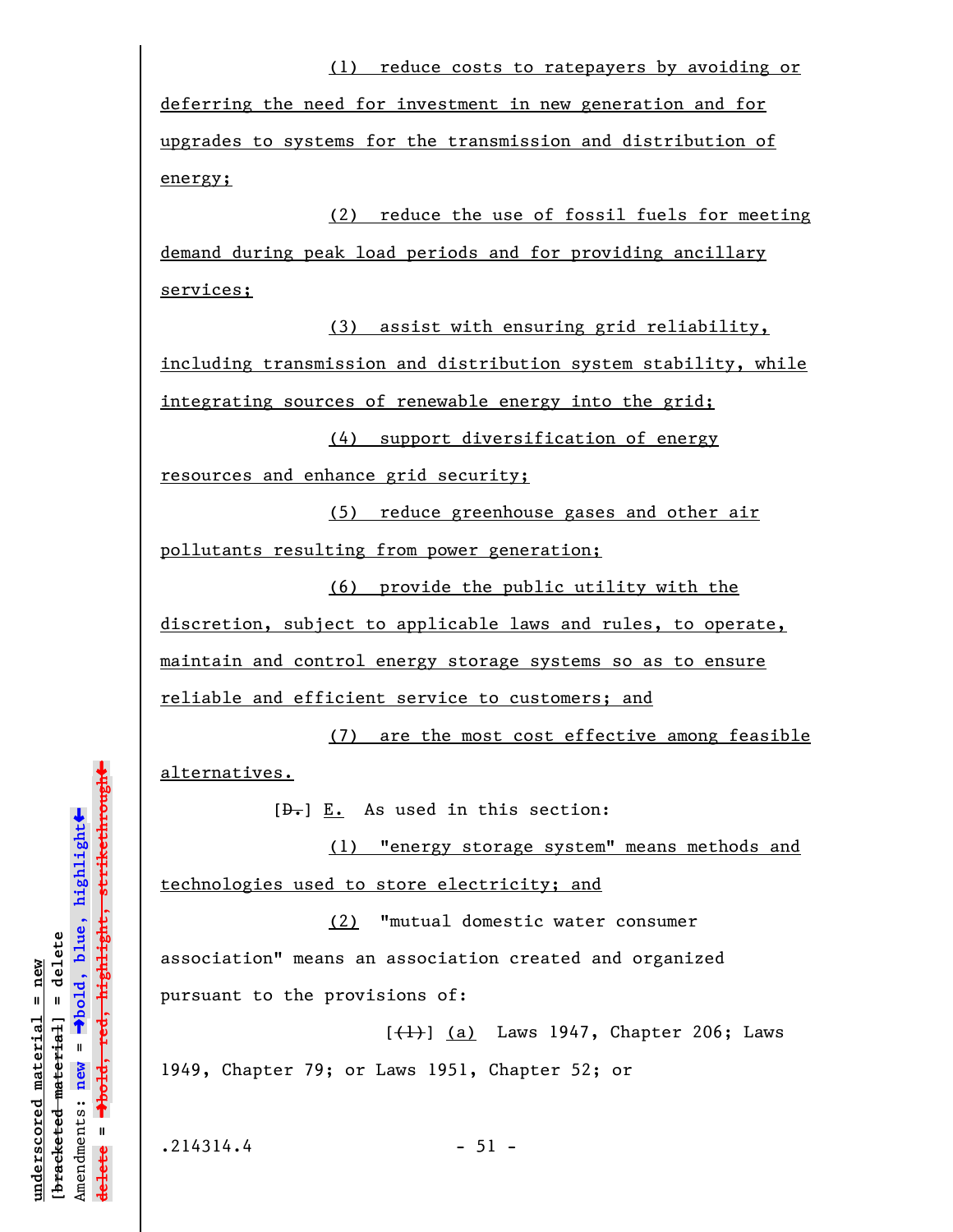(1) reduce costs to ratepayers by avoiding or deferring the need for investment in new generation and for upgrades to systems for the transmission and distribution of energy;

(2) reduce the use of fossil fuels for meeting demand during peak load periods and for providing ancillary services;

(3) assist with ensuring grid reliability, including transmission and distribution system stability, while integrating sources of renewable energy into the grid;

(4) support diversification of energy resources and enhance grid security;

(5) reduce greenhouse gases and other air pollutants resulting from power generation;

(6) provide the public utility with the discretion, subject to applicable laws and rules, to operate, maintain and control energy storage systems so as to ensure reliable and efficient service to customers; and

(7) are the most cost effective among feasible alternatives.

[~~D.~~] E. As used in this section:

(1) "energy storage system" means methods and technologies used to store electricity; and

(2) "mutual domestic water consumer association" means an association created and organized pursuant to the provisions of:

[~~(1)~~] (a) Laws 1947, Chapter 206; Laws 1949, Chapter 79; or Laws 1951, Chapter 52; or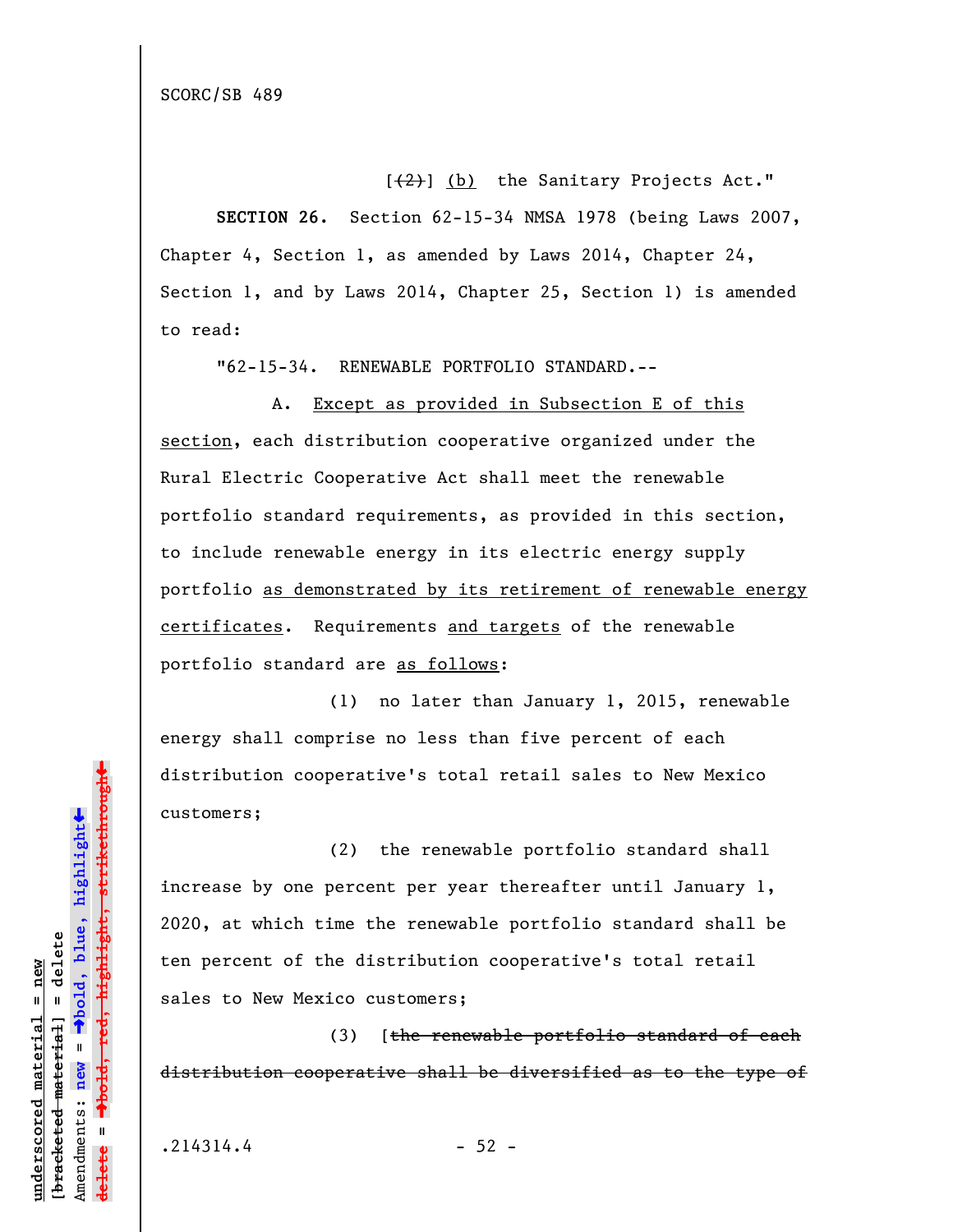SCORC/SB 489

[~~(2)~~] <u>(b)</u> the Sanitary Projects Act."

**SECTION 26.** Section 62-15-34 NMSA 1978 (being Laws 2007, Chapter 4, Section 1, as amended by Laws 2014, Chapter 24, Section 1, and by Laws 2014, Chapter 25, Section 1) is amended to read:

"62-15-34. RENEWABLE PORTFOLIO STANDARD.--

A. <u>Except as provided in Subsection E of this section</u>, each distribution cooperative organized under the Rural Electric Cooperative Act shall meet the renewable portfolio standard requirements, as provided in this section, to include renewable energy in its electric energy supply portfolio <u>as demonstrated by its retirement of renewable energy certificates</u>. Requirements <u>and targets</u> of the renewable portfolio standard are <u>as follows</u>:

(1) no later than January 1, 2015, renewable energy shall comprise no less than five percent of each distribution cooperative's total retail sales to New Mexico customers;

(2) the renewable portfolio standard shall increase by one percent per year thereafter until January 1, 2020, at which time the renewable portfolio standard shall be ten percent of the distribution cooperative's total retail sales to New Mexico customers;

(3) [~~the renewable portfolio standard of each distribution cooperative shall be diversified as to the type of~~

.214314.4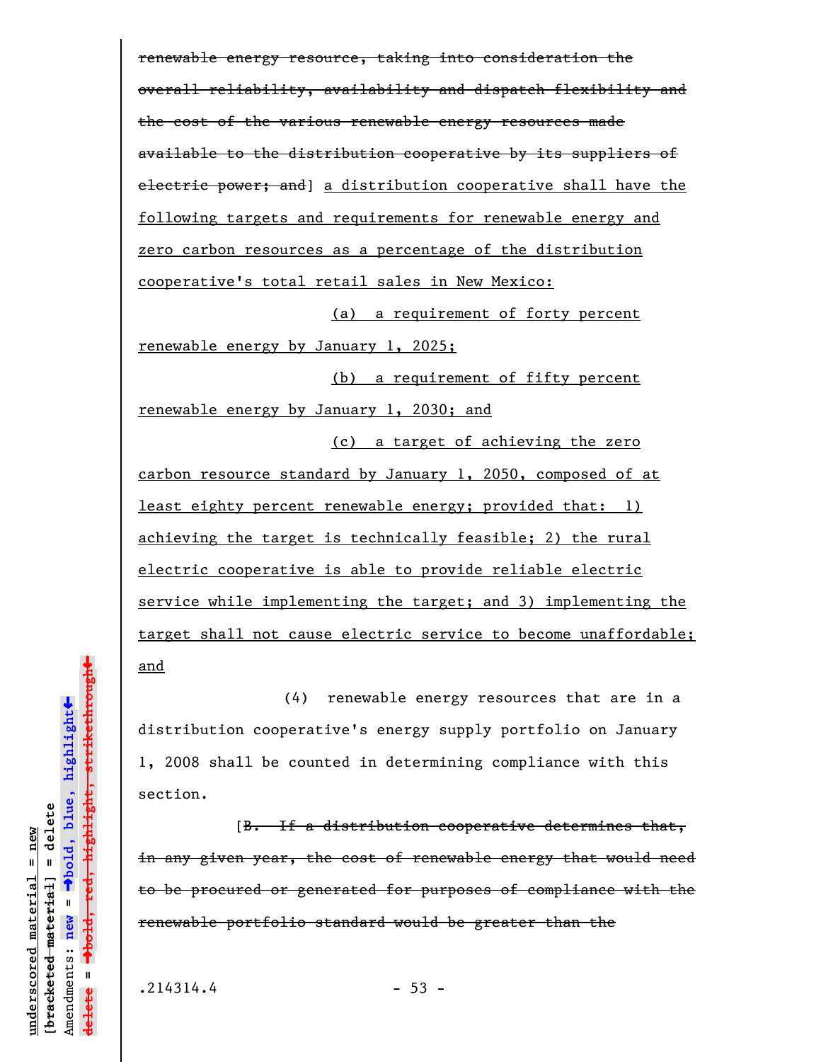~~renewable energy resource, taking into consideration the overall reliability, availability and dispatch flexibility and the cost of the various renewable energy resources made available to the distribution cooperative by its suppliers of electric power; and~~] <u>a distribution cooperative shall have the following targets and requirements for renewable energy and zero carbon resources as a percentage of the distribution cooperative's total retail sales in New Mexico:</u>

<u>(a) a requirement of forty percent renewable energy by January 1, 2025;</u>

<u>(b) a requirement of fifty percent renewable energy by January 1, 2030; and</u>

<u>(c) a target of achieving the zero carbon resource standard by January 1, 2050, composed of at least eighty percent renewable energy; provided that: 1) achieving the target is technically feasible; 2) the rural electric cooperative is able to provide reliable electric service while implementing the target; and 3) implementing the target shall not cause electric service to become unaffordable; and</u>

(4) renewable energy resources that are in a distribution cooperative's energy supply portfolio on January 1, 2008 shall be counted in determining compliance with this section.

[~~B. If a distribution cooperative determines that, in any given year, the cost of renewable energy that would need to be procured or generated for purposes of compliance with the renewable portfolio standard would be greater than the~~

.214314.4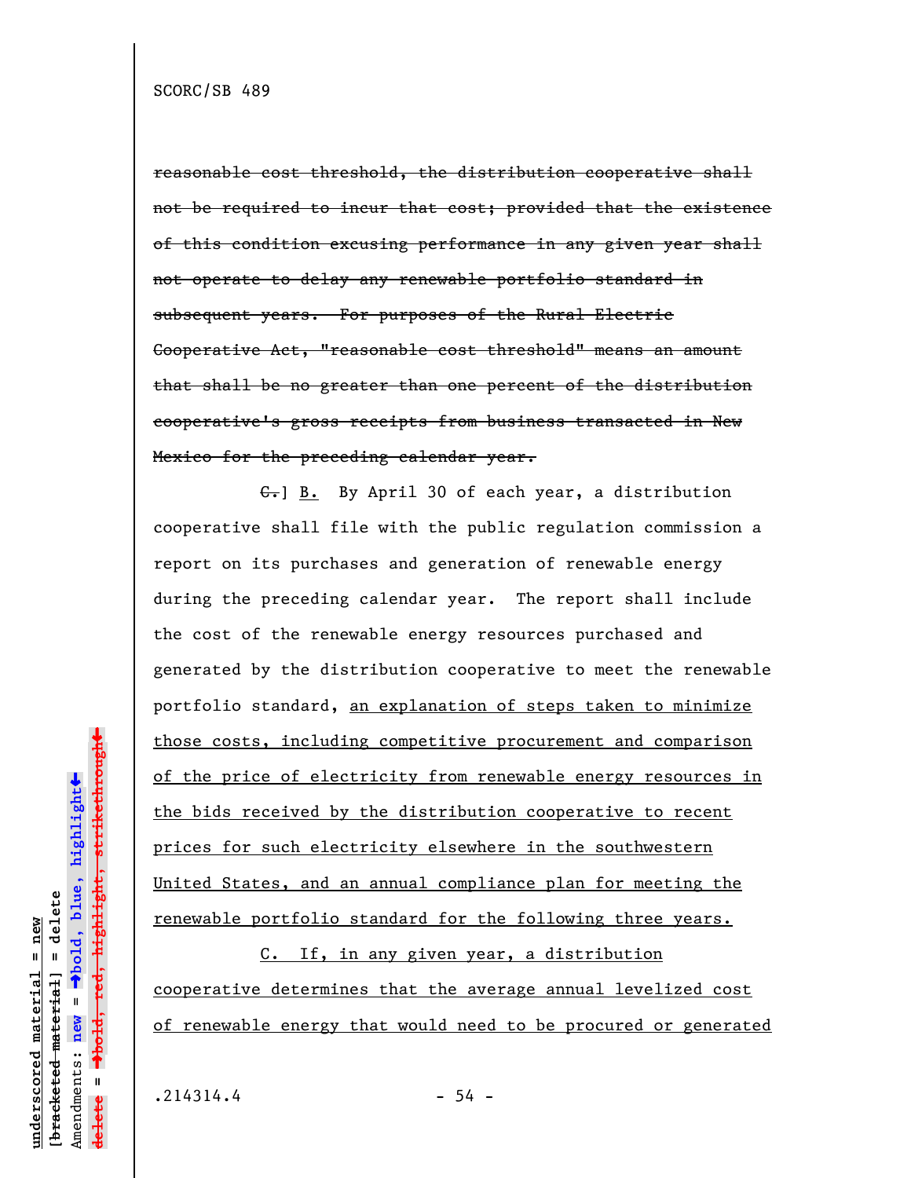~~reasonable cost threshold, the distribution cooperative shall not be required to incur that cost; provided that the existence of this condition excusing performance in any given year shall not operate to delay any renewable portfolio standard in subsequent years. For purposes of the Rural Electric Cooperative Act, "reasonable cost threshold" means an amount that shall be no greater than one percent of the distribution cooperative's gross receipts from business transacted in New Mexico for the preceding calendar year.~~

~~C.~~] <u>B.</u> By April 30 of each year, a distribution cooperative shall file with the public regulation commission a report on its purchases and generation of renewable energy during the preceding calendar year. The report shall include the cost of the renewable energy resources purchased and generated by the distribution cooperative to meet the renewable portfolio standard, <u>an explanation of steps taken to minimize those costs, including competitive procurement and comparison of the price of electricity from renewable energy resources in the bids received by the distribution cooperative to recent prices for such electricity elsewhere in the southwestern United States, and an annual compliance plan for meeting the renewable portfolio standard for the following three years.</u>

<u>C. If, in any given year, a distribution cooperative determines that the average annual levelized cost of renewable energy that would need to be procured or generated</u>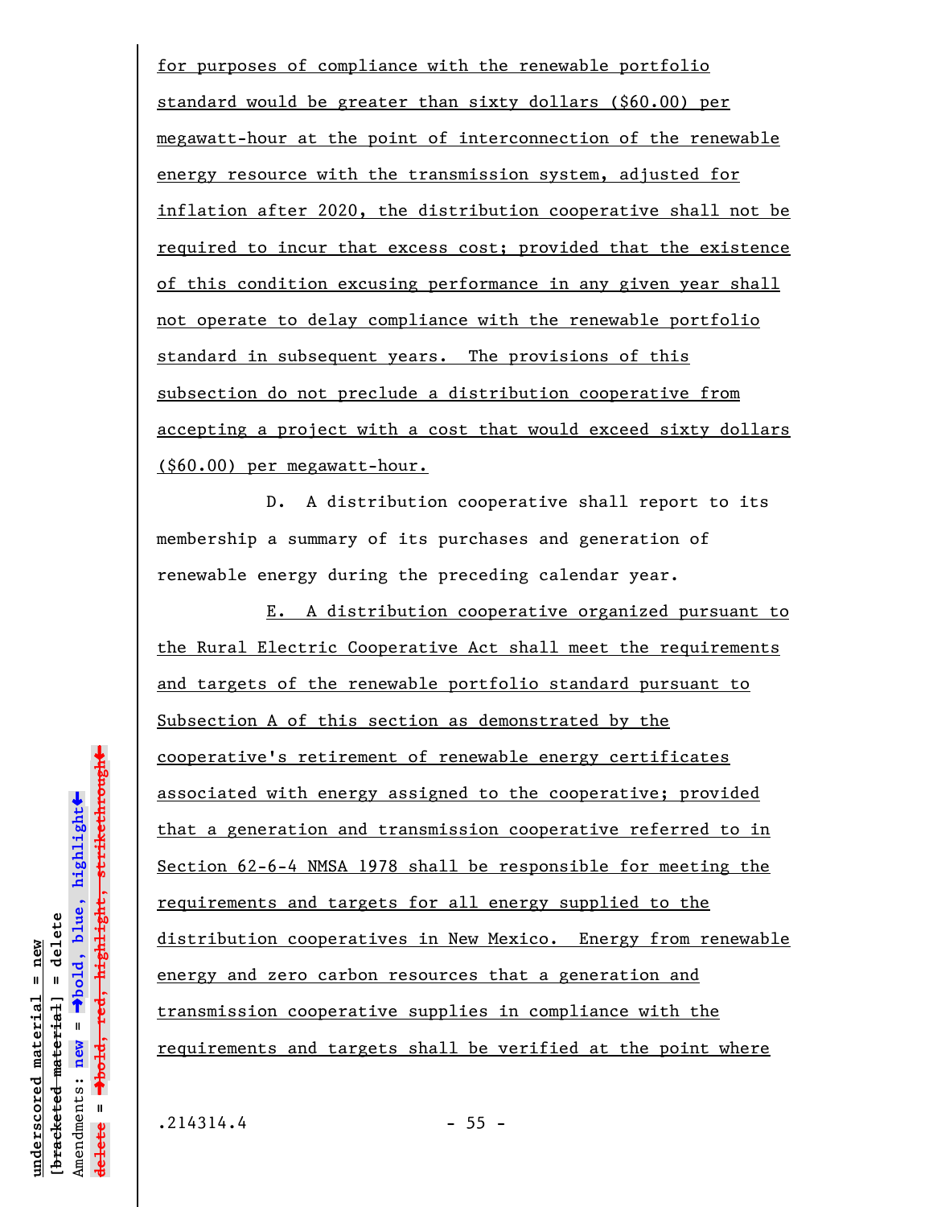for purposes of compliance with the renewable portfolio standard would be greater than sixty dollars ($60.00) per megawatt-hour at the point of interconnection of the renewable energy resource with the transmission system, adjusted for inflation after 2020, the distribution cooperative shall not be required to incur that excess cost; provided that the existence of this condition excusing performance in any given year shall not operate to delay compliance with the renewable portfolio standard in subsequent years. The provisions of this subsection do not preclude a distribution cooperative from accepting a project with a cost that would exceed sixty dollars ($60.00) per megawatt-hour.

D. A distribution cooperative shall report to its membership a summary of its purchases and generation of renewable energy during the preceding calendar year.

E. A distribution cooperative organized pursuant to the Rural Electric Cooperative Act shall meet the requirements and targets of the renewable portfolio standard pursuant to Subsection A of this section as demonstrated by the cooperative's retirement of renewable energy certificates associated with energy assigned to the cooperative; provided that a generation and transmission cooperative referred to in Section 62-6-4 NMSA 1978 shall be responsible for meeting the requirements and targets for all energy supplied to the distribution cooperatives in New Mexico. Energy from renewable energy and zero carbon resources that a generation and transmission cooperative supplies in compliance with the requirements and targets shall be verified at the point where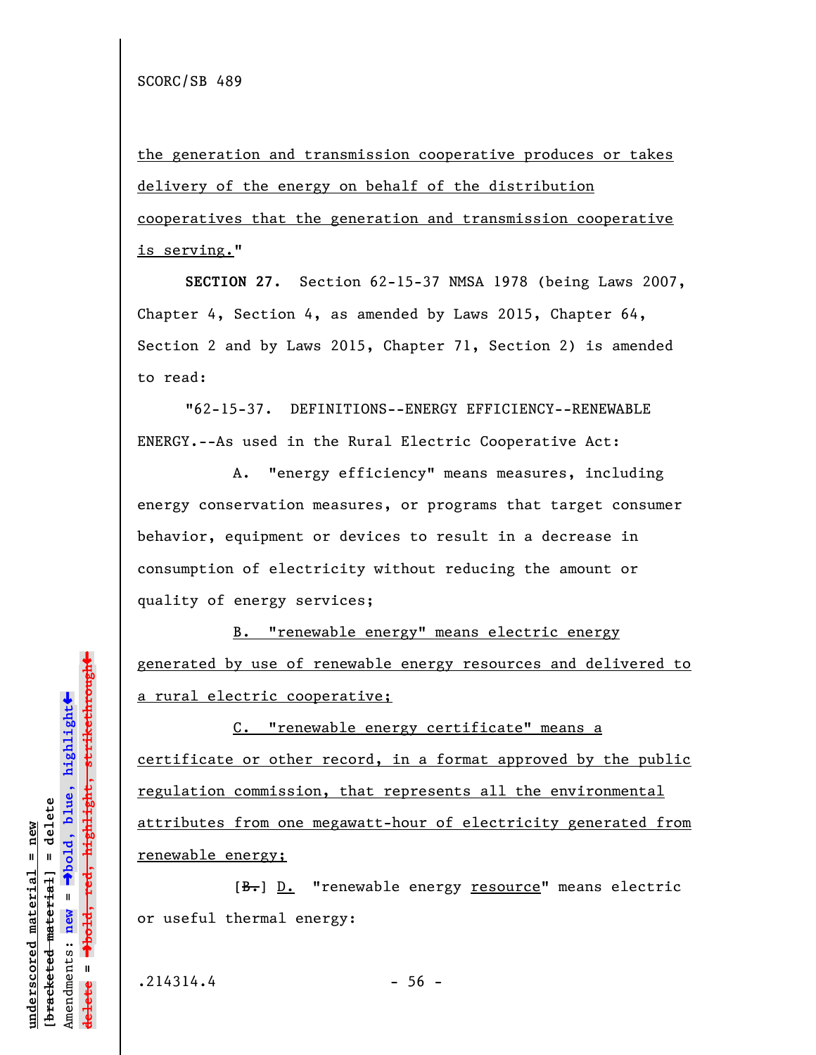the generation and transmission cooperative produces or takes delivery of the energy on behalf of the distribution cooperatives that the generation and transmission cooperative is serving."

**SECTION 27.** Section 62-15-37 NMSA 1978 (being Laws 2007, Chapter 4, Section 4, as amended by Laws 2015, Chapter 64, Section 2 and by Laws 2015, Chapter 71, Section 2) is amended to read:

"62-15-37. DEFINITIONS--ENERGY EFFICIENCY--RENEWABLE ENERGY.--As used in the Rural Electric Cooperative Act:

A. "energy efficiency" means measures, including energy conservation measures, or programs that target consumer behavior, equipment or devices to result in a decrease in consumption of electricity without reducing the amount or quality of energy services;

B. "renewable energy" means electric energy generated by use of renewable energy resources and delivered to a rural electric cooperative;

C. "renewable energy certificate" means a certificate or other record, in a format approved by the public regulation commission, that represents all the environmental attributes from one megawatt-hour of electricity generated from renewable energy;

[~~B.~~] D. "renewable energy resource" means electric or useful thermal energy: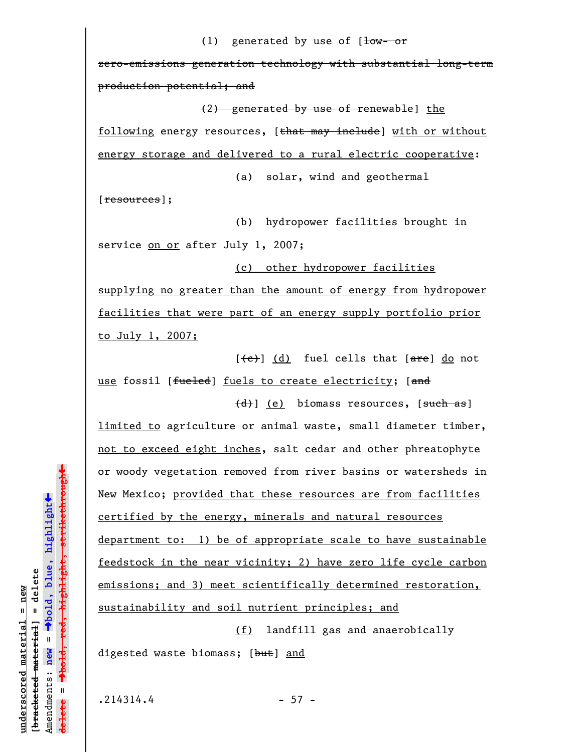(1) generated by use of [~~low- or zero-emissions generation technology with substantial long-term production potential; and~~

~~(2) generated by use of renewable~~] <u>the following</u> energy resources, [~~that may include~~] <u>with or without energy storage and delivered to a rural electric cooperative</u>:

(a) solar, wind and geothermal [~~resources~~];

(b) hydropower facilities brought in service <u>on or</u> after July 1, 2007;

<u>(c) other hydropower facilities supplying no greater than the amount of energy from hydropower facilities that were part of an energy supply portfolio prior to July 1, 2007;</u>

[~~(c)~~] <u>(d)</u> fuel cells that [~~are~~] <u>do</u> not <u>use</u> fossil [~~fueled~~] <u>fuels to create electricity</u>; [~~and~~

~~(d)~~] <u>(e)</u> biomass resources, [~~such as~~] <u>limited to</u> agriculture or animal waste, small diameter timber, <u>not to exceed eight inches</u>, salt cedar and other phreatophyte or woody vegetation removed from river basins or watersheds in New Mexico; <u>provided that these resources are from facilities certified by the energy, minerals and natural resources department to: 1) be of appropriate scale to have sustainable feedstock in the near vicinity; 2) have zero life cycle carbon emissions; and 3) meet scientifically determined restoration, sustainability and soil nutrient principles; and</u>

<u>(f)</u> landfill gas and anaerobically digested waste biomass; [~~but~~] <u>and</u>

.214314.4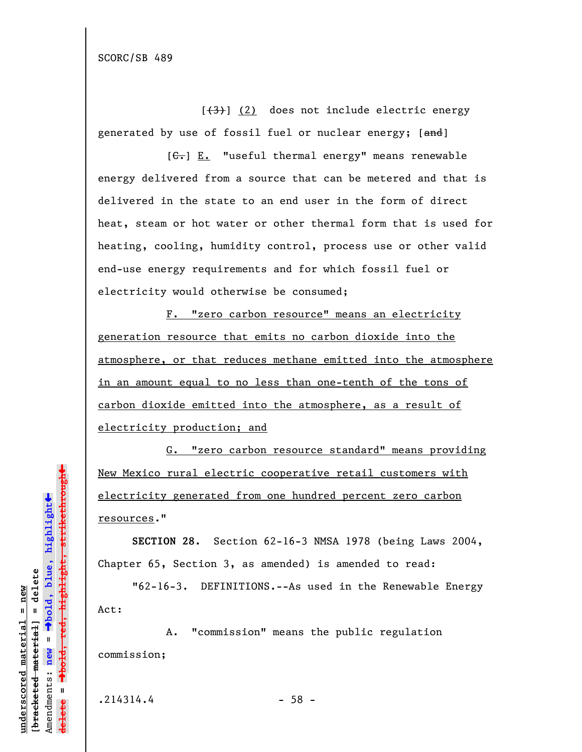SCORC/SB 489

[~~(3)~~] (2) does not include electric energy generated by use of fossil fuel or nuclear energy; [~~and~~]

[~~C.~~] E. "useful thermal energy" means renewable energy delivered from a source that can be metered and that is delivered in the state to an end user in the form of direct heat, steam or hot water or other thermal form that is used for heating, cooling, humidity control, process use or other valid end-use energy requirements and for which fossil fuel or electricity would otherwise be consumed;

F. "zero carbon resource" means an electricity generation resource that emits no carbon dioxide into the atmosphere, or that reduces methane emitted into the atmosphere in an amount equal to no less than one-tenth of the tons of carbon dioxide emitted into the atmosphere, as a result of electricity production; and

G. "zero carbon resource standard" means providing New Mexico rural electric cooperative retail customers with electricity generated from one hundred percent zero carbon resources."

**SECTION 28.** Section 62-16-3 NMSA 1978 (being Laws 2004, Chapter 65, Section 3, as amended) is amended to read:

"62-16-3. DEFINITIONS.--As used in the Renewable Energy Act:

A. "commission" means the public regulation commission;

.214314.4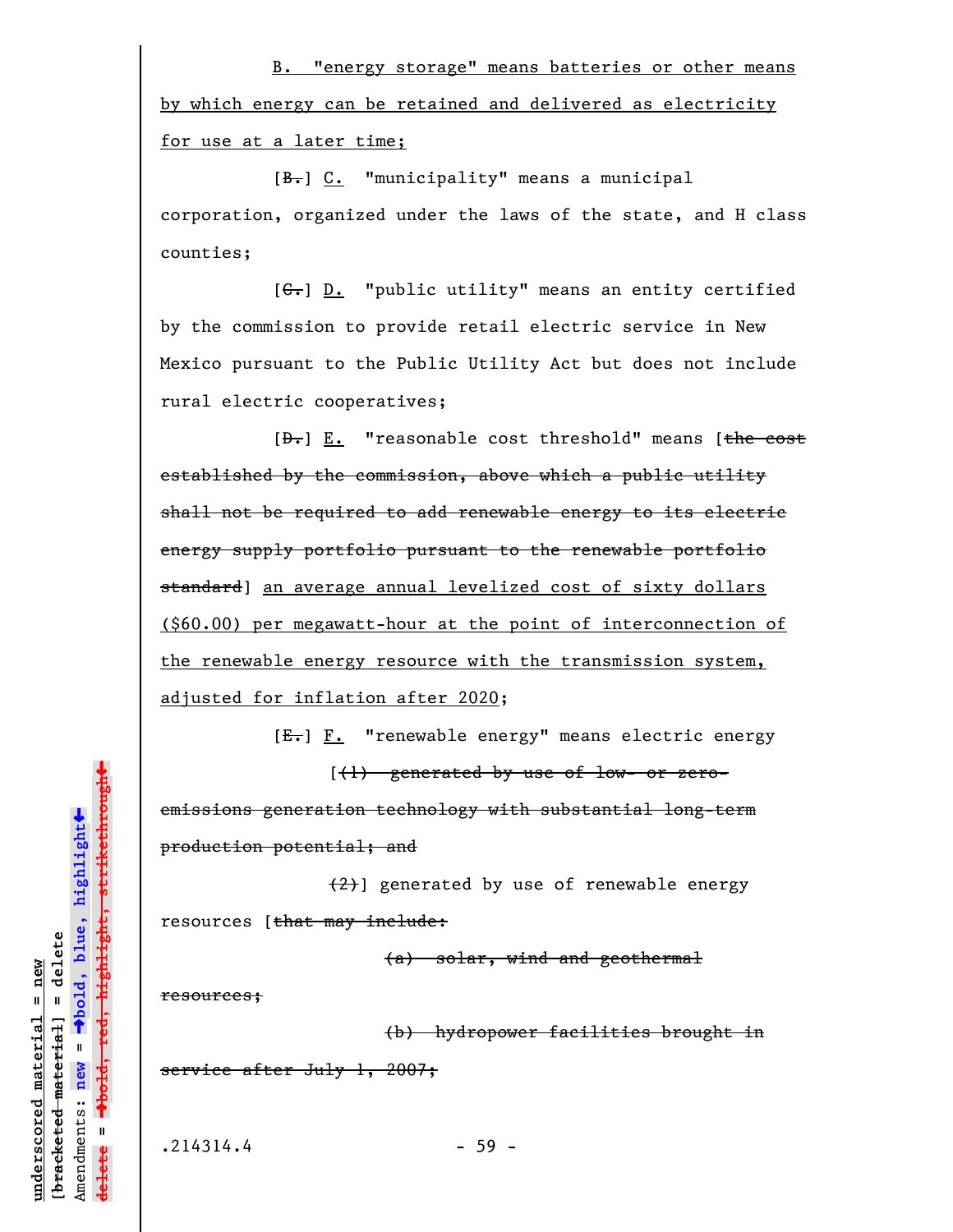B. "energy storage" means batteries or other means by which energy can be retained and delivered as electricity for use at a later time;

[~~B.~~] C. "municipality" means a municipal corporation, organized under the laws of the state, and H class counties;

[~~C.~~] D. "public utility" means an entity certified by the commission to provide retail electric service in New Mexico pursuant to the Public Utility Act but does not include rural electric cooperatives;

[~~D.~~] E. "reasonable cost threshold" means [~~the cost established by the commission, above which a public utility shall not be required to add renewable energy to its electric energy supply portfolio pursuant to the renewable portfolio standard~~] an average annual levelized cost of sixty dollars ($60.00) per megawatt-hour at the point of interconnection of the renewable energy resource with the transmission system, adjusted for inflation after 2020;

[~~E.~~] F. "renewable energy" means electric energy

[~~(1) generated by use of low- or zero-emissions generation technology with substantial long-term production potential; and~~

~~(2)~~] generated by use of renewable energy resources [~~that may include:~~

~~(a) solar, wind and geothermal resources;~~

~~(b) hydropower facilities brought in service after July 1, 2007;~~

.214314.4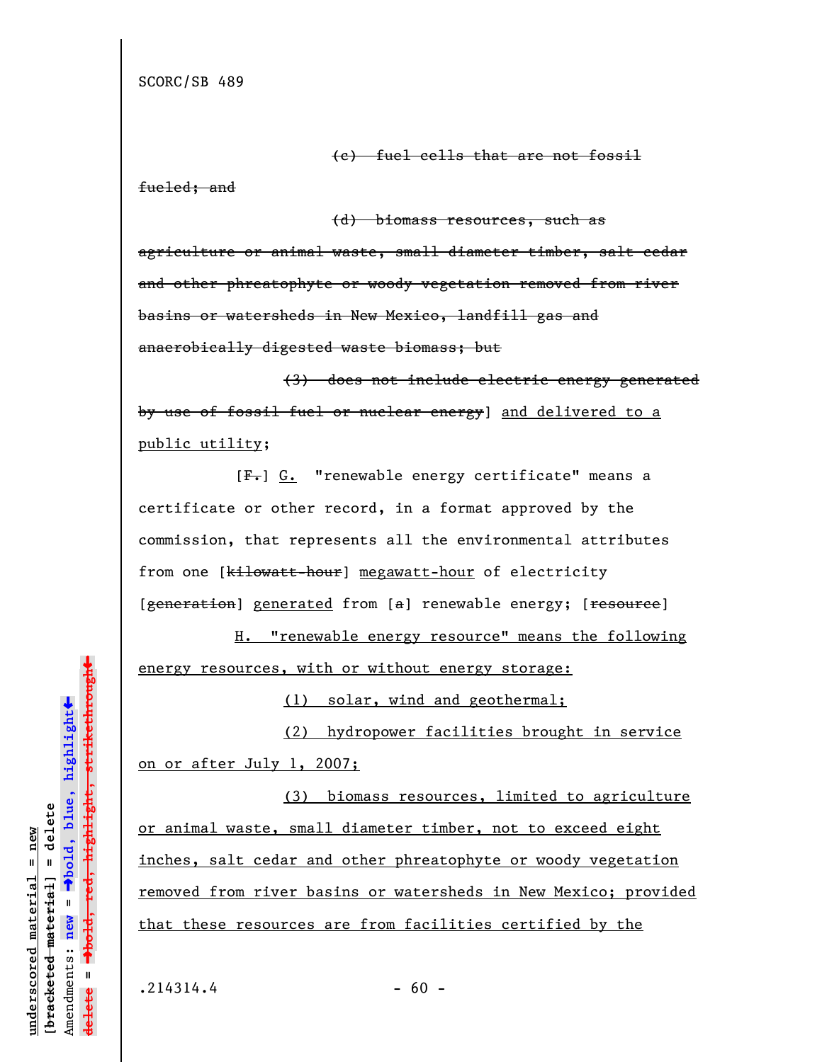~~(c) fuel cells that are not fossil fueled; and~~

~~(d) biomass resources, such as agriculture or animal waste, small diameter timber, salt cedar and other phreatophyte or woody vegetation removed from river basins or watersheds in New Mexico, landfill gas and anaerobically digested waste biomass; but~~

~~(3) does not include electric energy generated by use of fossil fuel or nuclear energy~~] <u>and delivered to a public utility</u>;

[~~F.~~] <u>G.</u> "renewable energy certificate" means a certificate or other record, in a format approved by the commission, that represents all the environmental attributes from one [~~kilowatt-hour~~] <u>megawatt-hour</u> of electricity [~~generation~~] <u>generated</u> from [~~a~~] renewable energy; [~~resource~~]

<u>H. "renewable energy resource" means the following energy resources, with or without energy storage:</u>

<u>(1) solar, wind and geothermal;</u>

<u>(2) hydropower facilities brought in service on or after July 1, 2007;</u>

<u>(3) biomass resources, limited to agriculture or animal waste, small diameter timber, not to exceed eight inches, salt cedar and other phreatophyte or woody vegetation removed from river basins or watersheds in New Mexico; provided that these resources are from facilities certified by the</u>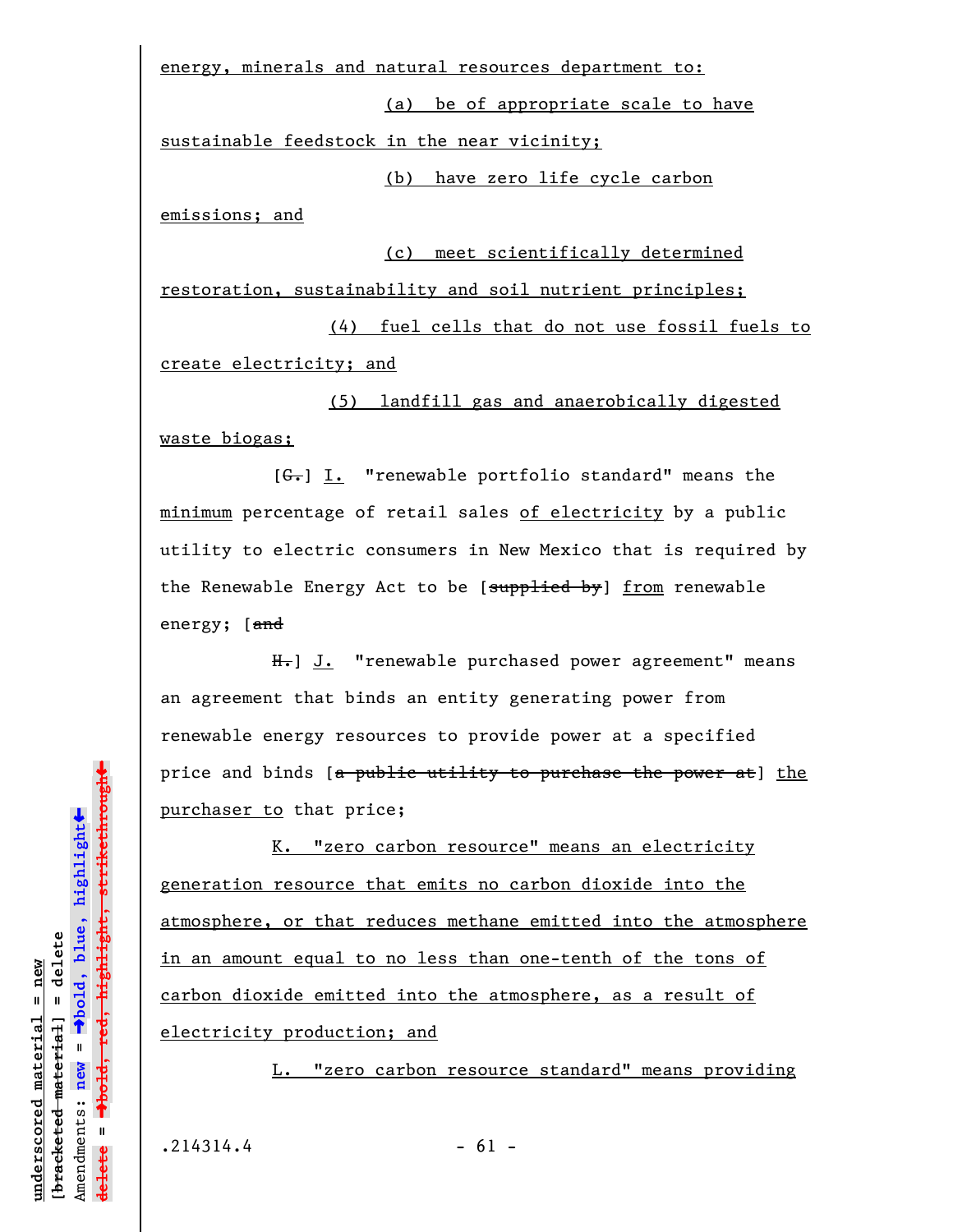energy, minerals and natural resources department to:

(a) be of appropriate scale to have sustainable feedstock in the near vicinity;

(b) have zero life cycle carbon emissions; and

(c) meet scientifically determined restoration, sustainability and soil nutrient principles;

(4) fuel cells that do not use fossil fuels to create electricity; and

(5) landfill gas and anaerobically digested waste biogas;

[~~G.~~] I. "renewable portfolio standard" means the minimum percentage of retail sales of electricity by a public utility to electric consumers in New Mexico that is required by the Renewable Energy Act to be [~~supplied by~~] from renewable energy; [~~and~~

~~H.~~] J. "renewable purchased power agreement" means an agreement that binds an entity generating power from renewable energy resources to provide power at a specified price and binds [~~a public utility to purchase the power at~~] the purchaser to that price;

K. "zero carbon resource" means an electricity generation resource that emits no carbon dioxide into the atmosphere, or that reduces methane emitted into the atmosphere in an amount equal to no less than one-tenth of the tons of carbon dioxide emitted into the atmosphere, as a result of electricity production; and

L. "zero carbon resource standard" means providing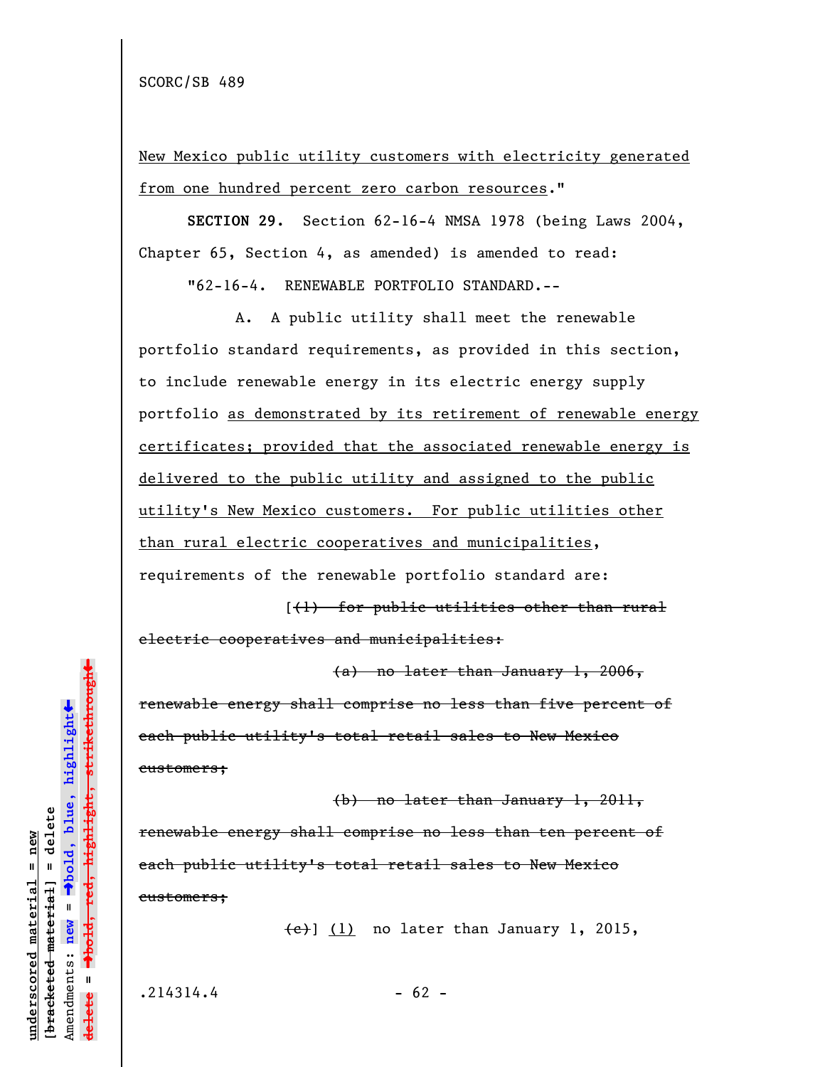SCORC/SB 489

New Mexico public utility customers with electricity generated from one hundred percent zero carbon resources."

**SECTION 29.** Section 62-16-4 NMSA 1978 (being Laws 2004, Chapter 65, Section 4, as amended) is amended to read:

"62-16-4. RENEWABLE PORTFOLIO STANDARD.--

A. A public utility shall meet the renewable portfolio standard requirements, as provided in this section, to include renewable energy in its electric energy supply portfolio as demonstrated by its retirement of renewable energy certificates; provided that the associated renewable energy is delivered to the public utility and assigned to the public utility's New Mexico customers. For public utilities other than rural electric cooperatives and municipalities, requirements of the renewable portfolio standard are:

[~~(1) for public utilities other than rural electric cooperatives and municipalities:~~

~~(a) no later than January 1, 2006, renewable energy shall comprise no less than five percent of each public utility's total retail sales to New Mexico customers;~~

~~(b) no later than January 1, 2011, renewable energy shall comprise no less than ten percent of each public utility's total retail sales to New Mexico customers;~~

~~(c)~~] (1) no later than January 1, 2015,

.214314.4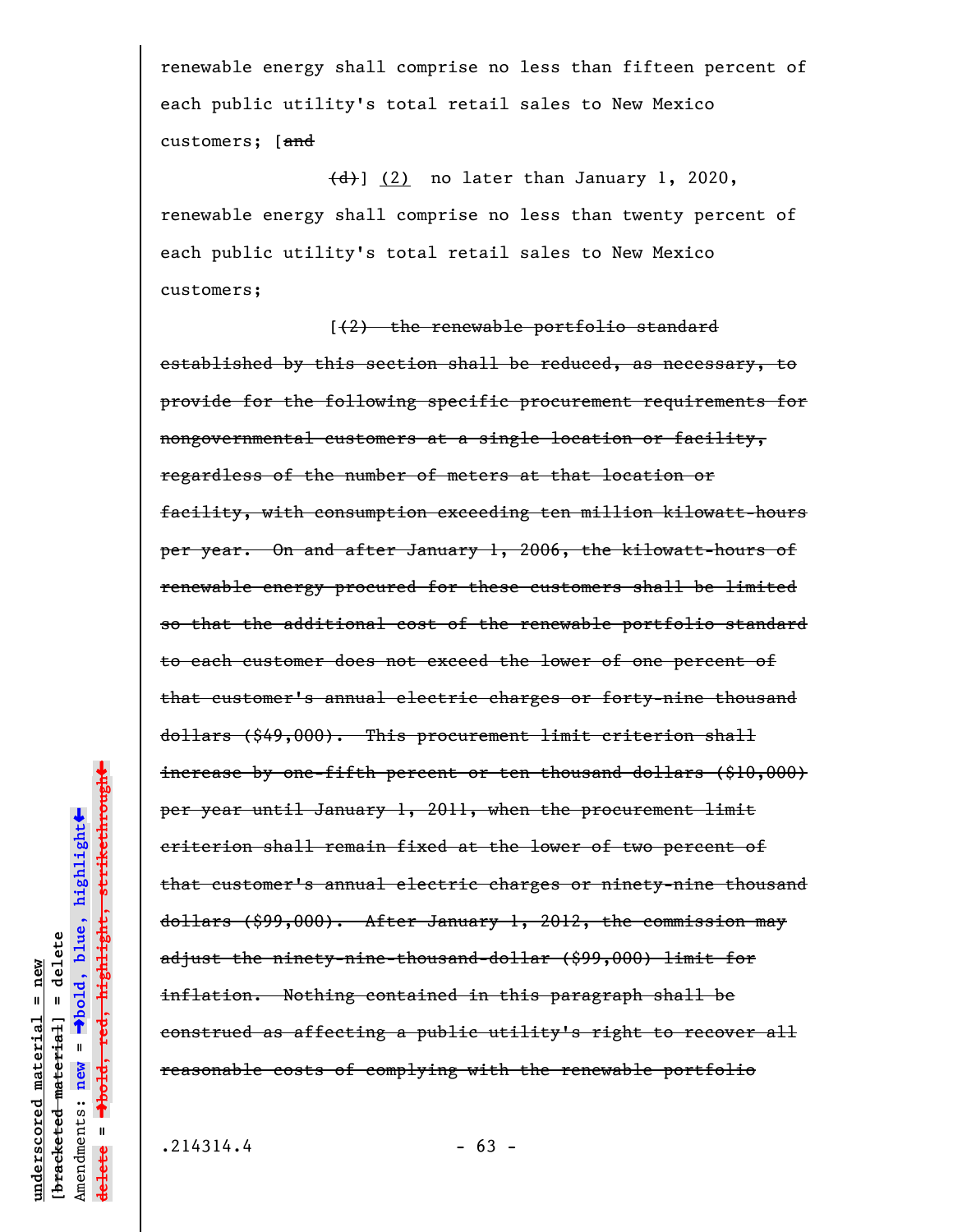renewable energy shall comprise no less than fifteen percent of each public utility's total retail sales to New Mexico customers; [~~and~~

~~(d)~~] <u>(2)</u> no later than January 1, 2020, renewable energy shall comprise no less than twenty percent of each public utility's total retail sales to New Mexico customers;

[~~(2) the renewable portfolio standard established by this section shall be reduced, as necessary, to provide for the following specific procurement requirements for nongovernmental customers at a single location or facility, regardless of the number of meters at that location or facility, with consumption exceeding ten million kilowatt-hours per year. On and after January 1, 2006, the kilowatt-hours of renewable energy procured for these customers shall be limited so that the additional cost of the renewable portfolio standard to each customer does not exceed the lower of one percent of that customer's annual electric charges or forty-nine thousand dollars ($49,000). This procurement limit criterion shall increase by one-fifth percent or ten thousand dollars ($10,000) per year until January 1, 2011, when the procurement limit criterion shall remain fixed at the lower of two percent of that customer's annual electric charges or ninety-nine thousand dollars ($99,000). After January 1, 2012, the commission may adjust the ninety-nine-thousand-dollar ($99,000) limit for inflation. Nothing contained in this paragraph shall be construed as affecting a public utility's right to recover all reasonable costs of complying with the renewable portfolio~~

.214314.4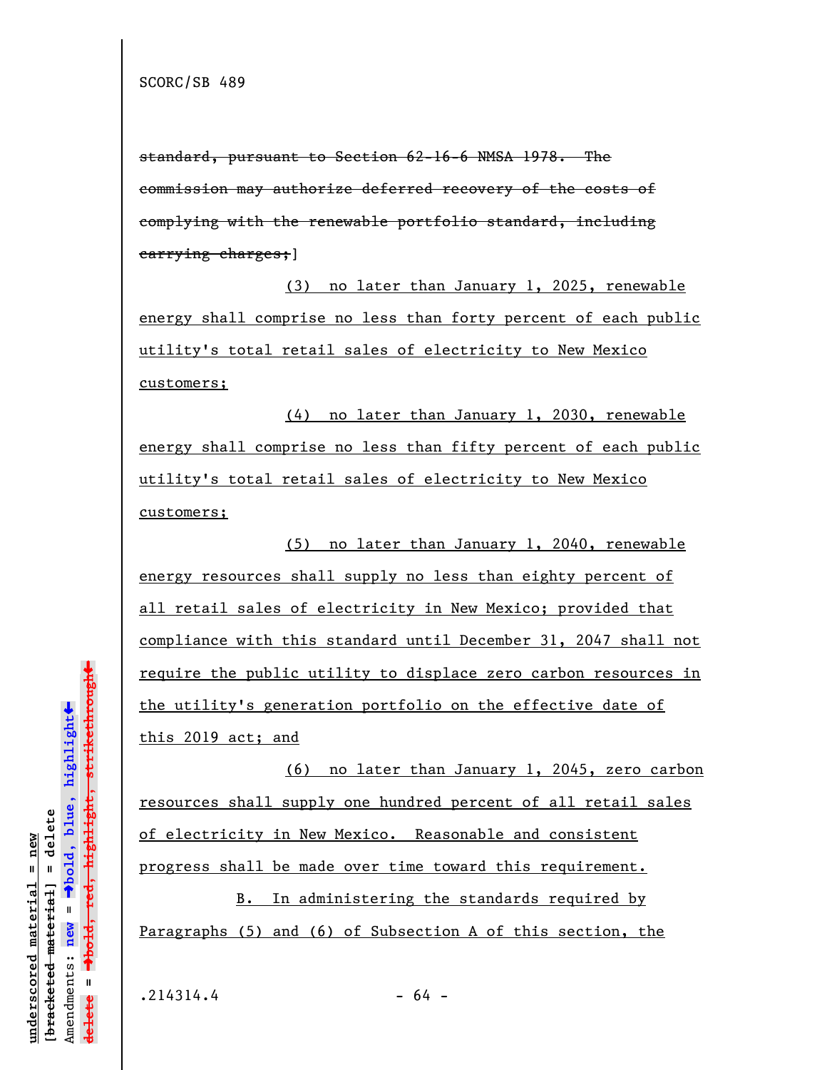~~standard, pursuant to Section 62-16-6 NMSA 1978. The commission may authorize deferred recovery of the costs of complying with the renewable portfolio standard, including carrying charges;~~]

(3) no later than January 1, 2025, renewable energy shall comprise no less than forty percent of each public utility's total retail sales of electricity to New Mexico customers;

(4) no later than January 1, 2030, renewable energy shall comprise no less than fifty percent of each public utility's total retail sales of electricity to New Mexico customers;

(5) no later than January 1, 2040, renewable energy resources shall supply no less than eighty percent of all retail sales of electricity in New Mexico; provided that compliance with this standard until December 31, 2047 shall not require the public utility to displace zero carbon resources in the utility's generation portfolio on the effective date of this 2019 act; and

(6) no later than January 1, 2045, zero carbon resources shall supply one hundred percent of all retail sales of electricity in New Mexico. Reasonable and consistent progress shall be made over time toward this requirement.

B. In administering the standards required by Paragraphs (5) and (6) of Subsection A of this section, the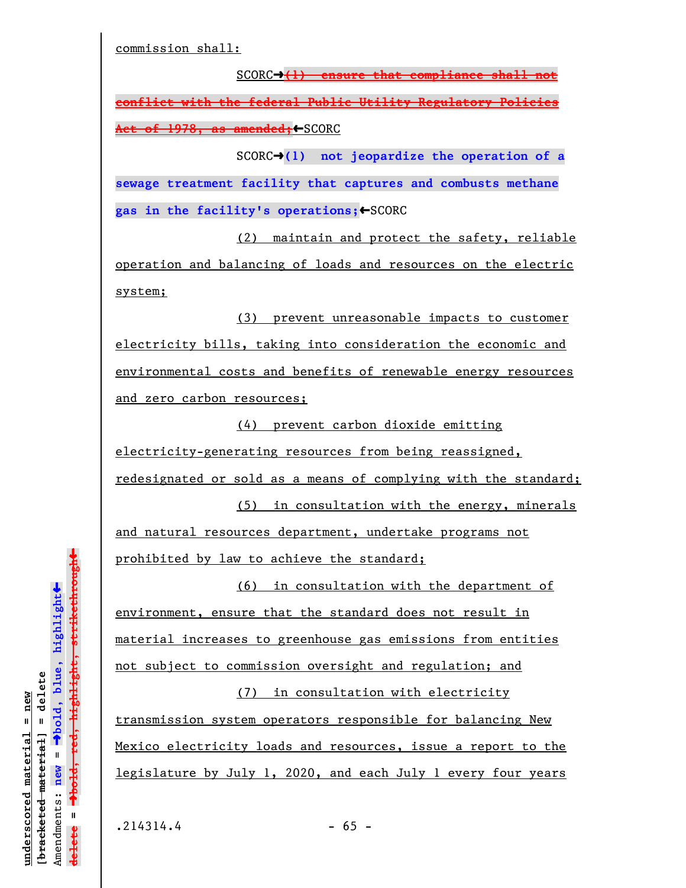commission shall:

SCORC→~~(1) ensure that compliance shall not conflict with the federal Public Utility Regulatory Policies Act of 1978, as amended;~~←SCORC

SCORC→**(1) not jeopardize the operation of a sewage treatment facility that captures and combusts methane gas in the facility's operations;**←SCORC

(2) maintain and protect the safety, reliable operation and balancing of loads and resources on the electric system;

(3) prevent unreasonable impacts to customer electricity bills, taking into consideration the economic and environmental costs and benefits of renewable energy resources and zero carbon resources;

(4) prevent carbon dioxide emitting electricity-generating resources from being reassigned, redesignated or sold as a means of complying with the standard;

(5) in consultation with the energy, minerals and natural resources department, undertake programs not prohibited by law to achieve the standard;

(6) in consultation with the department of environment, ensure that the standard does not result in material increases to greenhouse gas emissions from entities not subject to commission oversight and regulation; and

(7) in consultation with electricity transmission system operators responsible for balancing New Mexico electricity loads and resources, issue a report to the legislature by July 1, 2020, and each July 1 every four years

.214314.4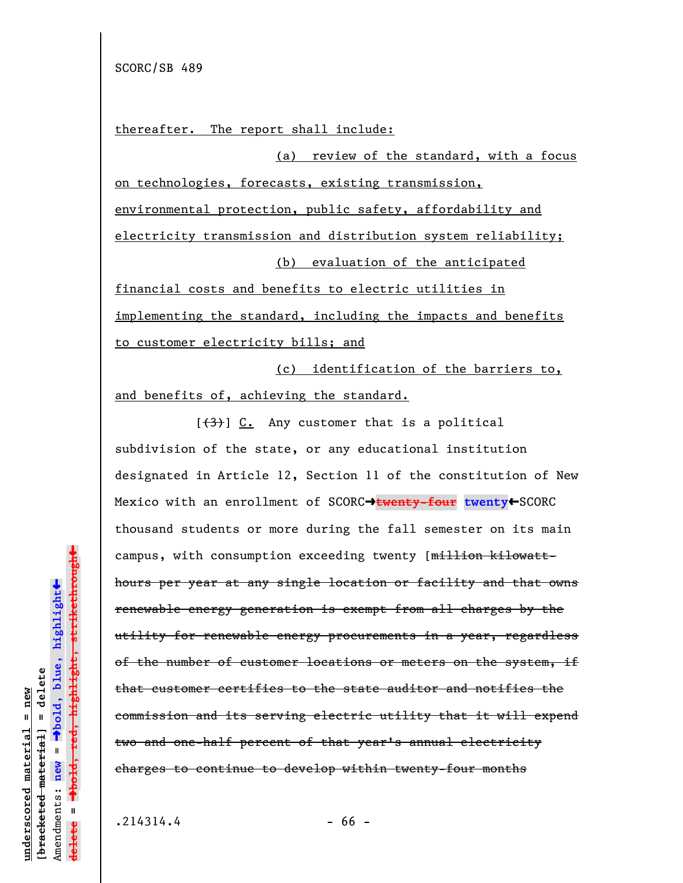SCORC/SB 489

thereafter. The report shall include:

(a) review of the standard, with a focus on technologies, forecasts, existing transmission, environmental protection, public safety, affordability and electricity transmission and distribution system reliability;

(b) evaluation of the anticipated financial costs and benefits to electric utilities in implementing the standard, including the impacts and benefits to customer electricity bills; and

(c) identification of the barriers to, and benefits of, achieving the standard.

[~~(3)~~] C. Any customer that is a political subdivision of the state, or any educational institution designated in Article 12, Section 11 of the constitution of New Mexico with an enrollment of SCORC→~~twenty-four~~ **twenty**←SCORC thousand students or more during the fall semester on its main campus, with consumption exceeding twenty [~~million kilowatt-hours per year at any single location or facility and that owns renewable energy generation is exempt from all charges by the utility for renewable energy procurements in a year, regardless of the number of customer locations or meters on the system, if that customer certifies to the state auditor and notifies the commission and its serving electric utility that it will expend two and one-half percent of that year's annual electricity charges to continue to develop within twenty-four months~~

.214314.4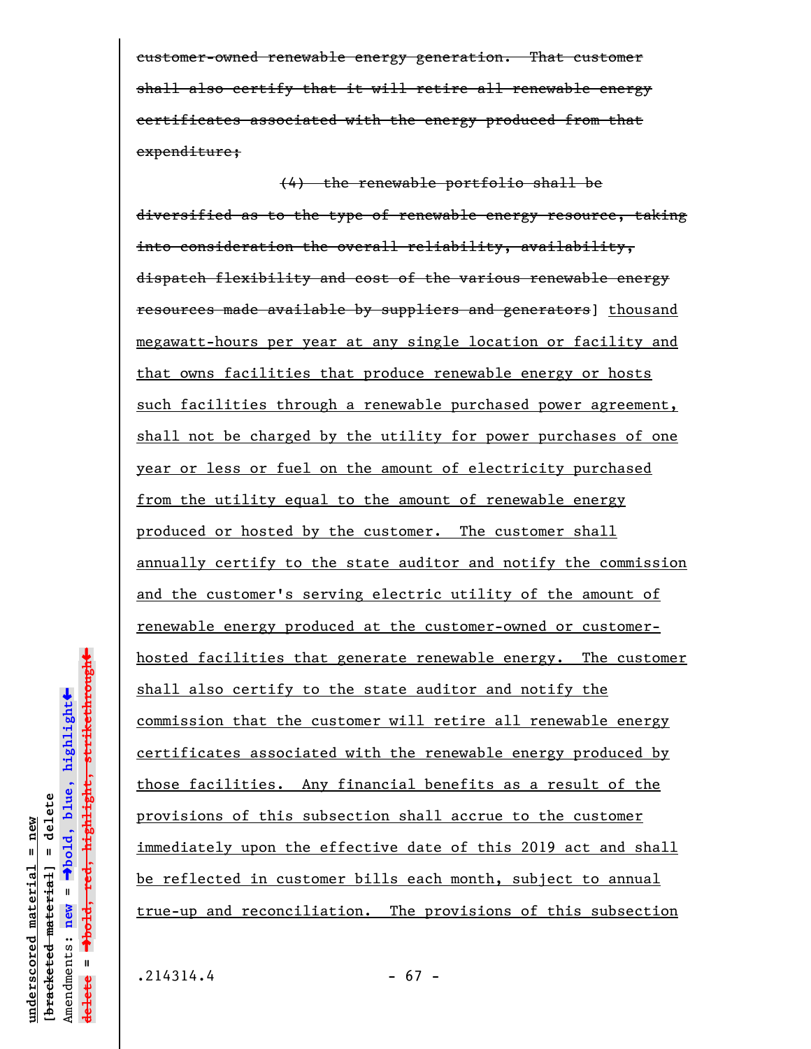~~customer-owned renewable energy generation. That customer shall also certify that it will retire all renewable energy certificates associated with the energy produced from that expenditure;~~

~~(4) the renewable portfolio shall be diversified as to the type of renewable energy resource, taking into consideration the overall reliability, availability, dispatch flexibility and cost of the various renewable energy resources made available by suppliers and generators~~] <u>thousand megawatt-hours per year at any single location or facility and that owns facilities that produce renewable energy or hosts such facilities through a renewable purchased power agreement, shall not be charged by the utility for power purchases of one year or less or fuel on the amount of electricity purchased from the utility equal to the amount of renewable energy produced or hosted by the customer. The customer shall annually certify to the state auditor and notify the commission and the customer's serving electric utility of the amount of renewable energy produced at the customer-owned or customer-hosted facilities that generate renewable energy. The customer shall also certify to the state auditor and notify the commission that the customer will retire all renewable energy certificates associated with the renewable energy produced by those facilities. Any financial benefits as a result of the provisions of this subsection shall accrue to the customer immediately upon the effective date of this 2019 act and shall be reflected in customer bills each month, subject to annual true-up and reconciliation. The provisions of this subsection</u>

.214314.4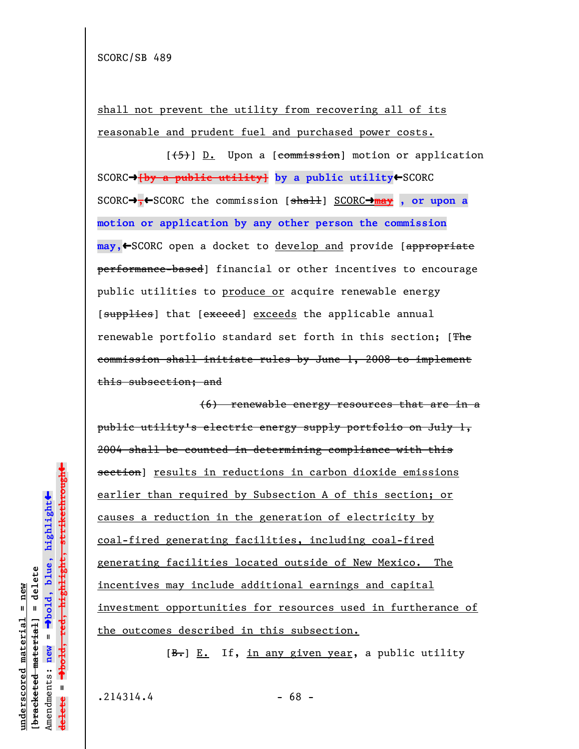SCORC/SB 489

shall not prevent the utility from recovering all of its reasonable and prudent fuel and purchased power costs.

[~~(5)~~] D. Upon a [~~commission~~] motion or application SCORC→~~[by a public utility]~~ **by a public utility**←SCORC SCORC→~~,~~←SCORC the commission [~~shall~~] SCORC→~~may~~ **, or upon a motion or application by any other person the commission may,**←SCORC open a docket to develop and provide [~~appropriate performance-based~~] financial or other incentives to encourage public utilities to produce or acquire renewable energy [~~supplies~~] that [~~exceed~~] exceeds the applicable annual renewable portfolio standard set forth in this section; [~~The commission shall initiate rules by June 1, 2008 to implement this subsection; and~~

~~(6) renewable energy resources that are in a public utility's electric energy supply portfolio on July 1, 2004 shall be counted in determining compliance with this section~~] results in reductions in carbon dioxide emissions earlier than required by Subsection A of this section; or causes a reduction in the generation of electricity by coal-fired generating facilities, including coal-fired generating facilities located outside of New Mexico. The incentives may include additional earnings and capital investment opportunities for resources used in furtherance of the outcomes described in this subsection.

[~~B.~~] E. If, in any given year, a public utility

.214314.4

underscored material = new
[~~bracketed material~~] = delete
Amendments: **new** = →**bold, blue, highlight**←
~~delete~~ = →~~bold, red, highlight, strikethrough~~←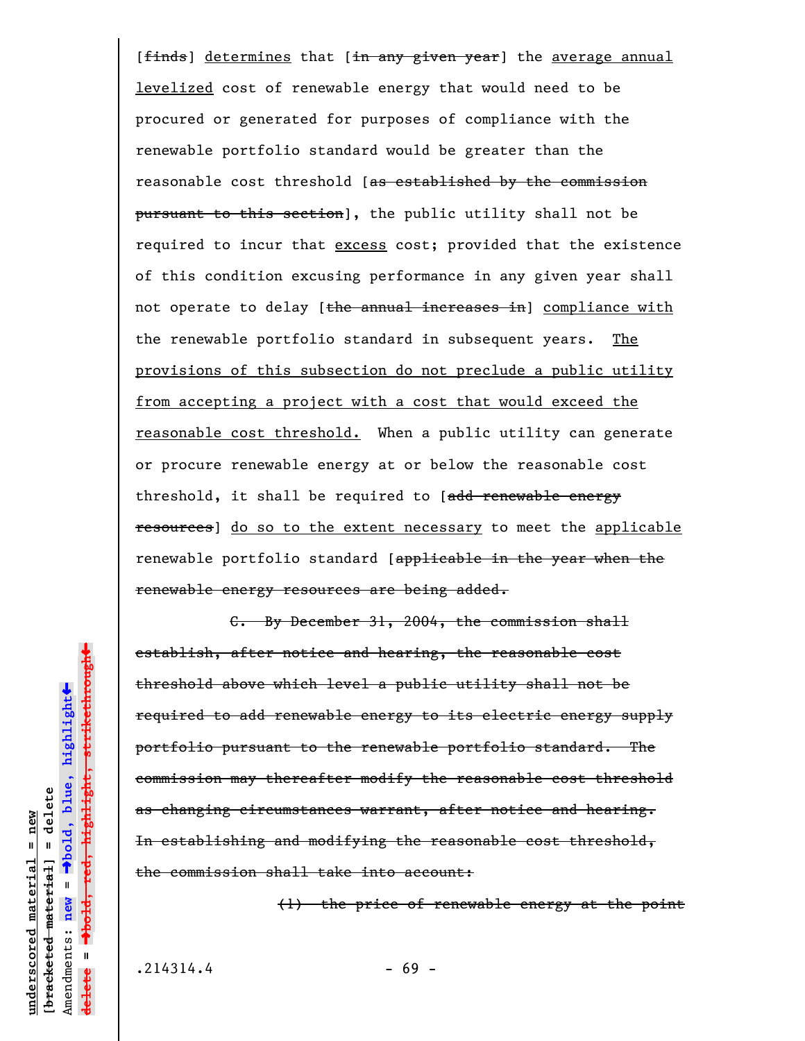[~~finds~~] <u>determines</u> that [~~in any given year~~] the <u>average annual levelized</u> cost of renewable energy that would need to be procured or generated for purposes of compliance with the renewable portfolio standard would be greater than the reasonable cost threshold [~~as established by the commission pursuant to this section~~], the public utility shall not be required to incur that <u>excess</u> cost; provided that the existence of this condition excusing performance in any given year shall not operate to delay [~~the annual increases in~~] <u>compliance with</u> the renewable portfolio standard in subsequent years. <u>The provisions of this subsection do not preclude a public utility from accepting a project with a cost that would exceed the reasonable cost threshold.</u> When a public utility can generate or procure renewable energy at or below the reasonable cost threshold, it shall be required to [~~add renewable energy resources~~] <u>do so to the extent necessary</u> to meet the <u>applicable</u> renewable portfolio standard [~~applicable in the year when the renewable energy resources are being added.~~

~~C. By December 31, 2004, the commission shall establish, after notice and hearing, the reasonable cost threshold above which level a public utility shall not be required to add renewable energy to its electric energy supply portfolio pursuant to the renewable portfolio standard. The commission may thereafter modify the reasonable cost threshold as changing circumstances warrant, after notice and hearing. In establishing and modifying the reasonable cost threshold, the commission shall take into account:~~

~~(1) the price of renewable energy at the point~~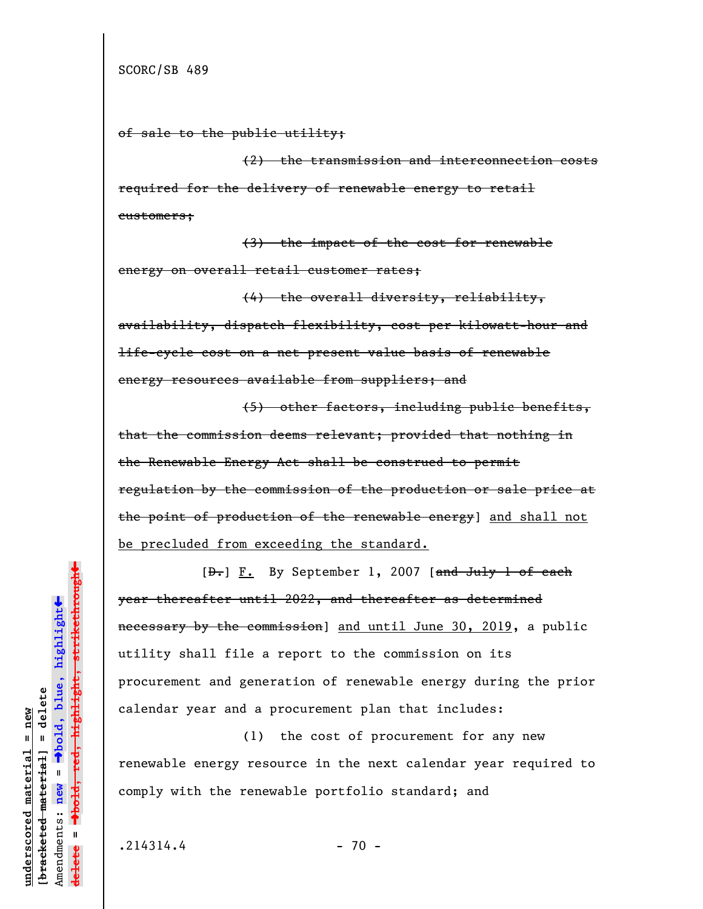~~of sale to the public utility;~~

~~(2) the transmission and interconnection costs required for the delivery of renewable energy to retail customers;~~

~~(3) the impact of the cost for renewable energy on overall retail customer rates;~~

~~(4) the overall diversity, reliability, availability, dispatch flexibility, cost per kilowatt-hour and life-cycle cost on a net present value basis of renewable energy resources available from suppliers; and~~

~~(5) other factors, including public benefits, that the commission deems relevant; provided that nothing in the Renewable Energy Act shall be construed to permit regulation by the commission of the production or sale price at the point of production of the renewable energy~~] <u>and shall not be precluded from exceeding the standard.</u>

[~~D.~~] <u>F.</u> By September 1, 2007 [~~and July 1 of each year thereafter until 2022, and thereafter as determined necessary by the commission~~] <u>and until June 30, 2019</u>, a public utility shall file a report to the commission on its procurement and generation of renewable energy during the prior calendar year and a procurement plan that includes:

(1) the cost of procurement for any new renewable energy resource in the next calendar year required to comply with the renewable portfolio standard; and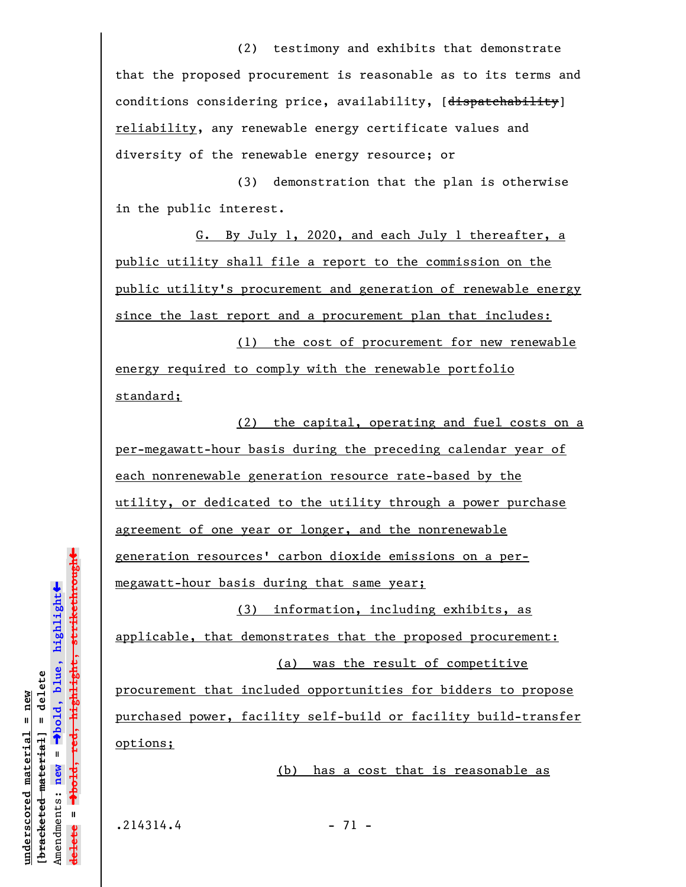(2) testimony and exhibits that demonstrate that the proposed procurement is reasonable as to its terms and conditions considering price, availability, [~~dispatchability~~] reliability, any renewable energy certificate values and diversity of the renewable energy resource; or

(3) demonstration that the plan is otherwise in the public interest.

G. By July 1, 2020, and each July 1 thereafter, a public utility shall file a report to the commission on the public utility's procurement and generation of renewable energy since the last report and a procurement plan that includes:

(1) the cost of procurement for new renewable energy required to comply with the renewable portfolio standard;

(2) the capital, operating and fuel costs on a per-megawatt-hour basis during the preceding calendar year of each nonrenewable generation resource rate-based by the utility, or dedicated to the utility through a power purchase agreement of one year or longer, and the nonrenewable generation resources' carbon dioxide emissions on a per-megawatt-hour basis during that same year;

(3) information, including exhibits, as applicable, that demonstrates that the proposed procurement:

(a) was the result of competitive procurement that included opportunities for bidders to propose purchased power, facility self-build or facility build-transfer options;

(b) has a cost that is reasonable as

.214314.4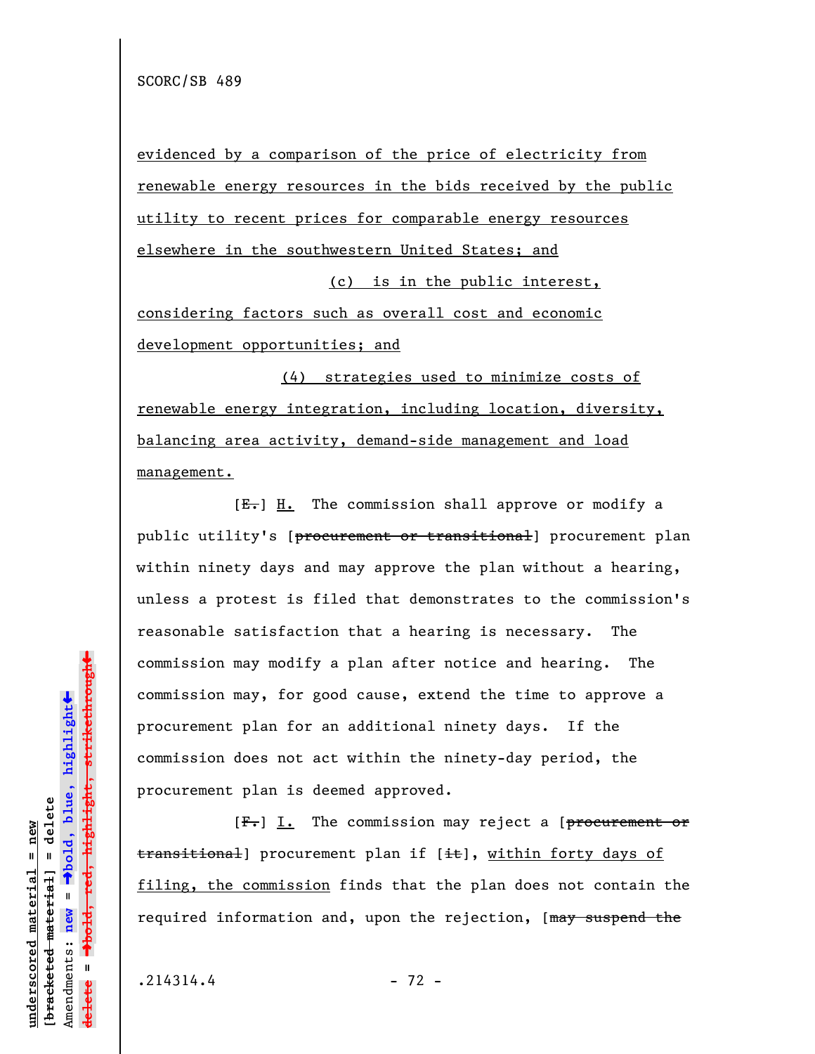evidenced by a comparison of the price of electricity from renewable energy resources in the bids received by the public utility to recent prices for comparable energy resources elsewhere in the southwestern United States; and

(c) is in the public interest, considering factors such as overall cost and economic development opportunities; and

(4) strategies used to minimize costs of renewable energy integration, including location, diversity, balancing area activity, demand-side management and load management.

[~~E.~~] H. The commission shall approve or modify a public utility's [~~procurement or transitional~~] procurement plan within ninety days and may approve the plan without a hearing, unless a protest is filed that demonstrates to the commission's reasonable satisfaction that a hearing is necessary. The commission may modify a plan after notice and hearing. The commission may, for good cause, extend the time to approve a procurement plan for an additional ninety days. If the commission does not act within the ninety-day period, the procurement plan is deemed approved.

[~~F.~~] I. The commission may reject a [~~procurement or transitional~~] procurement plan if [~~it~~], within forty days of filing, the commission finds that the plan does not contain the required information and, upon the rejection, [~~may suspend the~~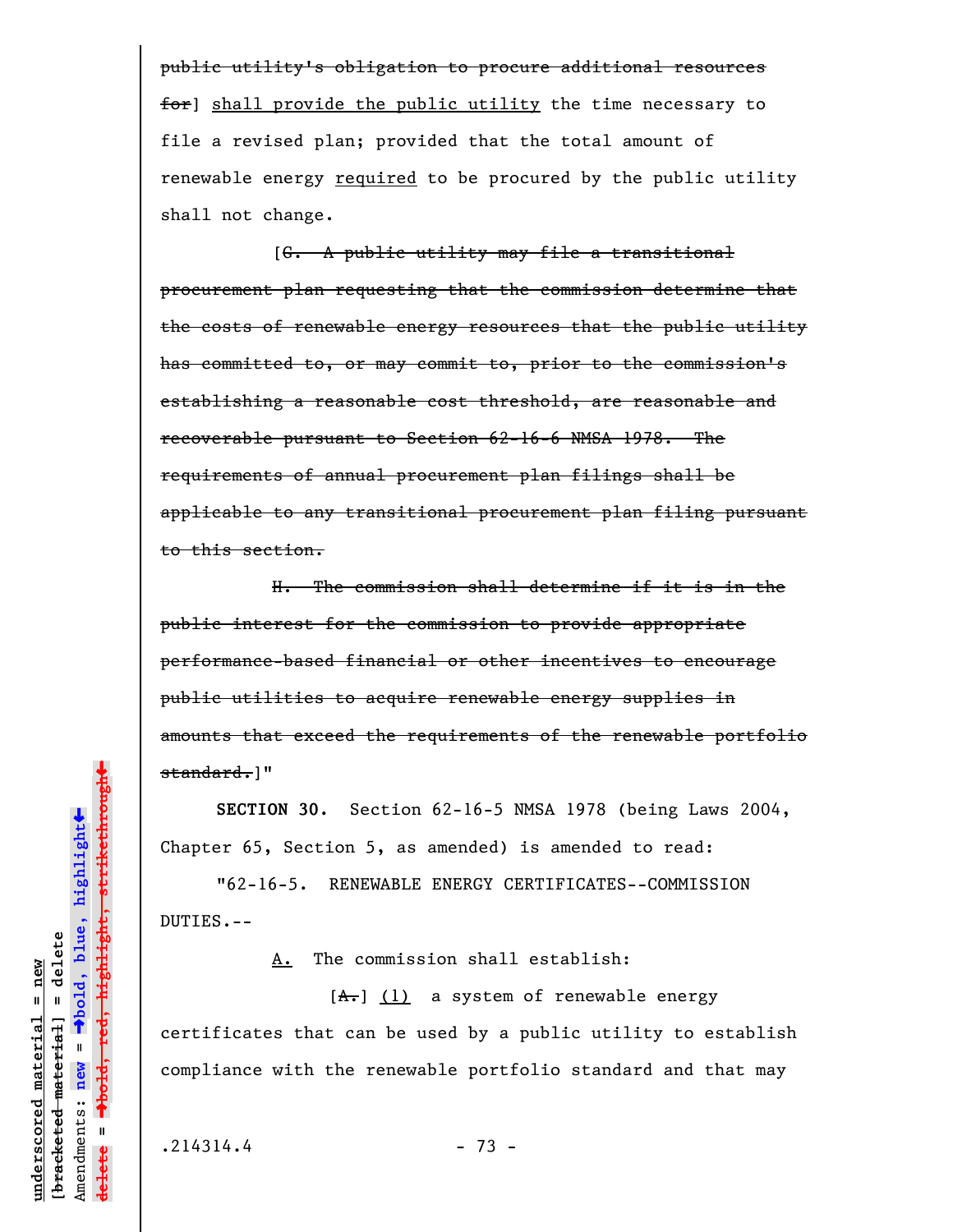~~public utility's obligation to procure additional resources for~~] <u>shall provide the public utility</u> the time necessary to file a revised plan; provided that the total amount of renewable energy <u>required</u> to be procured by the public utility shall not change.

[~~G. A public utility may file a transitional procurement plan requesting that the commission determine that the costs of renewable energy resources that the public utility has committed to, or may commit to, prior to the commission's establishing a reasonable cost threshold, are reasonable and recoverable pursuant to Section 62-16-6 NMSA 1978. The requirements of annual procurement plan filings shall be applicable to any transitional procurement plan filing pursuant to this section.~~

~~H. The commission shall determine if it is in the public interest for the commission to provide appropriate performance-based financial or other incentives to encourage public utilities to acquire renewable energy supplies in amounts that exceed the requirements of the renewable portfolio standard.~~]"

**SECTION 30.** Section 62-16-5 NMSA 1978 (being Laws 2004, Chapter 65, Section 5, as amended) is amended to read:

"62-16-5. RENEWABLE ENERGY CERTIFICATES--COMMISSION DUTIES.--

<u>A.</u> The commission shall establish:

[~~A.~~] <u>(1)</u> a system of renewable energy certificates that can be used by a public utility to establish compliance with the renewable portfolio standard and that may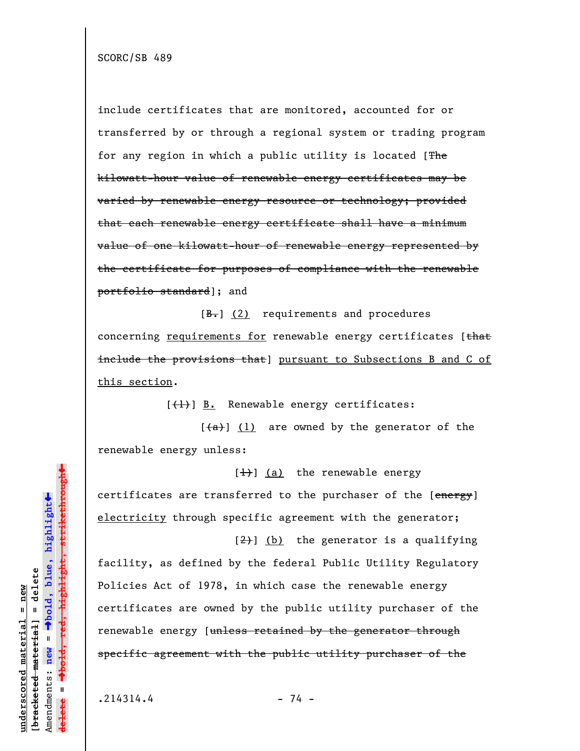include certificates that are monitored, accounted for or transferred by or through a regional system or trading program for any region in which a public utility is located [~~The kilowatt-hour value of renewable energy certificates may be varied by renewable energy resource or technology; provided that each renewable energy certificate shall have a minimum value of one kilowatt-hour of renewable energy represented by the certificate for purposes of compliance with the renewable portfolio standard~~]; and

[~~B.~~] <u>(2)</u> requirements and procedures concerning <u>requirements for</u> renewable energy certificates [~~that include the provisions that~~] <u>pursuant to Subsections B and C of this section</u>.

[~~(1)~~] <u>B.</u> Renewable energy certificates:

[~~(a)~~] <u>(1)</u> are owned by the generator of the renewable energy unless:

[~~1)~~] <u>(a)</u> the renewable energy certificates are transferred to the purchaser of the [~~energy~~] <u>electricity</u> through specific agreement with the generator;

[~~2)~~] <u>(b)</u> the generator is a qualifying facility, as defined by the federal Public Utility Regulatory Policies Act of 1978, in which case the renewable energy certificates are owned by the public utility purchaser of the renewable energy [~~unless retained by the generator through specific agreement with the public utility purchaser of the~~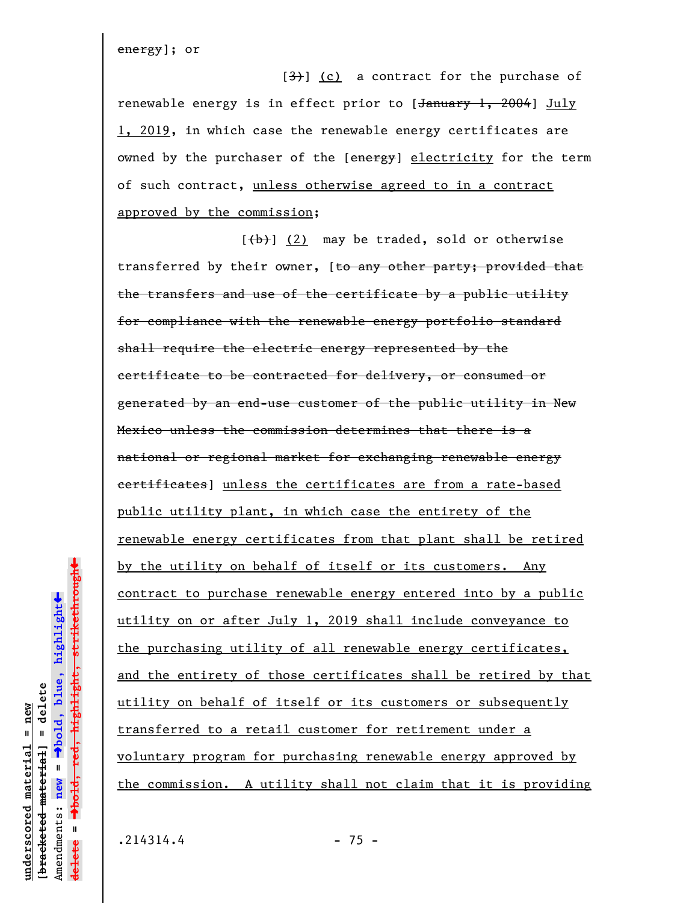~~energy~~]; or

[~~3)~~] (c) a contract for the purchase of renewable energy is in effect prior to [~~January 1, 2004~~] July 1, 2019, in which case the renewable energy certificates are owned by the purchaser of the [~~energy~~] electricity for the term of such contract, unless otherwise agreed to in a contract approved by the commission;

[~~(b)~~] (2) may be traded, sold or otherwise transferred by their owner, [~~to any other party; provided that the transfers and use of the certificate by a public utility for compliance with the renewable energy portfolio standard shall require the electric energy represented by the certificate to be contracted for delivery, or consumed or generated by an end-use customer of the public utility in New Mexico unless the commission determines that there is a national or regional market for exchanging renewable energy certificates~~] unless the certificates are from a rate-based public utility plant, in which case the entirety of the renewable energy certificates from that plant shall be retired by the utility on behalf of itself or its customers. Any contract to purchase renewable energy entered into by a public utility on or after July 1, 2019 shall include conveyance to the purchasing utility of all renewable energy certificates, and the entirety of those certificates shall be retired by that utility on behalf of itself or its customers or subsequently transferred to a retail customer for retirement under a voluntary program for purchasing renewable energy approved by the commission. A utility shall not claim that it is providing

.214314.4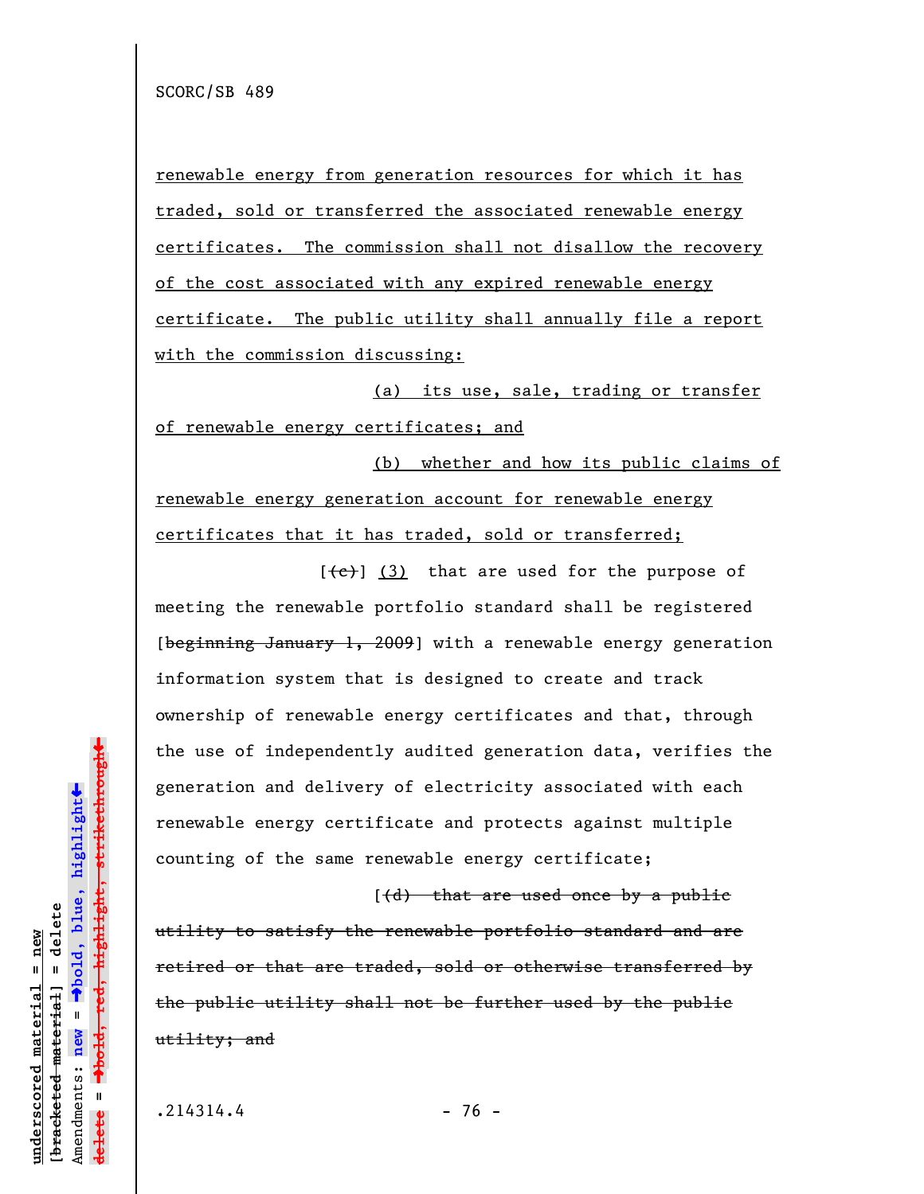renewable energy from generation resources for which it has traded, sold or transferred the associated renewable energy certificates. The commission shall not disallow the recovery of the cost associated with any expired renewable energy certificate. The public utility shall annually file a report with the commission discussing:

(a) its use, sale, trading or transfer of renewable energy certificates; and

(b) whether and how its public claims of renewable energy generation account for renewable energy certificates that it has traded, sold or transferred;

[~~(c)~~] (3) that are used for the purpose of meeting the renewable portfolio standard shall be registered [~~beginning January 1, 2009~~] with a renewable energy generation information system that is designed to create and track ownership of renewable energy certificates and that, through the use of independently audited generation data, verifies the generation and delivery of electricity associated with each renewable energy certificate and protects against multiple counting of the same renewable energy certificate;

[~~(d) that are used once by a public utility to satisfy the renewable portfolio standard and are retired or that are traded, sold or otherwise transferred by the public utility shall not be further used by the public utility; and~~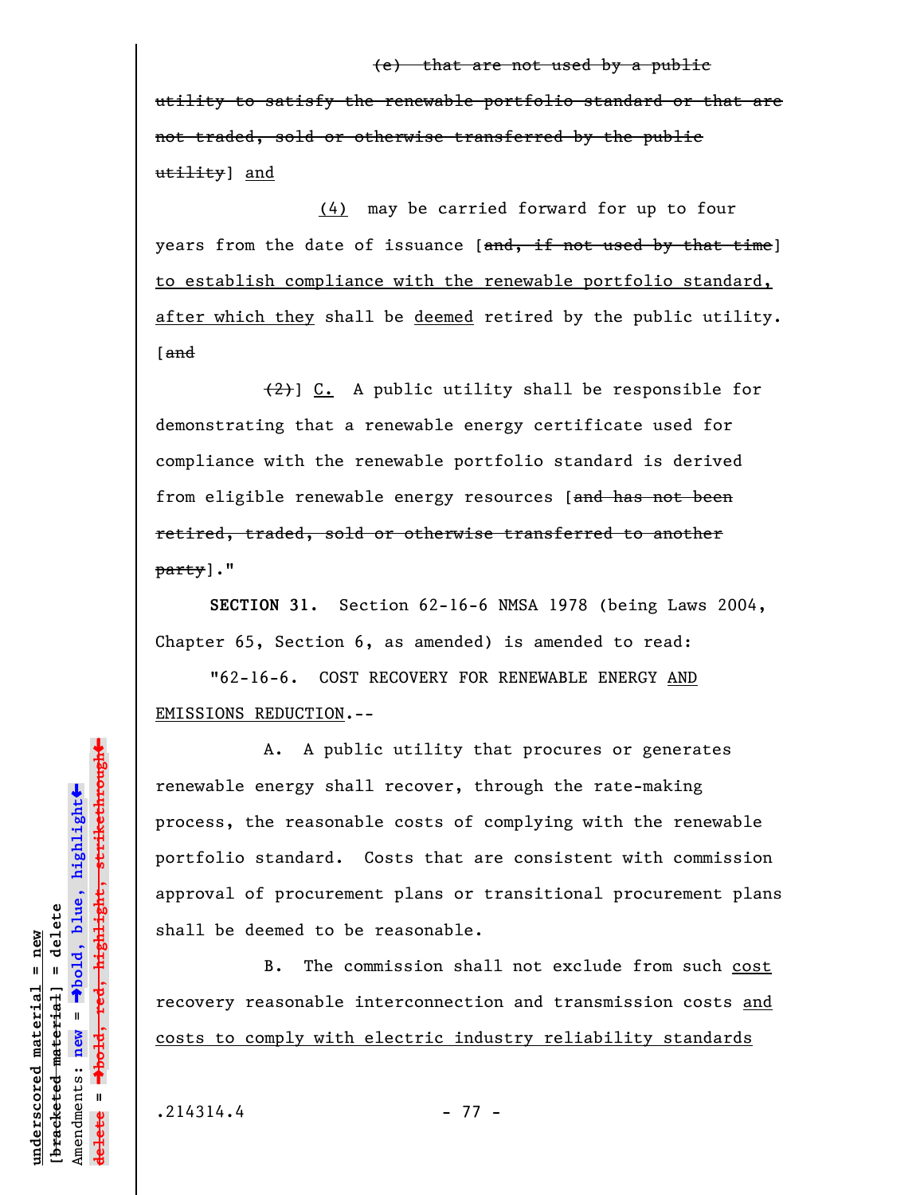(e) that are not used by a public utility to satisfy the renewable portfolio standard or that are not traded, sold or otherwise transferred by the public utility] and

(4) may be carried forward for up to four years from the date of issuance [and, if not used by that time] to establish compliance with the renewable portfolio standard, after which they shall be deemed retired by the public utility. [and

(2)] C. A public utility shall be responsible for demonstrating that a renewable energy certificate used for compliance with the renewable portfolio standard is derived from eligible renewable energy resources [and has not been retired, traded, sold or otherwise transferred to another party]."

**SECTION 31.** Section 62-16-6 NMSA 1978 (being Laws 2004, Chapter 65, Section 6, as amended) is amended to read:

"62-16-6. COST RECOVERY FOR RENEWABLE ENERGY AND EMISSIONS REDUCTION.--

A. A public utility that procures or generates renewable energy shall recover, through the rate-making process, the reasonable costs of complying with the renewable portfolio standard. Costs that are consistent with commission approval of procurement plans or transitional procurement plans shall be deemed to be reasonable.

B. The commission shall not exclude from such cost recovery reasonable interconnection and transmission costs and costs to comply with electric industry reliability standards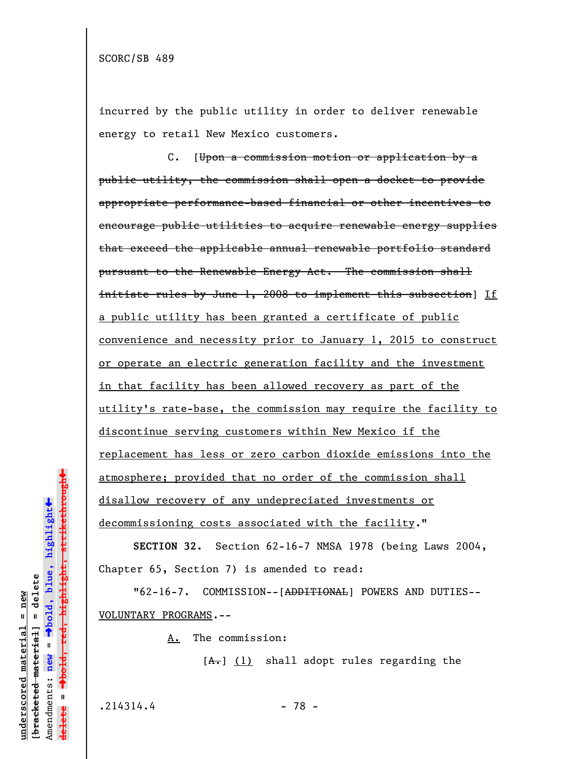SCORC/SB 489

incurred by the public utility in order to deliver renewable energy to retail New Mexico customers.

C. [~~Upon a commission motion or application by a public utility, the commission shall open a docket to provide appropriate performance-based financial or other incentives to encourage public utilities to acquire renewable energy supplies that exceed the applicable annual renewable portfolio standard pursuant to the Renewable Energy Act. The commission shall initiate rules by June 1, 2008 to implement this subsection~~] <u>If a public utility has been granted a certificate of public convenience and necessity prior to January 1, 2015 to construct or operate an electric generation facility and the investment in that facility has been allowed recovery as part of the utility's rate-base, the commission may require the facility to discontinue serving customers within New Mexico if the replacement has less or zero carbon dioxide emissions into the atmosphere; provided that no order of the commission shall disallow recovery of any undepreciated investments or decommissioning costs associated with the facility</u>."

**SECTION 32.** Section 62-16-7 NMSA 1978 (being Laws 2004, Chapter 65, Section 7) is amended to read:

"62-16-7. COMMISSION--[~~ADDITIONAL~~] POWERS AND DUTIES--<u>VOLUNTARY PROGRAMS</u>.--

<u>A.</u> The commission:

[~~A.~~] <u>(1)</u> shall adopt rules regarding the

.214314.4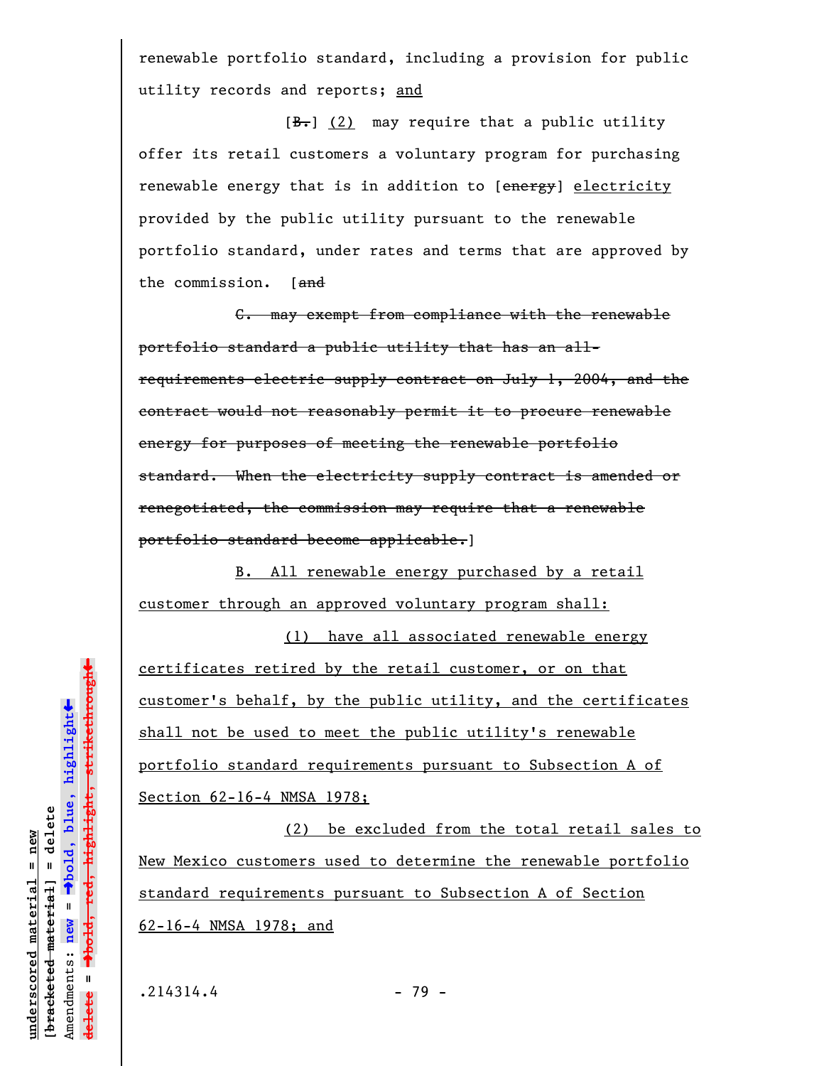renewable portfolio standard, including a provision for public utility records and reports; <u>and</u>

[~~B.~~] <u>(2)</u> may require that a public utility offer its retail customers a voluntary program for purchasing renewable energy that is in addition to [~~energy~~] <u>electricity</u> provided by the public utility pursuant to the renewable portfolio standard, under rates and terms that are approved by the commission. [~~and~~

~~C. may exempt from compliance with the renewable portfolio standard a public utility that has an all-requirements electric supply contract on July 1, 2004, and the contract would not reasonably permit it to procure renewable energy for purposes of meeting the renewable portfolio standard. When the electricity supply contract is amended or renegotiated, the commission may require that a renewable portfolio standard become applicable.~~]

<u>B. All renewable energy purchased by a retail customer through an approved voluntary program shall:</u>

<u>(1) have all associated renewable energy certificates retired by the retail customer, or on that customer's behalf, by the public utility, and the certificates shall not be used to meet the public utility's renewable portfolio standard requirements pursuant to Subsection A of Section 62-16-4 NMSA 1978;</u>

<u>(2) be excluded from the total retail sales to New Mexico customers used to determine the renewable portfolio standard requirements pursuant to Subsection A of Section 62-16-4 NMSA 1978; and</u>

.214314.4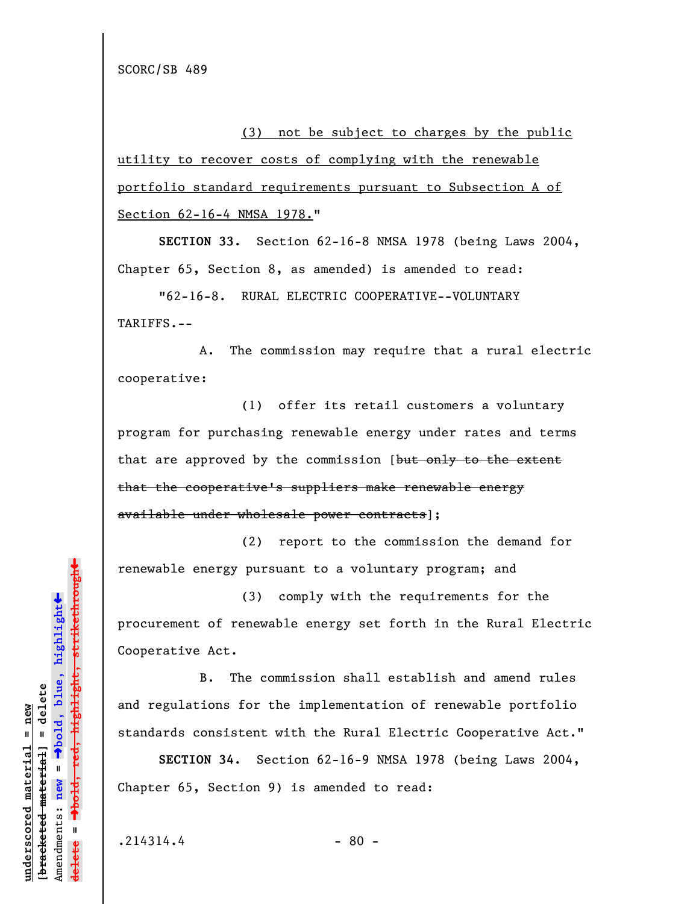(3) not be subject to charges by the public utility to recover costs of complying with the renewable portfolio standard requirements pursuant to Subsection A of Section 62-16-4 NMSA 1978."

**SECTION 33.** Section 62-16-8 NMSA 1978 (being Laws 2004, Chapter 65, Section 8, as amended) is amended to read:

"62-16-8. RURAL ELECTRIC COOPERATIVE--VOLUNTARY TARIFFS.--

A. The commission may require that a rural electric cooperative:

(1) offer its retail customers a voluntary program for purchasing renewable energy under rates and terms that are approved by the commission [~~but only to the extent that the cooperative's suppliers make renewable energy available under wholesale power contracts~~];

(2) report to the commission the demand for renewable energy pursuant to a voluntary program; and

(3) comply with the requirements for the procurement of renewable energy set forth in the Rural Electric Cooperative Act.

B. The commission shall establish and amend rules and regulations for the implementation of renewable portfolio standards consistent with the Rural Electric Cooperative Act."

**SECTION 34.** Section 62-16-9 NMSA 1978 (being Laws 2004, Chapter 65, Section 9) is amended to read: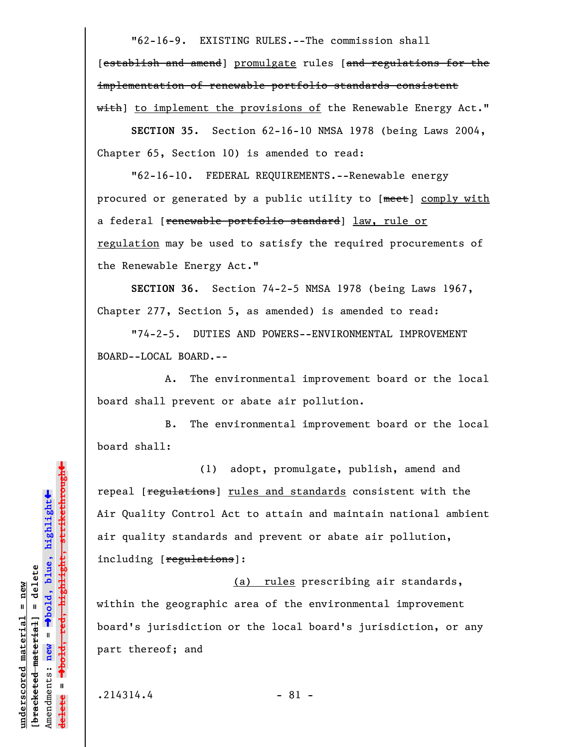"62-16-9. EXISTING RULES.--The commission shall [~~establish and amend~~] <u>promulgate</u> rules [~~and regulations for the implementation of renewable portfolio standards consistent with~~] <u>to implement the provisions of</u> the Renewable Energy Act."

**SECTION 35.** Section 62-16-10 NMSA 1978 (being Laws 2004, Chapter 65, Section 10) is amended to read:

"62-16-10. FEDERAL REQUIREMENTS.--Renewable energy procured or generated by a public utility to [~~meet~~] <u>comply with</u> a federal [~~renewable portfolio standard~~] <u>law, rule or regulation</u> may be used to satisfy the required procurements of the Renewable Energy Act."

**SECTION 36.** Section 74-2-5 NMSA 1978 (being Laws 1967, Chapter 277, Section 5, as amended) is amended to read:

"74-2-5. DUTIES AND POWERS--ENVIRONMENTAL IMPROVEMENT BOARD--LOCAL BOARD.--

A. The environmental improvement board or the local board shall prevent or abate air pollution.

B. The environmental improvement board or the local board shall:

(1) adopt, promulgate, publish, amend and repeal [~~regulations~~] <u>rules and standards</u> consistent with the Air Quality Control Act to attain and maintain national ambient air quality standards and prevent or abate air pollution, including [~~regulations~~]:

<u>(a) rules</u> prescribing air standards, within the geographic area of the environmental improvement board's jurisdiction or the local board's jurisdiction, or any part thereof; and

.214314.4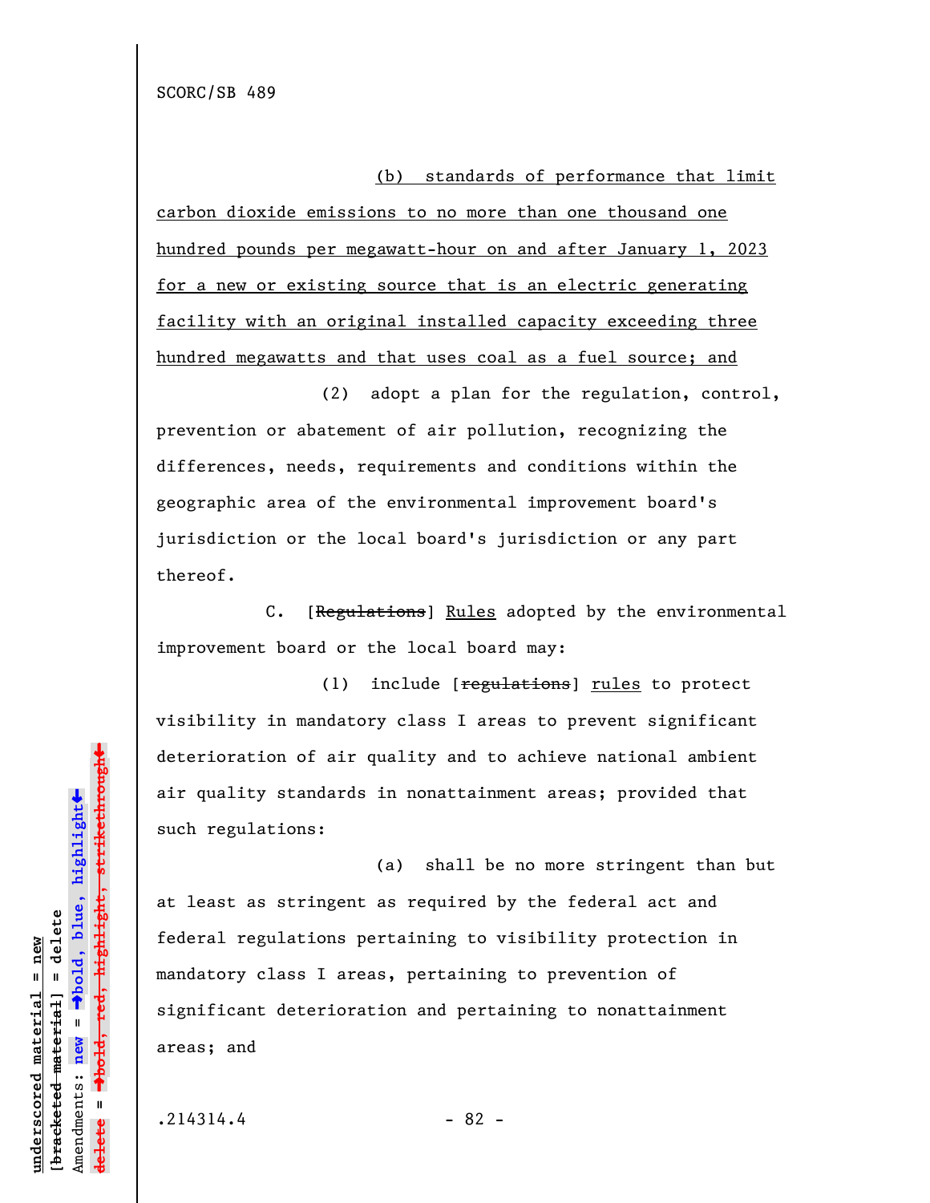SCORC/SB 489

(b) standards of performance that limit carbon dioxide emissions to no more than one thousand one hundred pounds per megawatt-hour on and after January 1, 2023 for a new or existing source that is an electric generating facility with an original installed capacity exceeding three hundred megawatts and that uses coal as a fuel source; and

(2) adopt a plan for the regulation, control, prevention or abatement of air pollution, recognizing the differences, needs, requirements and conditions within the geographic area of the environmental improvement board's jurisdiction or the local board's jurisdiction or any part thereof.

C. [~~Regulations~~] Rules adopted by the environmental improvement board or the local board may:

(1) include [~~regulations~~] rules to protect visibility in mandatory class I areas to prevent significant deterioration of air quality and to achieve national ambient air quality standards in nonattainment areas; provided that such regulations:

(a) shall be no more stringent than but at least as stringent as required by the federal act and federal regulations pertaining to visibility protection in mandatory class I areas, pertaining to prevention of significant deterioration and pertaining to nonattainment areas; and

.214314.4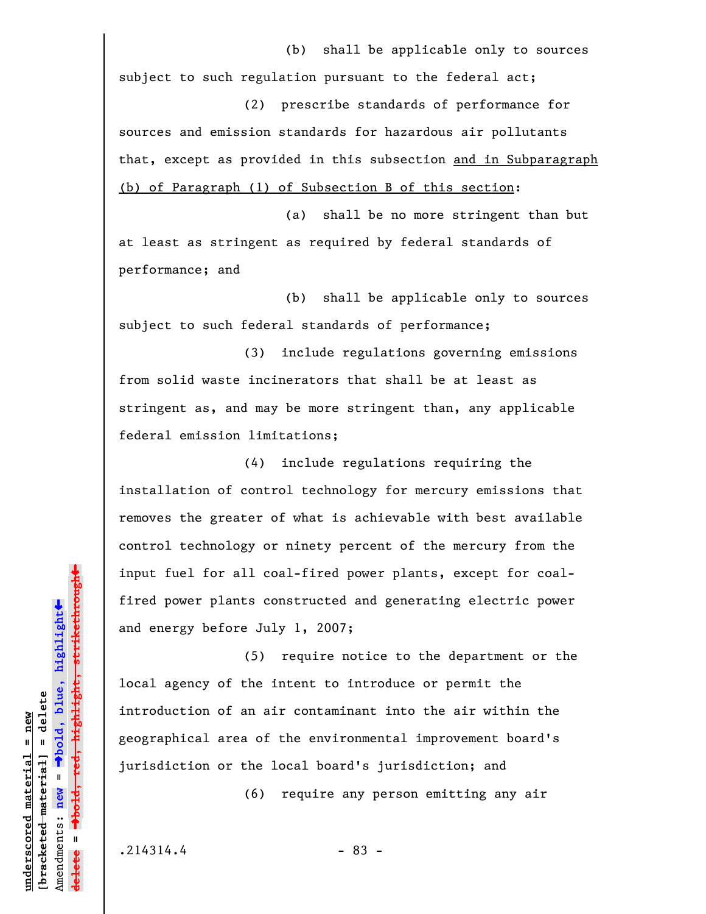(b) shall be applicable only to sources subject to such regulation pursuant to the federal act;

(2) prescribe standards of performance for sources and emission standards for hazardous air pollutants that, except as provided in this subsection <u>and in Subparagraph (b) of Paragraph (1) of Subsection B of this section</u>:

(a) shall be no more stringent than but at least as stringent as required by federal standards of performance; and

(b) shall be applicable only to sources subject to such federal standards of performance;

(3) include regulations governing emissions from solid waste incinerators that shall be at least as stringent as, and may be more stringent than, any applicable federal emission limitations;

(4) include regulations requiring the installation of control technology for mercury emissions that removes the greater of what is achievable with best available control technology or ninety percent of the mercury from the input fuel for all coal-fired power plants, except for coal-fired power plants constructed and generating electric power and energy before July 1, 2007;

(5) require notice to the department or the local agency of the intent to introduce or permit the introduction of an air contaminant into the air within the geographical area of the environmental improvement board's jurisdiction or the local board's jurisdiction; and

(6) require any person emitting any air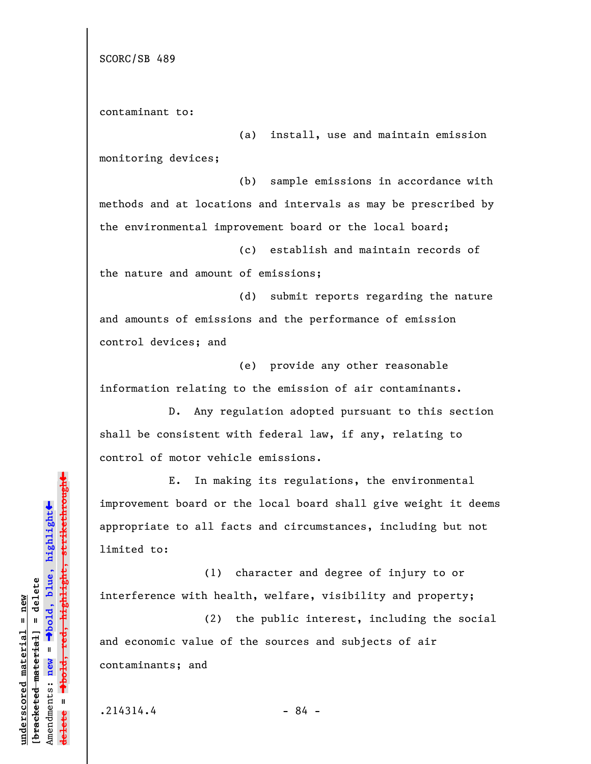contaminant to:

(a) install, use and maintain emission monitoring devices;

(b) sample emissions in accordance with methods and at locations and intervals as may be prescribed by the environmental improvement board or the local board;

(c) establish and maintain records of the nature and amount of emissions;

(d) submit reports regarding the nature and amounts of emissions and the performance of emission control devices; and

(e) provide any other reasonable information relating to the emission of air contaminants.

D. Any regulation adopted pursuant to this section shall be consistent with federal law, if any, relating to control of motor vehicle emissions.

E. In making its regulations, the environmental improvement board or the local board shall give weight it deems appropriate to all facts and circumstances, including but not limited to:

(1) character and degree of injury to or interference with health, welfare, visibility and property;

(2) the public interest, including the social and economic value of the sources and subjects of air contaminants; and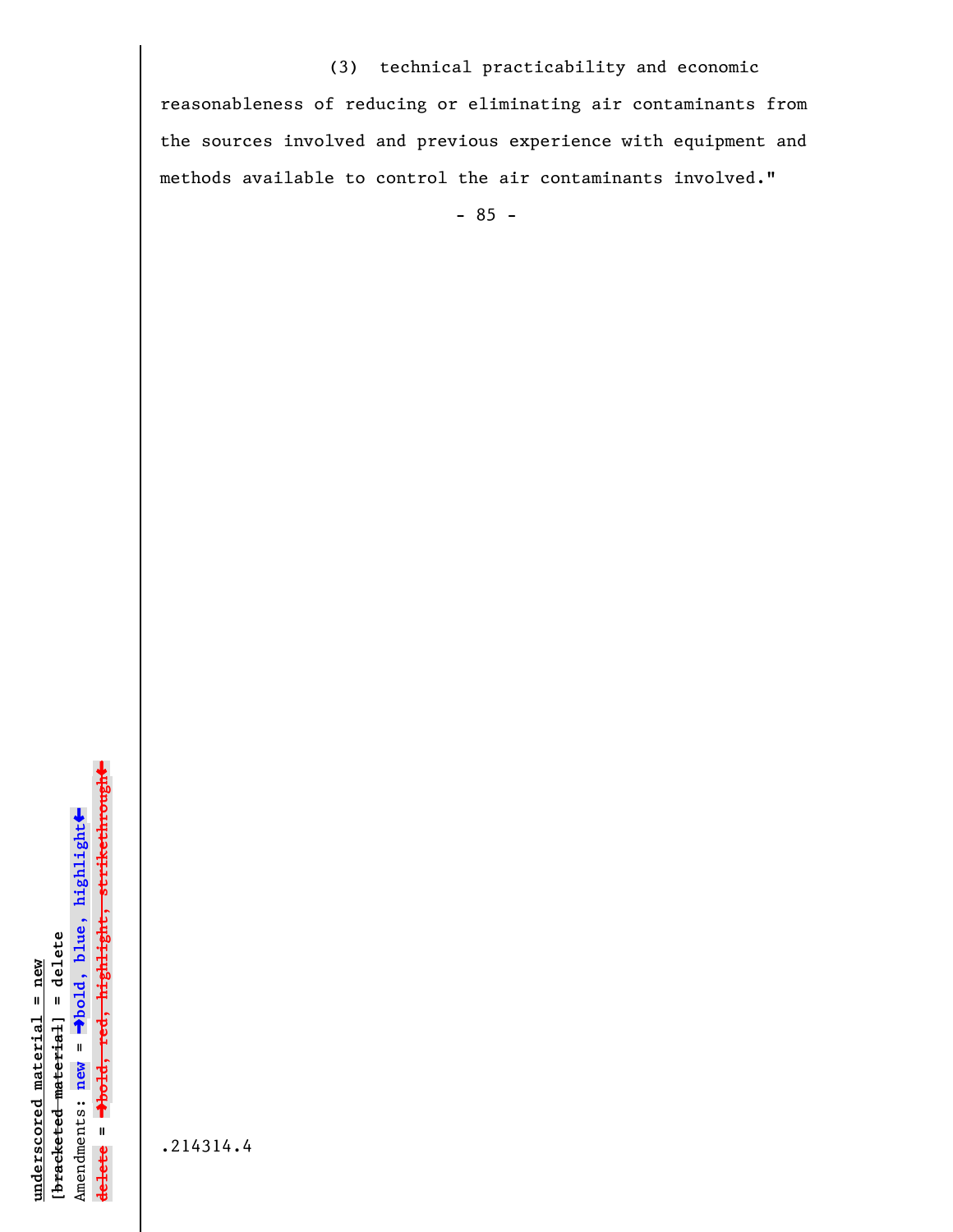(3) technical practicability and economic reasonableness of reducing or eliminating air contaminants from the sources involved and previous experience with equipment and methods available to control the air contaminants involved."

underscored material = new
[bracketed material] = delete
Amendments: new = →bold, blue, highlight←
delete = →bold, red, highlight, strikethrough←

.214314.4